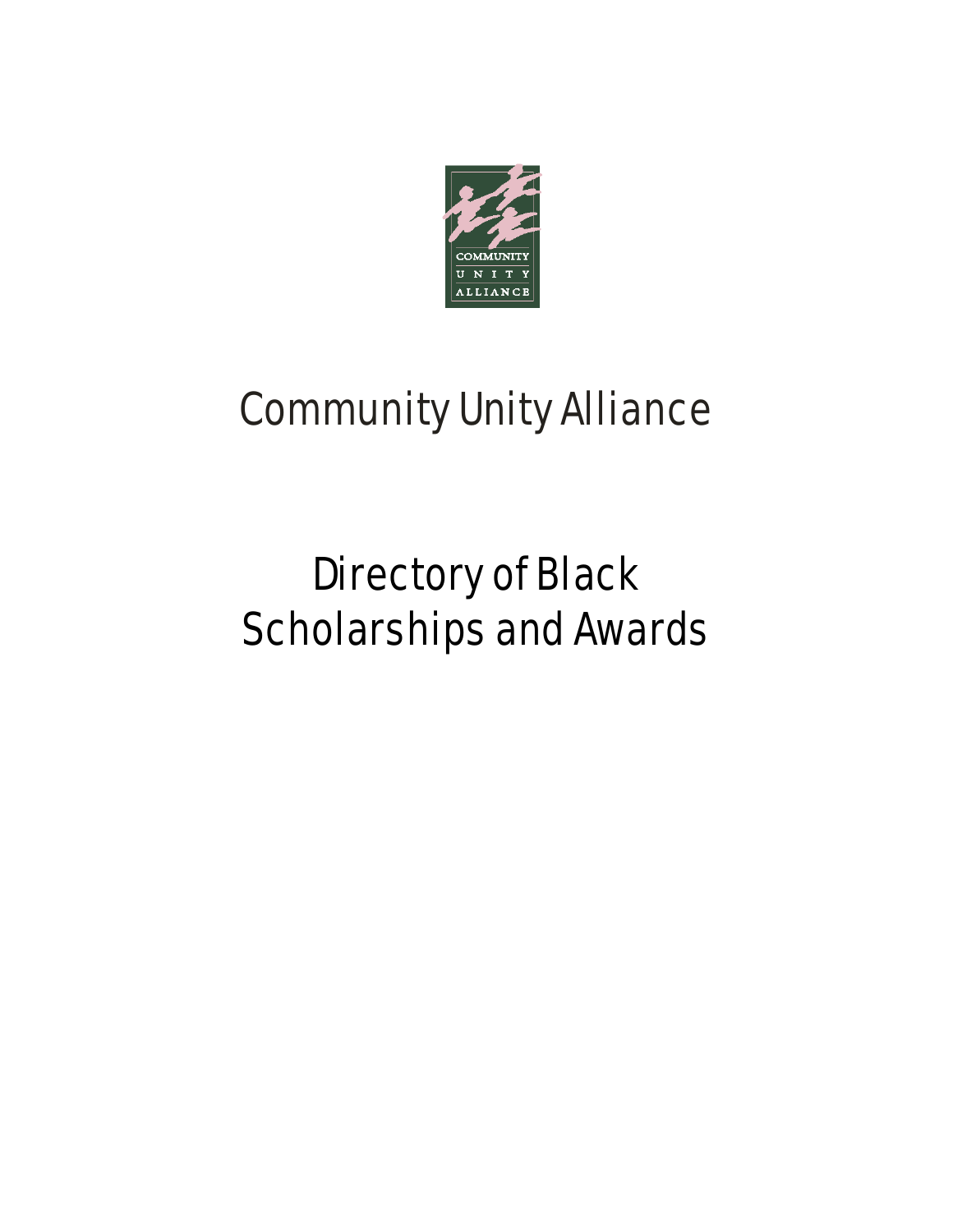# Community Unity Alliance

# Directory of Black Scholarships and Awards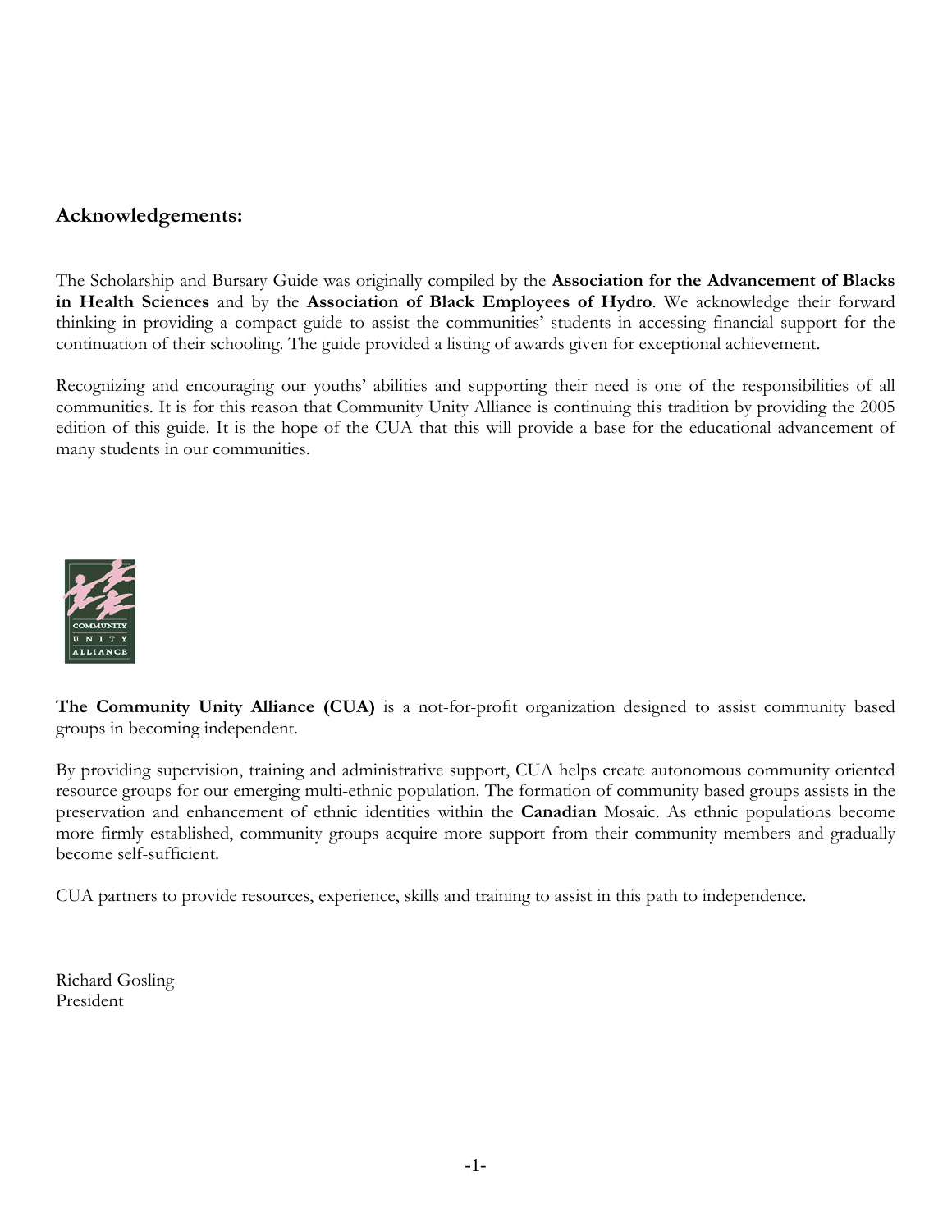## Acknowledgements:

The Scholarship and Bursary Guide was originally compiled by the **Association for the Advancement of Blacks in Health Sciences** and by the **Association of Black Employees of Hydro**. We acknowledge their forward thinking in providing a compact guide to assist the communities' students in accessing financial support for the continuation of their schooling. The guide provided a listing of awards given for exceptional achievement.

Recognizing and encouraging our youths' abilities and supporting their need is one of the responsibilities of all communities. It is for this reason that Community Unity Alliance is continuing this tradition by providing the 2005 edition of this guide. It is the hope of the CUA that this will provide a base for the educational advancement of many students in our communities.

**The Community Unity Alliance (CUA)** is a not-for-profit organization designed to assist community based groups in becoming independent.

By providing supervision, training and administrative support, CUA helps create autonomous community oriented resource groups for our emerging multi-ethnic population. The formation of community based groups assists in the preservation and enhancement of ethnic identities within the **Canadian** Mosaic. As ethnic populations become more firmly established, community groups acquire more support from their community members and gradually become self-sufficient.

CUA partners to provide resources, experience, skills and training to assist in this path to independence.

Richard Gosling
President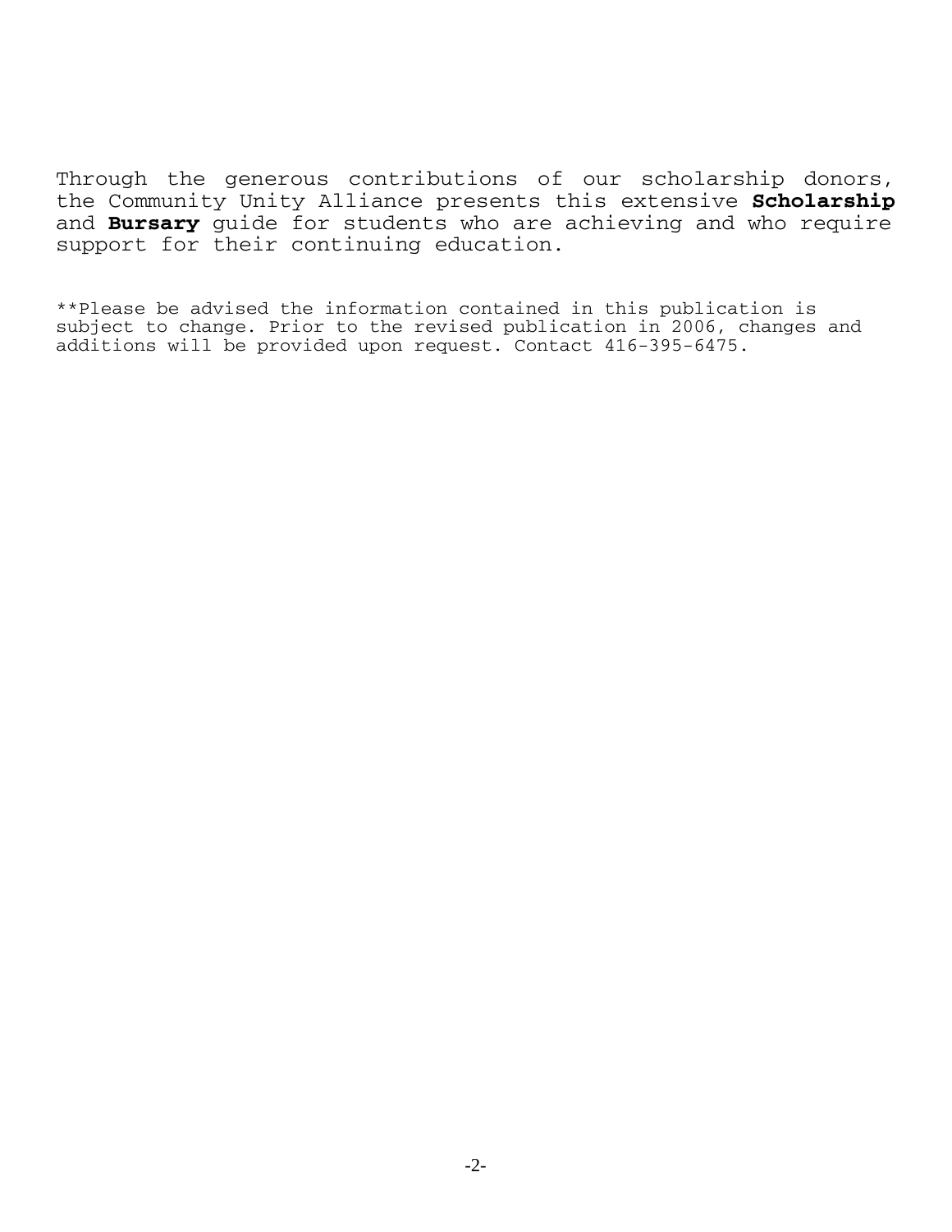Through the generous contributions of our scholarship donors, the Community Unity Alliance presents this extensive **Scholarship** and **Bursary** guide for students who are achieving and who require support for their continuing education.

**Please be advised the information contained in this publication is subject to change. Prior to the revised publication in 2006, changes and additions will be provided upon request. Contact 416-395-6475.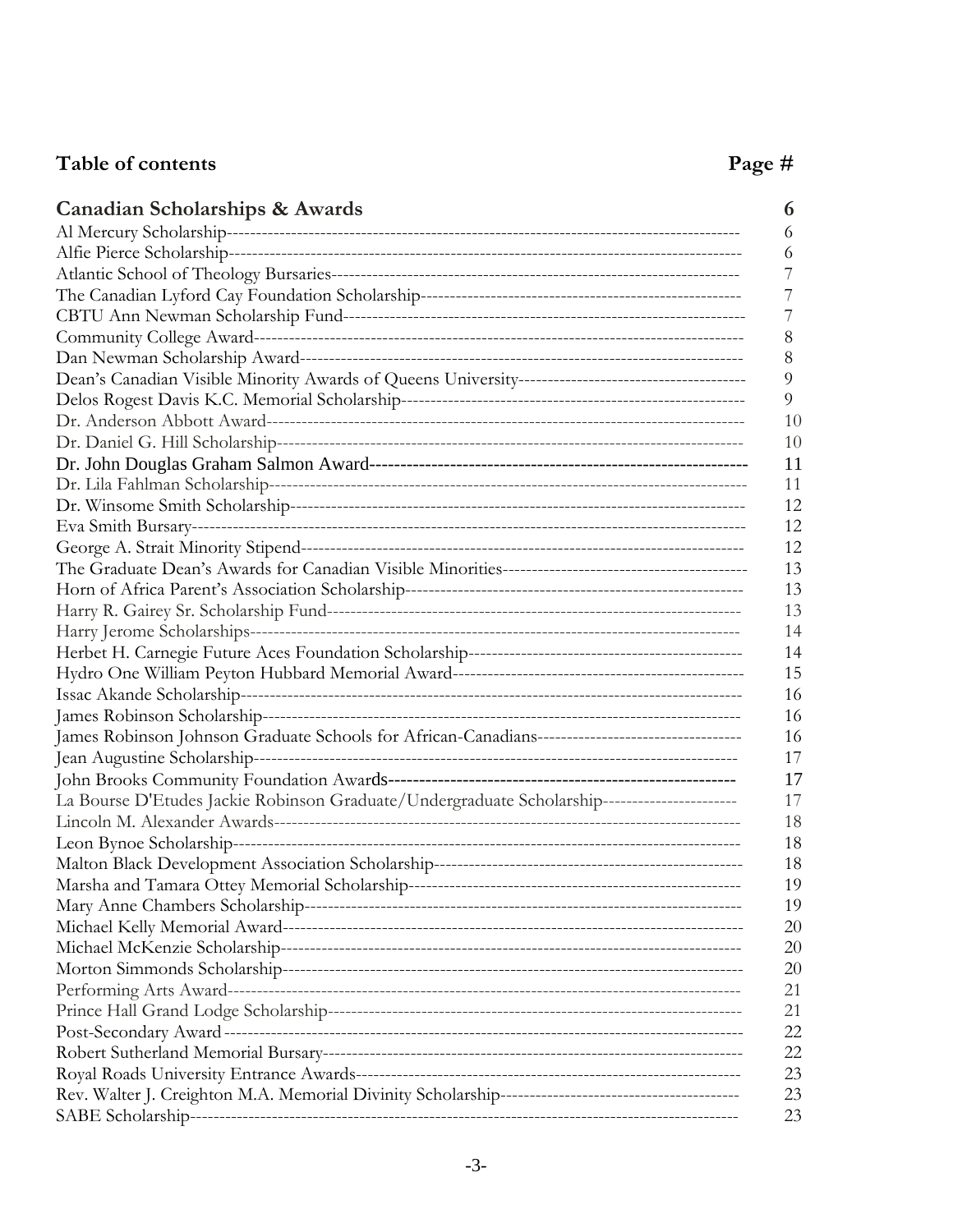## Table of contents

| | Page # |
|---|---|
| **Canadian Scholarships & Awards** | **6** |
| Al Mercury Scholarship | 6 |
| Alfie Pierce Scholarship | 6 |
| Atlantic School of Theology Bursaries | 7 |
| The Canadian Lyford Cay Foundation Scholarship | 7 |
| CBTU Ann Newman Scholarship Fund | 7 |
| Community College Award | 8 |
| Dan Newman Scholarship Award | 8 |
| Dean's Canadian Visible Minority Awards of Queens University | 9 |
| Delos Rogest Davis K.C. Memorial Scholarship | 9 |
| Dr. Anderson Abbott Award | 10 |
| Dr. Daniel G. Hill Scholarship | 10 |
| Dr. John Douglas Graham Salmon Award | 11 |
| Dr. Lila Fahlman Scholarship | 11 |
| Dr. Winsome Smith Scholarship | 12 |
| Eva Smith Bursary | 12 |
| George A. Strait Minority Stipend | 12 |
| The Graduate Dean's Awards for Canadian Visible Minorities | 13 |
| Horn of Africa Parent's Association Scholarship | 13 |
| Harry R. Gairey Sr. Scholarship Fund | 13 |
| Harry Jerome Scholarships | 14 |
| Herbet H. Carnegie Future Aces Foundation Scholarship | 14 |
| Hydro One William Peyton Hubbard Memorial Award | 15 |
| Issac Akande Scholarship | 16 |
| James Robinson Scholarship | 16 |
| James Robinson Johnson Graduate Schools for African-Canadians | 16 |
| Jean Augustine Scholarship | 17 |
| John Brooks Community Foundation Awards | 17 |
| La Bourse D'Etudes Jackie Robinson Graduate/Undergraduate Scholarship | 17 |
| Lincoln M. Alexander Awards | 18 |
| Leon Bynoe Scholarship | 18 |
| Malton Black Development Association Scholarship | 18 |
| Marsha and Tamara Ottey Memorial Scholarship | 19 |
| Mary Anne Chambers Scholarship | 19 |
| Michael Kelly Memorial Award | 20 |
| Michael McKenzie Scholarship | 20 |
| Morton Simmonds Scholarship | 20 |
| Performing Arts Award | 21 |
| Prince Hall Grand Lodge Scholarship | 21 |
| Post-Secondary Award | 22 |
| Robert Sutherland Memorial Bursary | 22 |
| Royal Roads University Entrance Awards | 23 |
| Rev. Walter J. Creighton M.A. Memorial Divinity Scholarship | 23 |
| SABE Scholarship | 23 |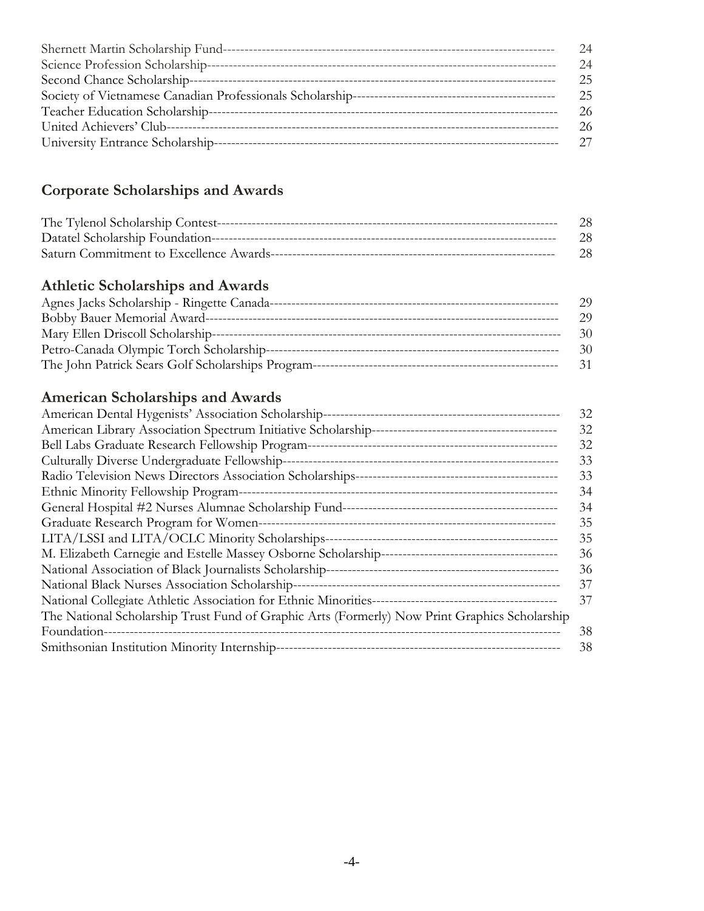Shernett Martin Scholarship Fund------------------------------------------------------------------------------ 24
Science Profession Scholarship--------------------------------------------------------------------------------- 24
Second Chance Scholarship------------------------------------------------------------------------------------ 25
Society of Vietnamese Canadian Professionals Scholarship---------------------------------------------- 25
Teacher Education Scholarship--------------------------------------------------------------------------------- 26
United Achievers' Club------------------------------------------------------------------------------------------ 26
University Entrance Scholarship------------------------------------------------------------------------------- 27

## Corporate Scholarships and Awards

The Tylenol Scholarship Contest------------------------------------------------------------------------------ 28
Datatel Scholarship Foundation-------------------------------------------------------------------------------- 28
Saturn Commitment to Excellence Awards----------------------------------------------------------------- 28

## Athletic Scholarships and Awards

Agnes Jacks Scholarship - Ringette Canada------------------------------------------------------------------ 29
Bobby Bauer Memorial Award----------------------------------------------------------------------------------- 29
Mary Ellen Driscoll Scholarship-------------------------------------------------------------------------------- 30
Petro-Canada Olympic Torch Scholarship------------------------------------------------------------------- 30
The John Patrick Sears Golf Scholarships Program------------------------------------------------------- 31

## American Scholarships and Awards

American Dental Hygenists' Association Scholarship------------------------------------------------------ 32
American Library Association Spectrum Initiative Scholarship------------------------------------------ 32
Bell Labs Graduate Research Fellowship Program--------------------------------------------------------- 32
Culturally Diverse Undergraduate Fellowship--------------------------------------------------------------- 33
Radio Television News Directors Association Scholarships---------------------------------------------- 33
Ethnic Minority Fellowship Program------------------------------------------------------------------------- 34
General Hospital #2 Nurses Alumnae Scholarship Fund------------------------------------------------- 34
Graduate Research Program for Women-------------------------------------------------------------------- 35
LITA/LSSI and LITA/OCLC Minority Scholarships------------------------------------------------------ 35
M. Elizabeth Carnegie and Estelle Massey Osborne Scholarship---------------------------------------- 36
National Association of Black Journalists Scholarship---------------------------------------------------- 36
National Black Nurses Association Scholarship------------------------------------------------------------ 37
National Collegiate Athletic Association for Ethnic Minorities------------------------------------------ 37
The National Scholarship Trust Fund of Graphic Arts (Formerly) Now Print Graphics Scholarship Foundation---------------------------------------------------------------------------------------------------- 38
Smithsonian Institution Minority Internship----------------------------------------------------------------- 38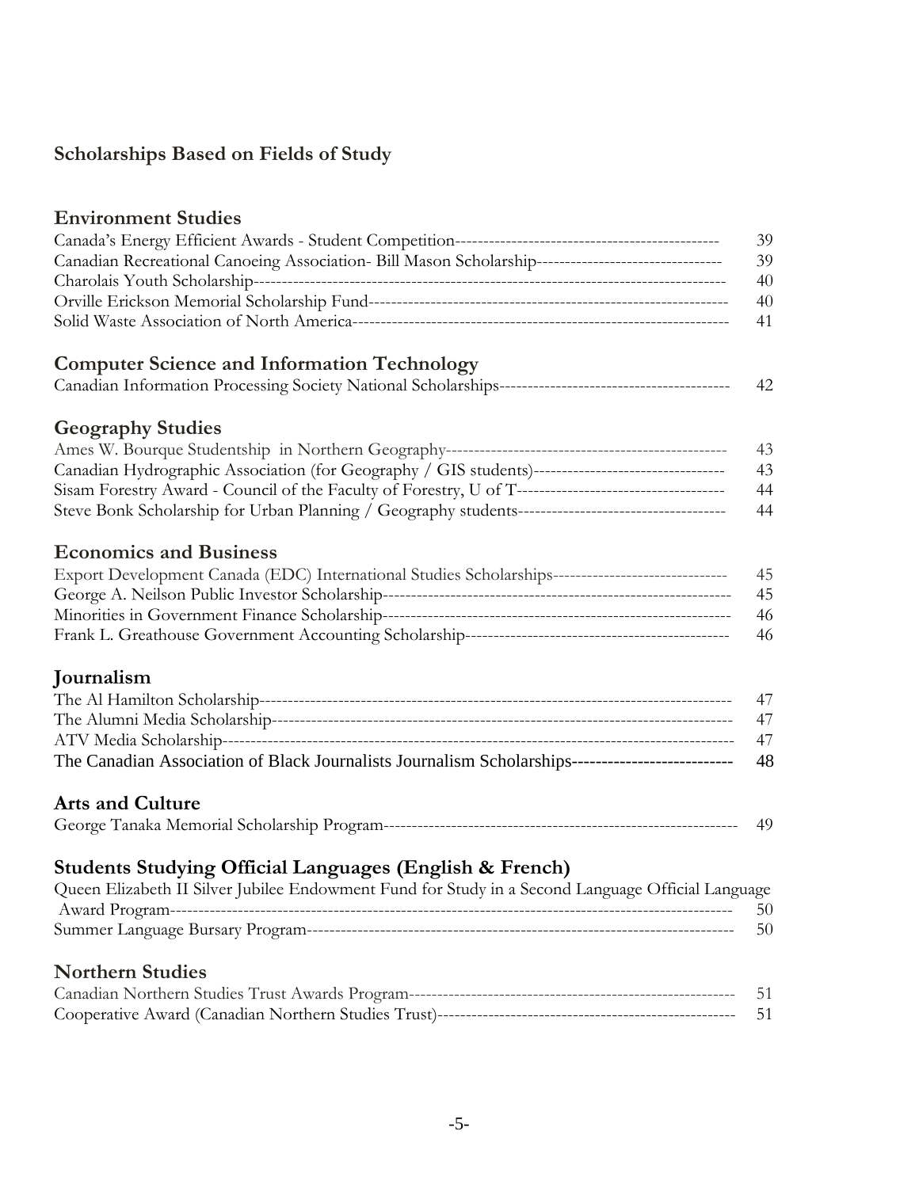## Scholarships Based on Fields of Study

### Environment Studies

Canada's Energy Efficient Awards - Student Competition---------------------------------------------- 39
Canadian Recreational Canoeing Association- Bill Mason Scholarship--------------------------------- 39
Charolais Youth Scholarship------------------------------------------------------------------------------------ 40
Orville Erickson Memorial Scholarship Fund--------------------------------------------------------------- 40
Solid Waste Association of North America------------------------------------------------------------------ 41

### Computer Science and Information Technology

Canadian Information Processing Society National Scholarships---------------------------------------- 42

### Geography Studies

Ames W. Bourque Studentship in Northern Geography-------------------------------------------------- 43
Canadian Hydrographic Association (for Geography / GIS students)---------------------------------- 43
Sisam Forestry Award - Council of the Faculty of Forestry, U of T------------------------------------ 44
Steve Bonk Scholarship for Urban Planning / Geography students------------------------------------- 44

### Economics and Business

Export Development Canada (EDC) International Studies Scholarships------------------------------- 45
George A. Neilson Public Investor Scholarship-------------------------------------------------------------- 45
Minorities in Government Finance Scholarship------------------------------------------------------------- 46
Frank L. Greathouse Government Accounting Scholarship----------------------------------------------- 46

### Journalism

The Al Hamilton Scholarship---------------------------------------------------------------------------------- 47
The Alumni Media Scholarship-------------------------------------------------------------------------------- 47
ATV Media Scholarship----------------------------------------------------------------------------------------- 47
The Canadian Association of Black Journalists Journalism Scholarships-------------------------- 48

### Arts and Culture

George Tanaka Memorial Scholarship Program------------------------------------------------------------- 49

### Students Studying Official Languages (English & French)

Queen Elizabeth II Silver Jubilee Endowment Fund for Study in a Second Language Official Language Award Program------------------------------------------------------------------------------------------------ 50
Summer Language Bursary Program-------------------------------------------------------------------------- 50

### Northern Studies

Canadian Northern Studies Trust Awards Program--------------------------------------------------------- 51
Cooperative Award (Canadian Northern Studies Trust)---------------------------------------------------- 51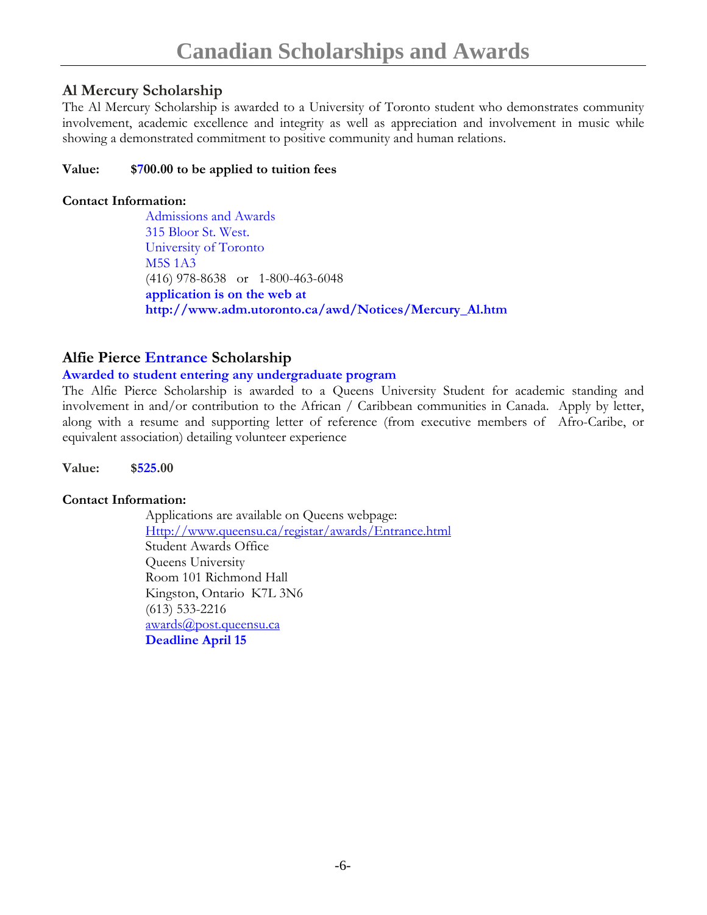# Canadian Scholarships and Awards

## Al Mercury Scholarship

The Al Mercury Scholarship is awarded to a University of Toronto student who demonstrates community involvement, academic excellence and integrity as well as appreciation and involvement in music while showing a demonstrated commitment to positive community and human relations.

**Value: $700.00 to be applied to tuition fees**

**Contact Information:**

Admissions and Awards
315 Bloor St. West.
University of Toronto
M5S 1A3
(416) 978-8638 or 1-800-463-6048
**application is on the web at**
**http://www.adm.utoronto.ca/awd/Notices/Mercury_Al.htm**

## Alfie Pierce Entrance Scholarship

**Awarded to student entering any undergraduate program**

The Alfie Pierce Scholarship is awarded to a Queens University Student for academic standing and involvement in and/or contribution to the African / Caribbean communities in Canada. Apply by letter, along with a resume and supporting letter of reference (from executive members of Afro-Caribe, or equivalent association) detailing volunteer experience

**Value: $525.00**

**Contact Information:**

Applications are available on Queens webpage:
Http://www.queensu.ca/registar/awards/Entrance.html
Student Awards Office
Queens University
Room 101 Richmond Hall
Kingston, Ontario K7L 3N6
(613) 533-2216
awards@post.queensu.ca
**Deadline April 15**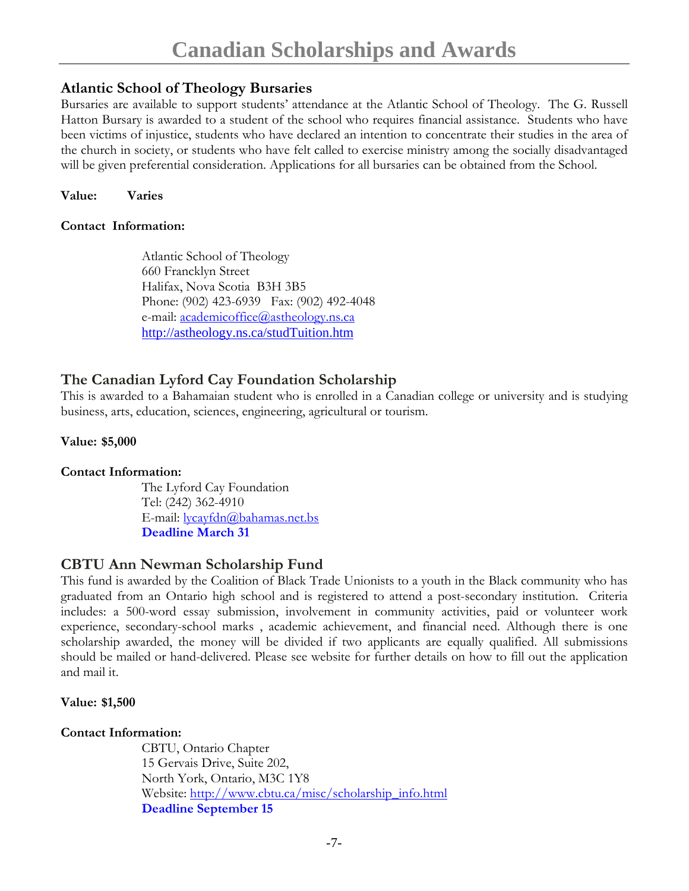# Canadian Scholarships and Awards

## Atlantic School of Theology Bursaries

Bursaries are available to support students' attendance at the Atlantic School of Theology. The G. Russell Hatton Bursary is awarded to a student of the school who requires financial assistance. Students who have been victims of injustice, students who have declared an intention to concentrate their studies in the area of the church in society, or students who have felt called to exercise ministry among the socially disadvantaged will be given preferential consideration. Applications for all bursaries can be obtained from the School.

**Value:** **Varies**

**Contact Information:**

Atlantic School of Theology
660 Francklyn Street
Halifax, Nova Scotia B3H 3B5
Phone: (902) 423-6939 Fax: (902) 492-4048
e-mail: academicoffice@astheology.ns.ca
http://astheology.ns.ca/studTuition.htm

## The Canadian Lyford Cay Foundation Scholarship

This is awarded to a Bahamaian student who is enrolled in a Canadian college or university and is studying business, arts, education, sciences, engineering, agricultural or tourism.

**Value: $5,000**

**Contact Information:**

The Lyford Cay Foundation
Tel: (242) 362-4910
E-mail: lycayfdn@bahamas.net.bs
**Deadline March 31**

## CBTU Ann Newman Scholarship Fund

This fund is awarded by the Coalition of Black Trade Unionists to a youth in the Black community who has graduated from an Ontario high school and is registered to attend a post-secondary institution. Criteria includes: a 500-word essay submission, involvement in community activities, paid or volunteer work experience, secondary-school marks , academic achievement, and financial need. Although there is one scholarship awarded, the money will be divided if two applicants are equally qualified. All submissions should be mailed or hand-delivered. Please see website for further details on how to fill out the application and mail it.

**Value: $1,500**

**Contact Information:**

CBTU, Ontario Chapter
15 Gervais Drive, Suite 202,
North York, Ontario, M3C 1Y8
Website: http://www.cbtu.ca/misc/scholarship_info.html
**Deadline September 15**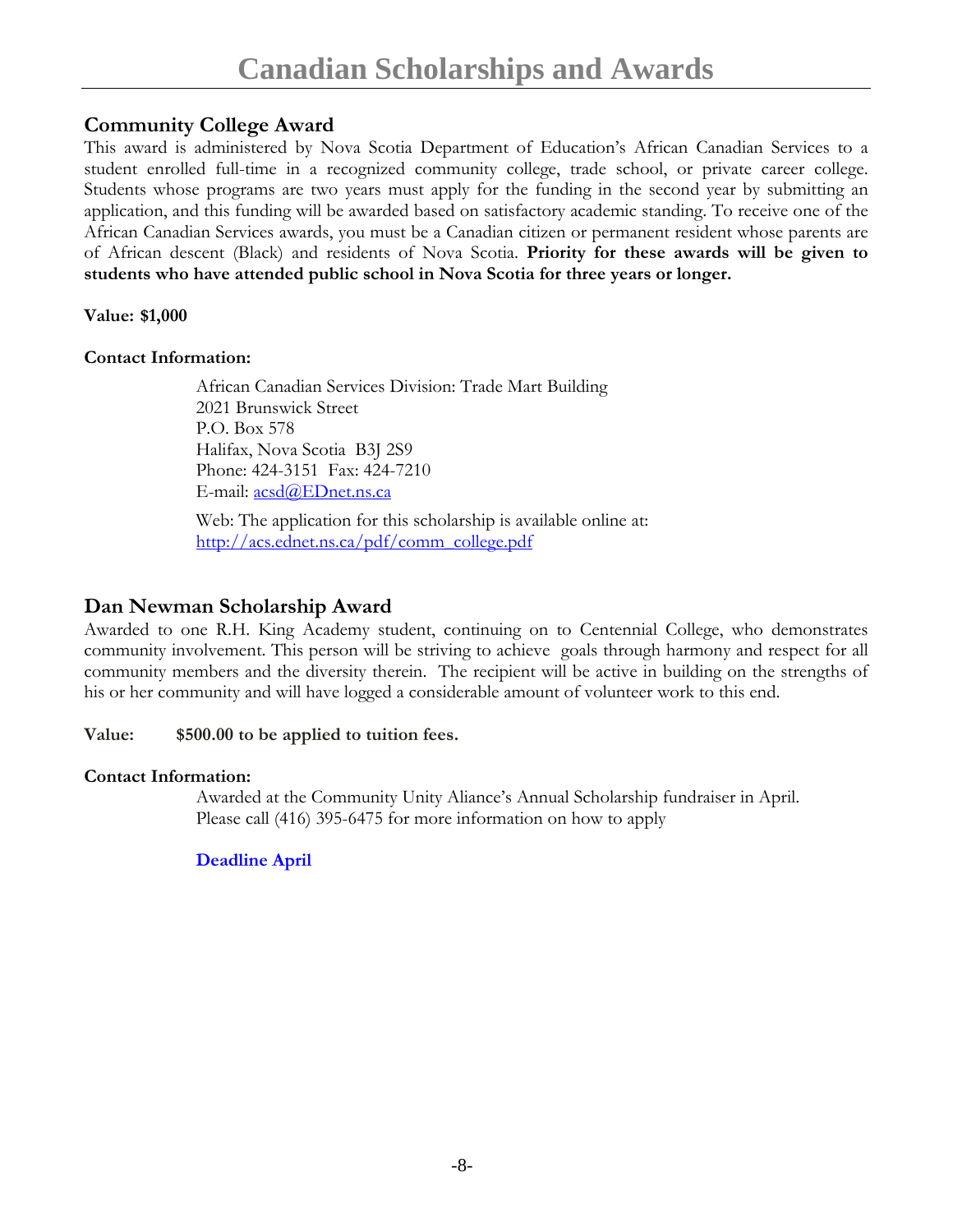# Canadian Scholarships and Awards

## Community College Award

This award is administered by Nova Scotia Department of Education's African Canadian Services to a student enrolled full-time in a recognized community college, trade school, or private career college. Students whose programs are two years must apply for the funding in the second year by submitting an application, and this funding will be awarded based on satisfactory academic standing. To receive one of the African Canadian Services awards, you must be a Canadian citizen or permanent resident whose parents are of African descent (Black) and residents of Nova Scotia. **Priority for these awards will be given to students who have attended public school in Nova Scotia for three years or longer.**

**Value: $1,000**

**Contact Information:**

African Canadian Services Division: Trade Mart Building
2021 Brunswick Street
P.O. Box 578
Halifax, Nova Scotia B3J 2S9
Phone: 424-3151 Fax: 424-7210
E-mail: acsd@EDnet.ns.ca

Web: The application for this scholarship is available online at:
http://acs.ednet.ns.ca/pdf/comm_college.pdf

## Dan Newman Scholarship Award

Awarded to one R.H. King Academy student, continuing on to Centennial College, who demonstrates community involvement. This person will be striving to achieve goals through harmony and respect for all community members and the diversity therein. The recipient will be active in building on the strengths of his or her community and will have logged a considerable amount of volunteer work to this end.

**Value: $500.00 to be applied to tuition fees.**

**Contact Information:**

Awarded at the Community Unity Aliance's Annual Scholarship fundraiser in April.
Please call (416) 395-6475 for more information on how to apply

**Deadline April**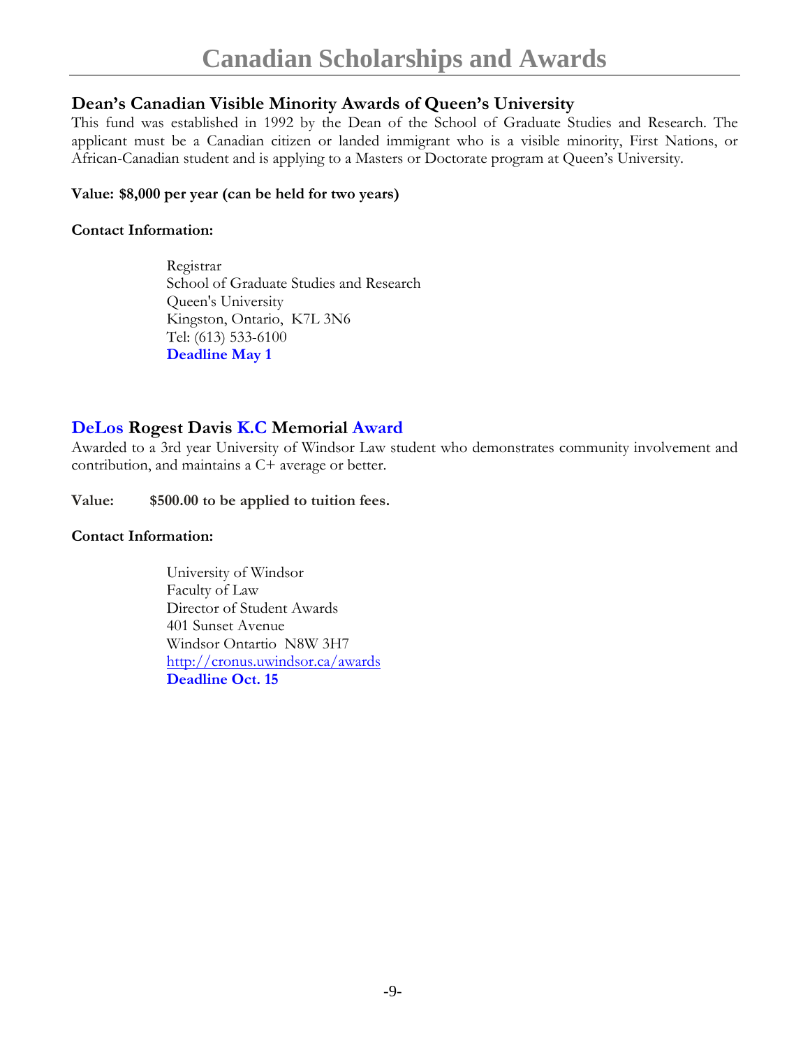## Dean's Canadian Visible Minority Awards of Queen's University

This fund was established in 1992 by the Dean of the School of Graduate Studies and Research. The applicant must be a Canadian citizen or landed immigrant who is a visible minority, First Nations, or African-Canadian student and is applying to a Masters or Doctorate program at Queen's University.

**Value: $8,000 per year (can be held for two years)**

**Contact Information:**

Registrar
School of Graduate Studies and Research
Queen's University
Kingston, Ontario, K7L 3N6
Tel: (613) 533-6100
**Deadline May 1**

## DeLos Rogest Davis K.C Memorial Award

Awarded to a 3rd year University of Windsor Law student who demonstrates community involvement and contribution, and maintains a C+ average or better.

**Value: $500.00 to be applied to tuition fees.**

**Contact Information:**

University of Windsor
Faculty of Law
Director of Student Awards
401 Sunset Avenue
Windsor Ontartio N8W 3H7
http://cronus.uwindsor.ca/awards
**Deadline Oct. 15**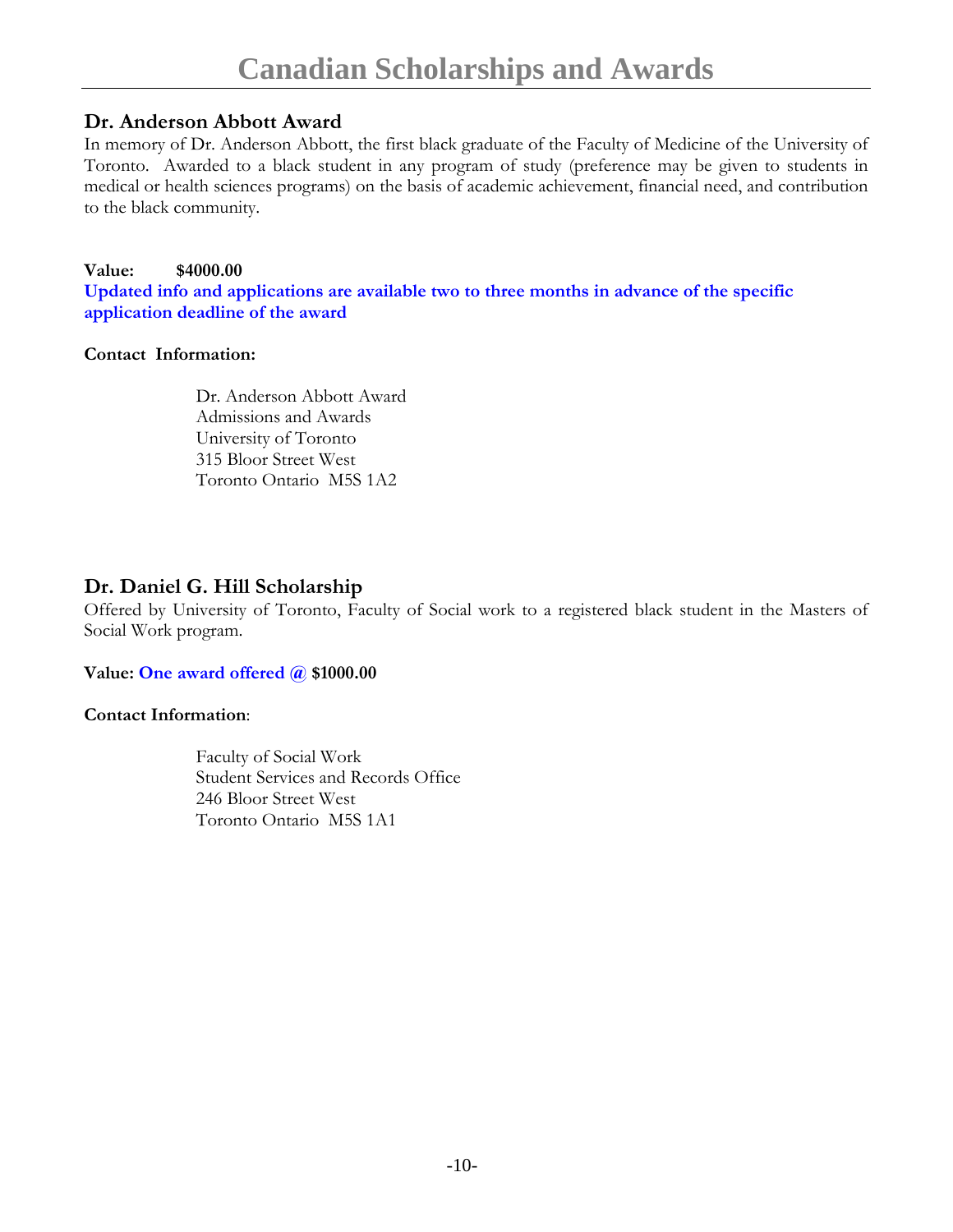# Canadian Scholarships and Awards

## Dr. Anderson Abbott Award

In memory of Dr. Anderson Abbott, the first black graduate of the Faculty of Medicine of the University of Toronto. Awarded to a black student in any program of study (preference may be given to students in medical or health sciences programs) on the basis of academic achievement, financial need, and contribution to the black community.

**Value: $4000.00**

**Updated info and applications are available two to three months in advance of the specific application deadline of the award**

**Contact Information:**

Dr. Anderson Abbott Award
Admissions and Awards
University of Toronto
315 Bloor Street West
Toronto Ontario M5S 1A2

## Dr. Daniel G. Hill Scholarship

Offered by University of Toronto, Faculty of Social work to a registered black student in the Masters of Social Work program.

**Value: One award offered @ $1000.00**

**Contact Information**:

Faculty of Social Work
Student Services and Records Office
246 Bloor Street West
Toronto Ontario M5S 1A1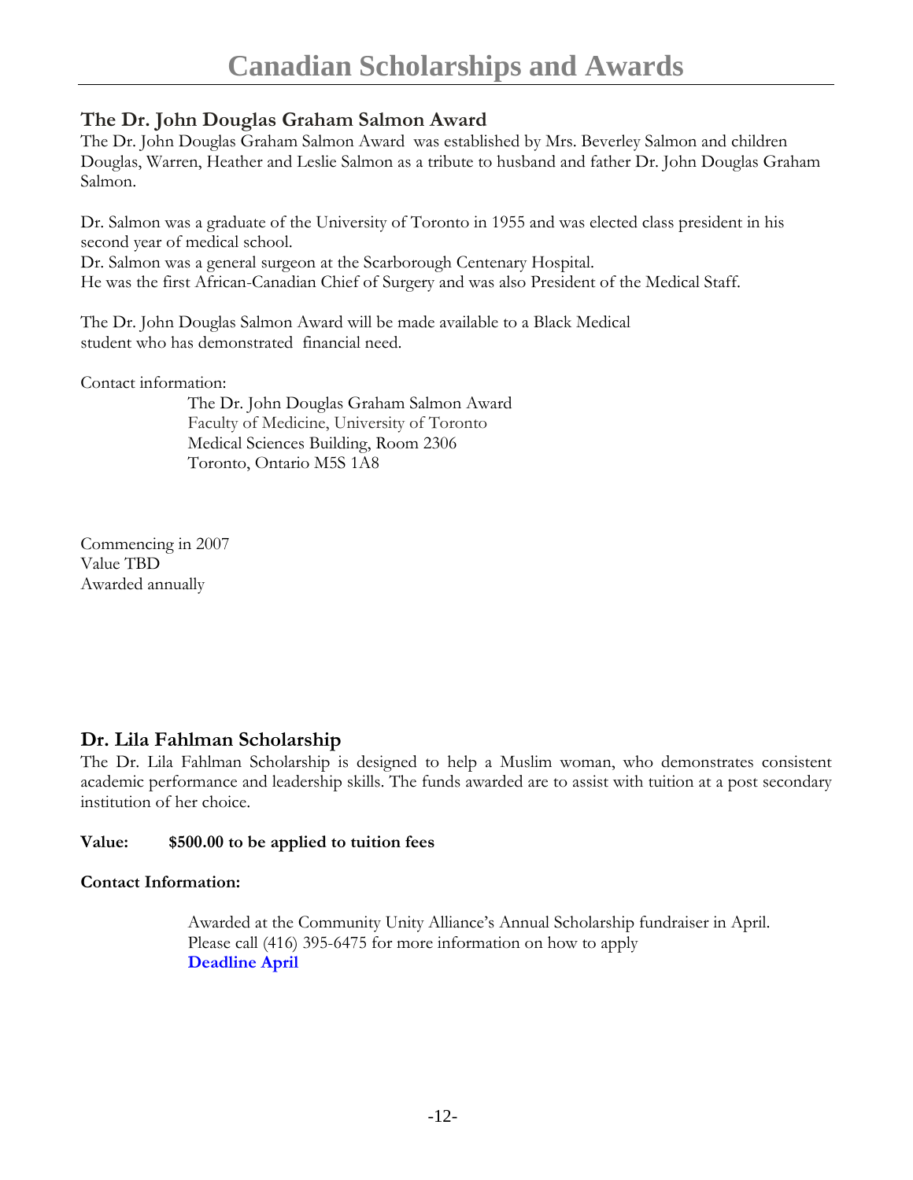# Canadian Scholarships and Awards

## The Dr. John Douglas Graham Salmon Award

The Dr. John Douglas Graham Salmon Award was established by Mrs. Beverley Salmon and children Douglas, Warren, Heather and Leslie Salmon as a tribute to husband and father Dr. John Douglas Graham Salmon.

Dr. Salmon was a graduate of the University of Toronto in 1955 and was elected class president in his second year of medical school.
Dr. Salmon was a general surgeon at the Scarborough Centenary Hospital.
He was the first African-Canadian Chief of Surgery and was also President of the Medical Staff.

The Dr. John Douglas Salmon Award will be made available to a Black Medical student who has demonstrated financial need.

Contact information:

The Dr. John Douglas Graham Salmon Award
Faculty of Medicine, University of Toronto
Medical Sciences Building, Room 2306
Toronto, Ontario M5S 1A8

Commencing in 2007
Value TBD
Awarded annually

## Dr. Lila Fahlman Scholarship

The Dr. Lila Fahlman Scholarship is designed to help a Muslim woman, who demonstrates consistent academic performance and leadership skills. The funds awarded are to assist with tuition at a post secondary institution of her choice.

**Value: $500.00 to be applied to tuition fees**

**Contact Information:**

Awarded at the Community Unity Alliance's Annual Scholarship fundraiser in April.
Please call (416) 395-6475 for more information on how to apply
**Deadline April**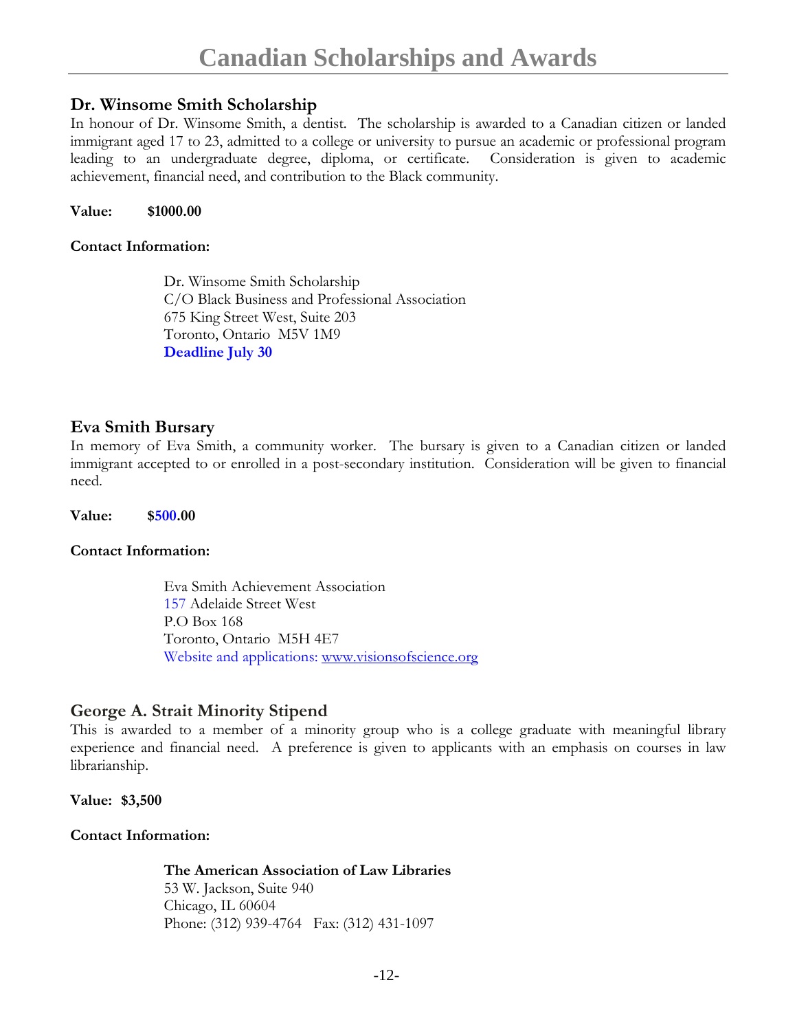# Canadian Scholarships and Awards

## Dr. Winsome Smith Scholarship

In honour of Dr. Winsome Smith, a dentist. The scholarship is awarded to a Canadian citizen or landed immigrant aged 17 to 23, admitted to a college or university to pursue an academic or professional program leading to an undergraduate degree, diploma, or certificate. Consideration is given to academic achievement, financial need, and contribution to the Black community.

**Value: $1000.00**

**Contact Information:**

Dr. Winsome Smith Scholarship
C/O Black Business and Professional Association
675 King Street West, Suite 203
Toronto, Ontario M5V 1M9
**Deadline July 30**

## Eva Smith Bursary

In memory of Eva Smith, a community worker. The bursary is given to a Canadian citizen or landed immigrant accepted to or enrolled in a post-secondary institution. Consideration will be given to financial need.

**Value: $500.00**

**Contact Information:**

Eva Smith Achievement Association
157 Adelaide Street West
P.O Box 168
Toronto, Ontario M5H 4E7
Website and applications: www.visionsofscience.org

## George A. Strait Minority Stipend

This is awarded to a member of a minority group who is a college graduate with meaningful library experience and financial need. A preference is given to applicants with an emphasis on courses in law librarianship.

**Value: $3,500**

**Contact Information:**

**The American Association of Law Libraries**
53 W. Jackson, Suite 940
Chicago, IL 60604
Phone: (312) 939-4764 Fax: (312) 431-1097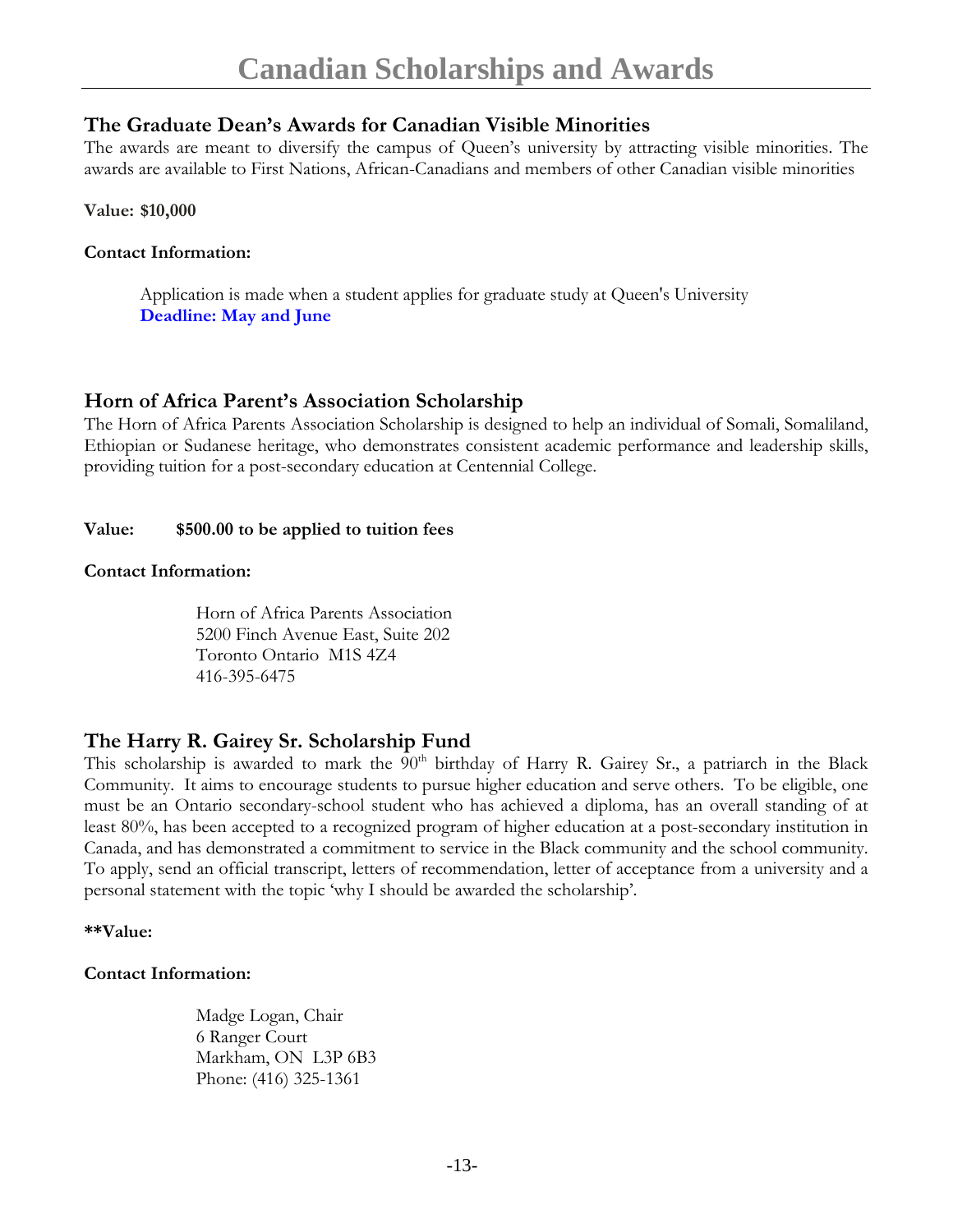## The Graduate Dean's Awards for Canadian Visible Minorities

The awards are meant to diversify the campus of Queen's university by attracting visible minorities. The awards are available to First Nations, African-Canadians and members of other Canadian visible minorities

**Value: $10,000**

**Contact Information:**

Application is made when a student applies for graduate study at Queen's University
**Deadline: May and June**

## Horn of Africa Parent's Association Scholarship

The Horn of Africa Parents Association Scholarship is designed to help an individual of Somali, Somaliland, Ethiopian or Sudanese heritage, who demonstrates consistent academic performance and leadership skills, providing tuition for a post-secondary education at Centennial College.

**Value: $500.00 to be applied to tuition fees**

**Contact Information:**

Horn of Africa Parents Association
5200 Finch Avenue East, Suite 202
Toronto Ontario M1S 4Z4
416-395-6475

## The Harry R. Gairey Sr. Scholarship Fund

This scholarship is awarded to mark the 90th birthday of Harry R. Gairey Sr., a patriarch in the Black Community. It aims to encourage students to pursue higher education and serve others. To be eligible, one must be an Ontario secondary-school student who has achieved a diploma, has an overall standing of at least 80%, has been accepted to a recognized program of higher education at a post-secondary institution in Canada, and has demonstrated a commitment to service in the Black community and the school community. To apply, send an official transcript, letters of recommendation, letter of acceptance from a university and a personal statement with the topic 'why I should be awarded the scholarship'.

****Value:**

**Contact Information:**

Madge Logan, Chair
6 Ranger Court
Markham, ON L3P 6B3
Phone: (416) 325-1361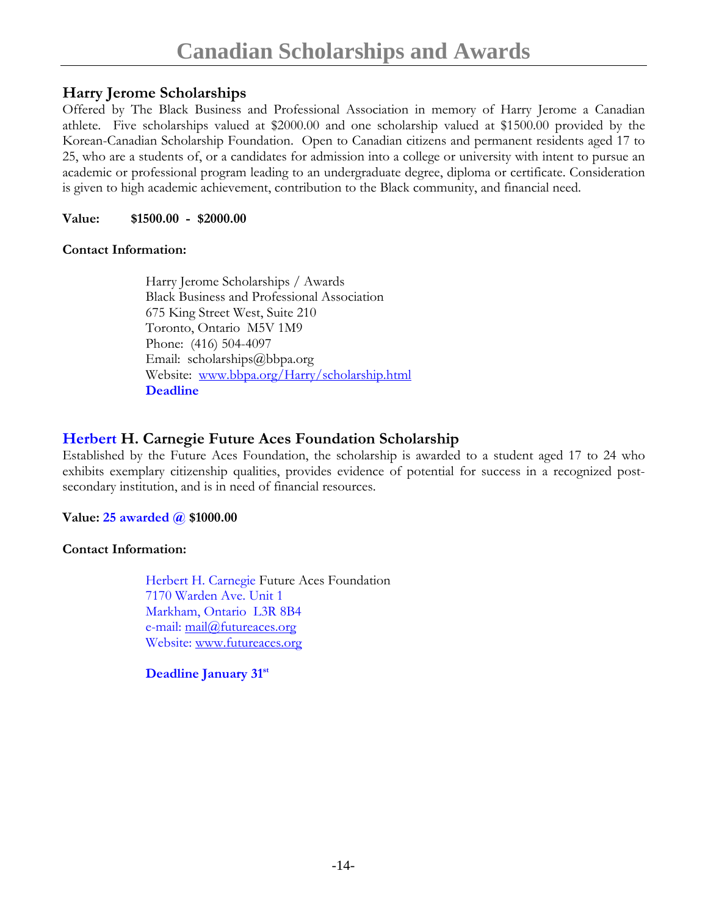## Harry Jerome Scholarships

Offered by The Black Business and Professional Association in memory of Harry Jerome a Canadian athlete. Five scholarships valued at $2000.00 and one scholarship valued at $1500.00 provided by the Korean-Canadian Scholarship Foundation. Open to Canadian citizens and permanent residents aged 17 to 25, who are a students of, or a candidates for admission into a college or university with intent to pursue an academic or professional program leading to an undergraduate degree, diploma or certificate. Consideration is given to high academic achievement, contribution to the Black community, and financial need.

**Value: $1500.00 - $2000.00**

**Contact Information:**

Harry Jerome Scholarships / Awards
Black Business and Professional Association
675 King Street West, Suite 210
Toronto, Ontario M5V 1M9
Phone: (416) 504-4097
Email: scholarships@bbpa.org
Website: www.bbpa.org/Harry/scholarship.html
**Deadline**

## Herbert H. Carnegie Future Aces Foundation Scholarship

Established by the Future Aces Foundation, the scholarship is awarded to a student aged 17 to 24 who exhibits exemplary citizenship qualities, provides evidence of potential for success in a recognized post-secondary institution, and is in need of financial resources.

**Value: 25 awarded @ $1000.00**

**Contact Information:**

Herbert H. Carnegie Future Aces Foundation
7170 Warden Ave. Unit 1
Markham, Ontario L3R 8B4
e-mail: mail@futureaces.org
Website: www.futureaces.org

**Deadline January 31st**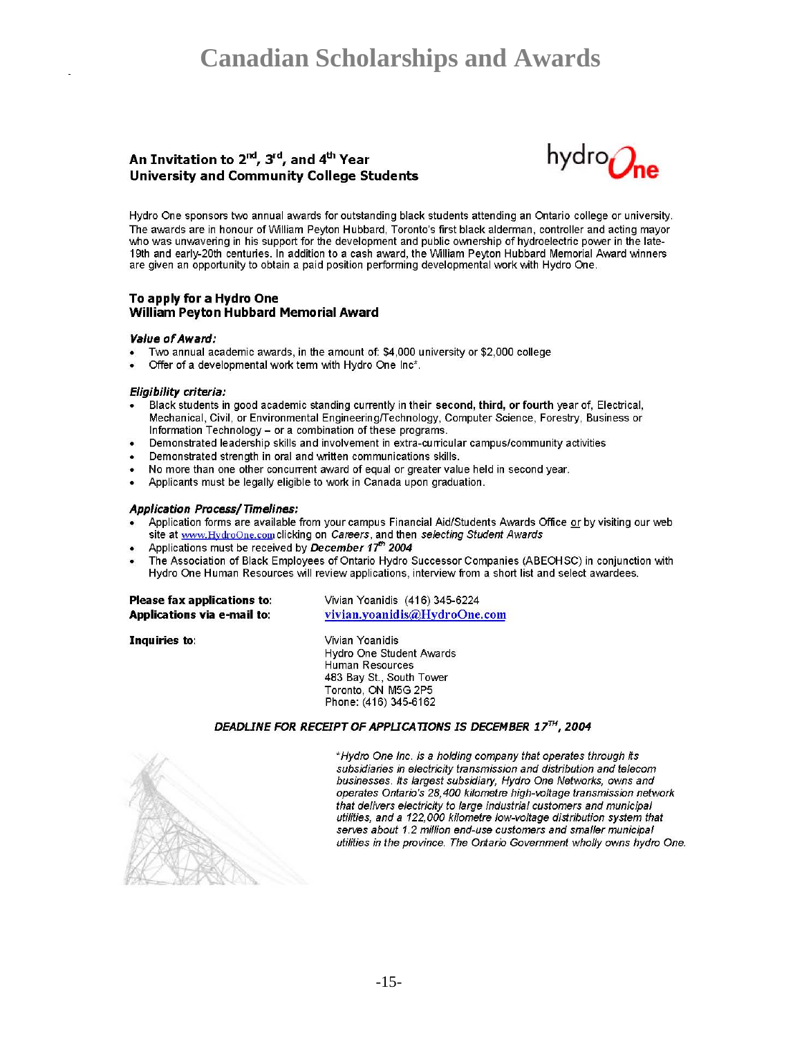# Canadian Scholarships and Awards

**An Invitation to 2nd, 3rd, and 4th Year University and Community College Students**

hydro One

Hydro One sponsors two annual awards for outstanding black students attending an Ontario college or university. The awards are in honour of William Peyton Hubbard, Toronto's first black alderman, controller and acting mayor who was unwavering in his support for the development and public ownership of hydroelectric power in the late-19th and early-20th centuries. In addition to a cash award, the William Peyton Hubbard Memorial Award winners are given an opportunity to obtain a paid position performing developmental work with Hydro One.

## To apply for a Hydro One William Peyton Hubbard Memorial Award

***Value of Award:***

- Two annual academic awards, in the amount of: $4,000 university or $2,000 college
- Offer of a developmental work term with Hydro One Inc*.

***Eligibility criteria:***

- Black students in good academic standing currently in their **second, third, or fourth** year of, Electrical, Mechanical, Civil, or Environmental Engineering/Technology, Computer Science, Forestry, Business or Information Technology – or a combination of these programs.
- Demonstrated leadership skills and involvement in extra-curricular campus/community activities
- Demonstrated strength in oral and written communications skills.
- No more than one other concurrent award of equal or greater value held in second year.
- Applicants must be legally eligible to work in Canada upon graduation.

***Application Process/ Timelines:***

- Application forms are available from your campus Financial Aid/Students Awards Office or by visiting our web site at www.HydroOne.com clicking on *Careers*, and then *selecting Student Awards*
- Applications must be received by ***December 17th 2004***
- The Association of Black Employees of Ontario Hydro Successor Companies (ABEOHSC) in conjunction with Hydro One Human Resources will review applications, interview from a short list and select awardees.

**Please fax applications to:** Vivian Yoanidis (416) 345-6224
**Applications via e-mail to:** vivian.yoanidis@HydroOne.com

**Inquiries to:** Vivian Yoanidis
Hydro One Student Awards
Human Resources
483 Bay St., South Tower
Toronto, ON M5G 2P5
Phone: (416) 345-6162

***DEADLINE FOR RECEIPT OF APPLICATIONS IS DECEMBER 17TH, 2004***

*\*Hydro One Inc. is a holding company that operates through its subsidiaries in electricity transmission and distribution and telecom businesses. Its largest subsidiary, Hydro One Networks, owns and operates Ontario's 28,400 kilometre high-voltage transmission network that delivers electricity to large industrial customers and municipal utilities, and a 122,000 kilometre low-voltage distribution system that serves about 1.2 million end-use customers and smaller municipal utilities in the province. The Ontario Government wholly owns hydro One.*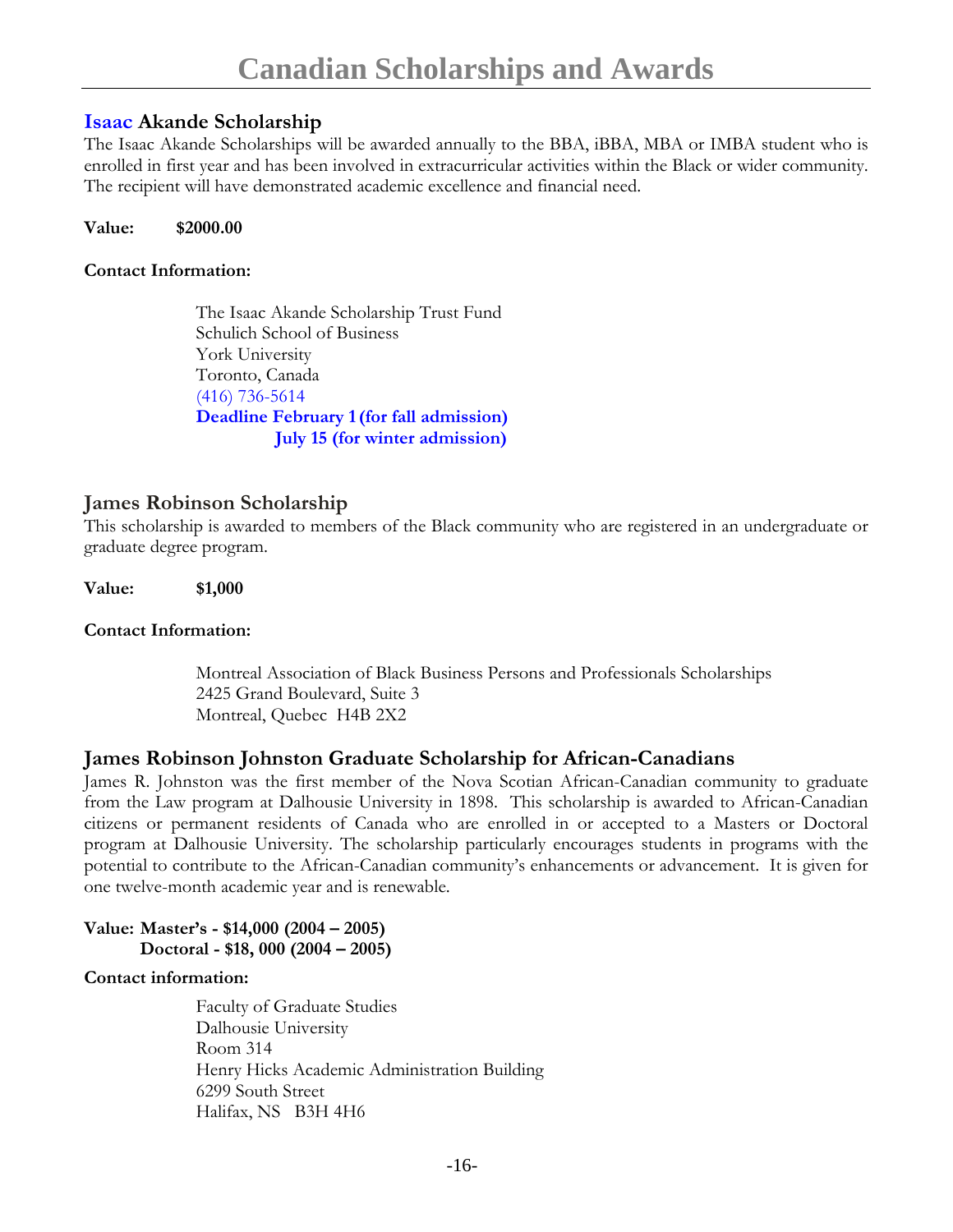## Isaac Akande Scholarship

The Isaac Akande Scholarships will be awarded annually to the BBA, iBBA, MBA or IMBA student who is enrolled in first year and has been involved in extracurricular activities within the Black or wider community. The recipient will have demonstrated academic excellence and financial need.

**Value: $2000.00**

**Contact Information:**

The Isaac Akande Scholarship Trust Fund
Schulich School of Business
York University
Toronto, Canada
(416) 736-5614
**Deadline February 1 (for fall admission)**
**July 15 (for winter admission)**

## James Robinson Scholarship

This scholarship is awarded to members of the Black community who are registered in an undergraduate or graduate degree program.

**Value: $1,000**

**Contact Information:**

Montreal Association of Black Business Persons and Professionals Scholarships
2425 Grand Boulevard, Suite 3
Montreal, Quebec H4B 2X2

## James Robinson Johnston Graduate Scholarship for African-Canadians

James R. Johnston was the first member of the Nova Scotian African-Canadian community to graduate from the Law program at Dalhousie University in 1898. This scholarship is awarded to African-Canadian citizens or permanent residents of Canada who are enrolled in or accepted to a Masters or Doctoral program at Dalhousie University. The scholarship particularly encourages students in programs with the potential to contribute to the African-Canadian community's enhancements or advancement. It is given for one twelve-month academic year and is renewable.

**Value: Master's - $14,000 (2004 – 2005)**
**Doctoral - $18, 000 (2004 – 2005)**

**Contact information:**

Faculty of Graduate Studies
Dalhousie University
Room 314
Henry Hicks Academic Administration Building
6299 South Street
Halifax, NS B3H 4H6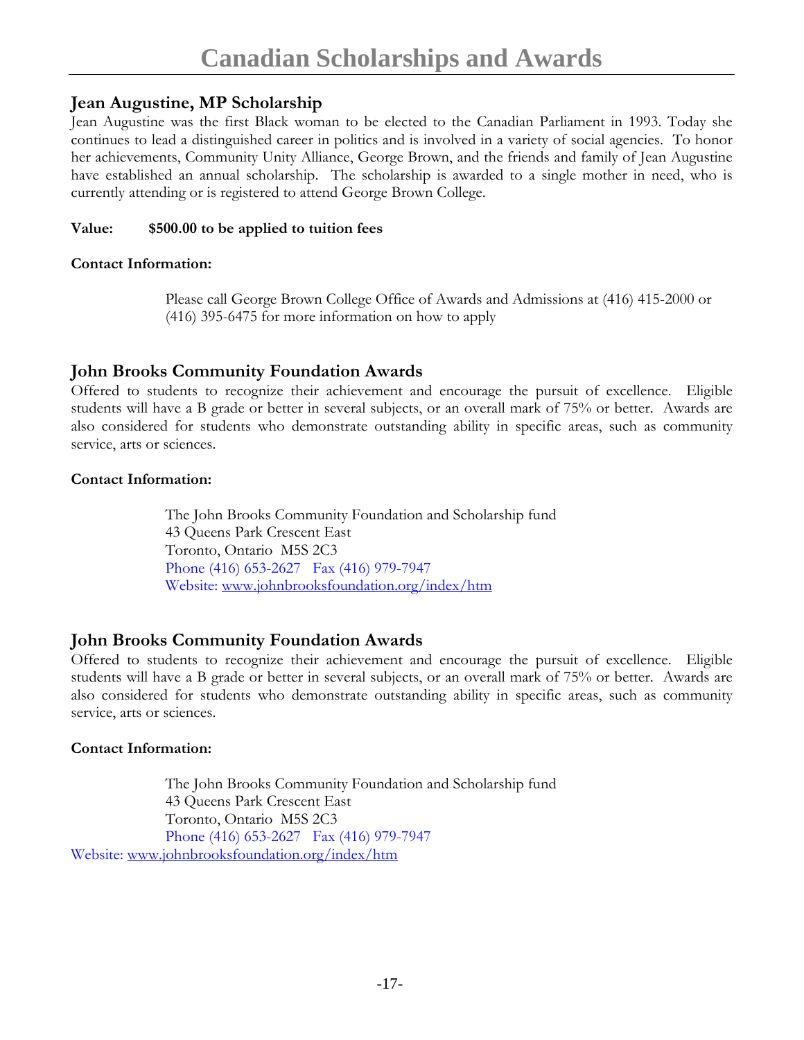## Jean Augustine, MP Scholarship

Jean Augustine was the first Black woman to be elected to the Canadian Parliament in 1993. Today she continues to lead a distinguished career in politics and is involved in a variety of social agencies. To honor her achievements, Community Unity Alliance, George Brown, and the friends and family of Jean Augustine have established an annual scholarship. The scholarship is awarded to a single mother in need, who is currently attending or is registered to attend George Brown College.

**Value: $500.00 to be applied to tuition fees**

**Contact Information:**

Please call George Brown College Office of Awards and Admissions at (416) 415-2000 or (416) 395-6475 for more information on how to apply

## John Brooks Community Foundation Awards

Offered to students to recognize their achievement and encourage the pursuit of excellence. Eligible students will have a B grade or better in several subjects, or an overall mark of 75% or better. Awards are also considered for students who demonstrate outstanding ability in specific areas, such as community service, arts or sciences.

**Contact Information:**

The John Brooks Community Foundation and Scholarship fund
43 Queens Park Crescent East
Toronto, Ontario M5S 2C3
Phone (416) 653-2627 Fax (416) 979-7947
Website: www.johnbrooksfoundation.org/index/htm

## John Brooks Community Foundation Awards

Offered to students to recognize their achievement and encourage the pursuit of excellence. Eligible students will have a B grade or better in several subjects, or an overall mark of 75% or better. Awards are also considered for students who demonstrate outstanding ability in specific areas, such as community service, arts or sciences.

**Contact Information:**

The John Brooks Community Foundation and Scholarship fund
43 Queens Park Crescent East
Toronto, Ontario M5S 2C3
Phone (416) 653-2627 Fax (416) 979-7947
Website: www.johnbrooksfoundation.org/index/htm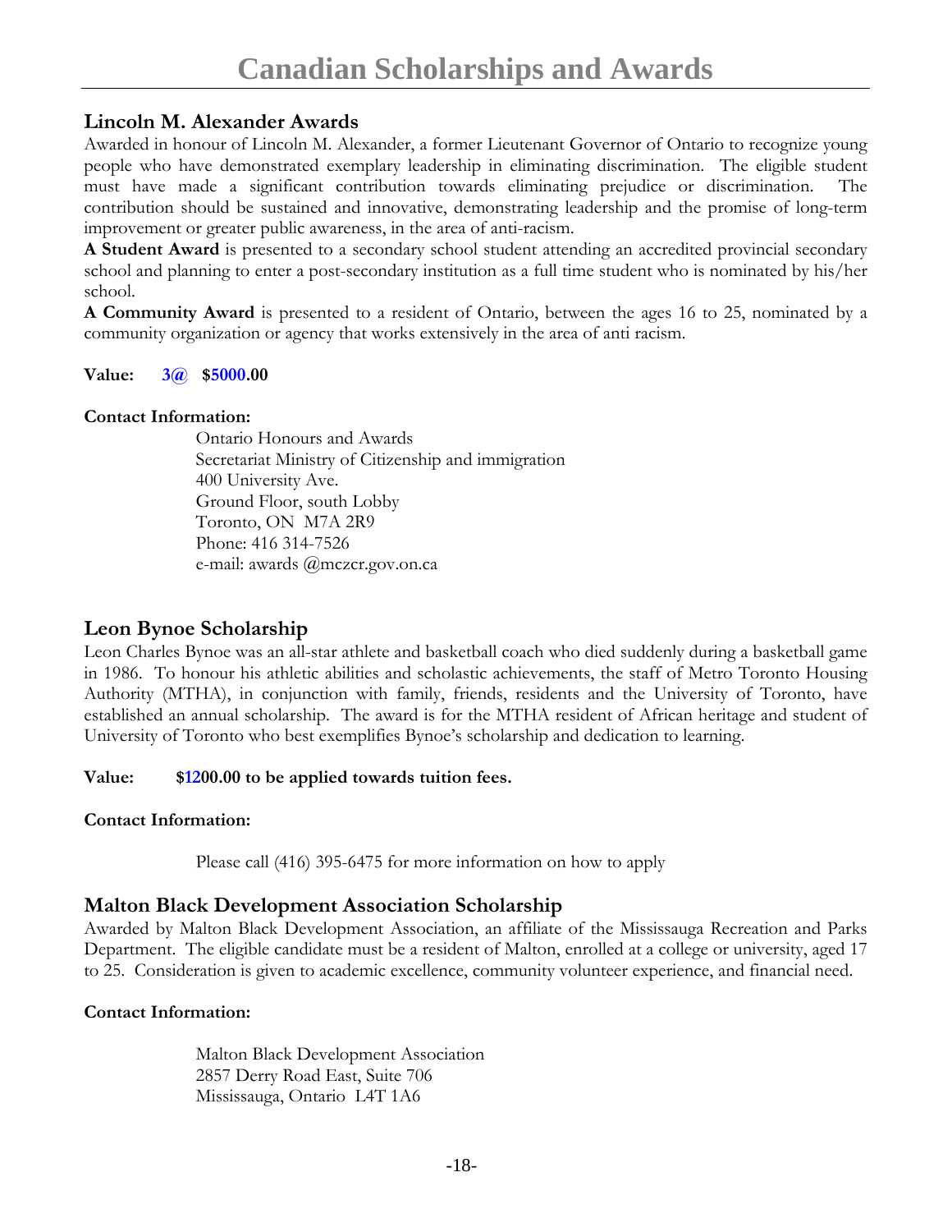## Lincoln M. Alexander Awards

Awarded in honour of Lincoln M. Alexander, a former Lieutenant Governor of Ontario to recognize young people who have demonstrated exemplary leadership in eliminating discrimination. The eligible student must have made a significant contribution towards eliminating prejudice or discrimination. The contribution should be sustained and innovative, demonstrating leadership and the promise of long-term improvement or greater public awareness, in the area of anti-racism.

**A Student Award** is presented to a secondary school student attending an accredited provincial secondary school and planning to enter a post-secondary institution as a full time student who is nominated by his/her school.

**A Community Award** is presented to a resident of Ontario, between the ages 16 to 25, nominated by a community organization or agency that works extensively in the area of anti racism.

**Value: 3@ $5000.00**

**Contact Information:**

Ontario Honours and Awards
Secretariat Ministry of Citizenship and immigration
400 University Ave.
Ground Floor, south Lobby
Toronto, ON M7A 2R9
Phone: 416 314-7526
e-mail: awards @mczcr.gov.on.ca

## Leon Bynoe Scholarship

Leon Charles Bynoe was an all-star athlete and basketball coach who died suddenly during a basketball game in 1986. To honour his athletic abilities and scholastic achievements, the staff of Metro Toronto Housing Authority (MTHA), in conjunction with family, friends, residents and the University of Toronto, have established an annual scholarship. The award is for the MTHA resident of African heritage and student of University of Toronto who best exemplifies Bynoe's scholarship and dedication to learning.

**Value: $1200.00 to be applied towards tuition fees.**

**Contact Information:**

Please call (416) 395-6475 for more information on how to apply

## Malton Black Development Association Scholarship

Awarded by Malton Black Development Association, an affiliate of the Mississauga Recreation and Parks Department. The eligible candidate must be a resident of Malton, enrolled at a college or university, aged 17 to 25. Consideration is given to academic excellence, community volunteer experience, and financial need.

**Contact Information:**

Malton Black Development Association
2857 Derry Road East, Suite 706
Mississauga, Ontario L4T 1A6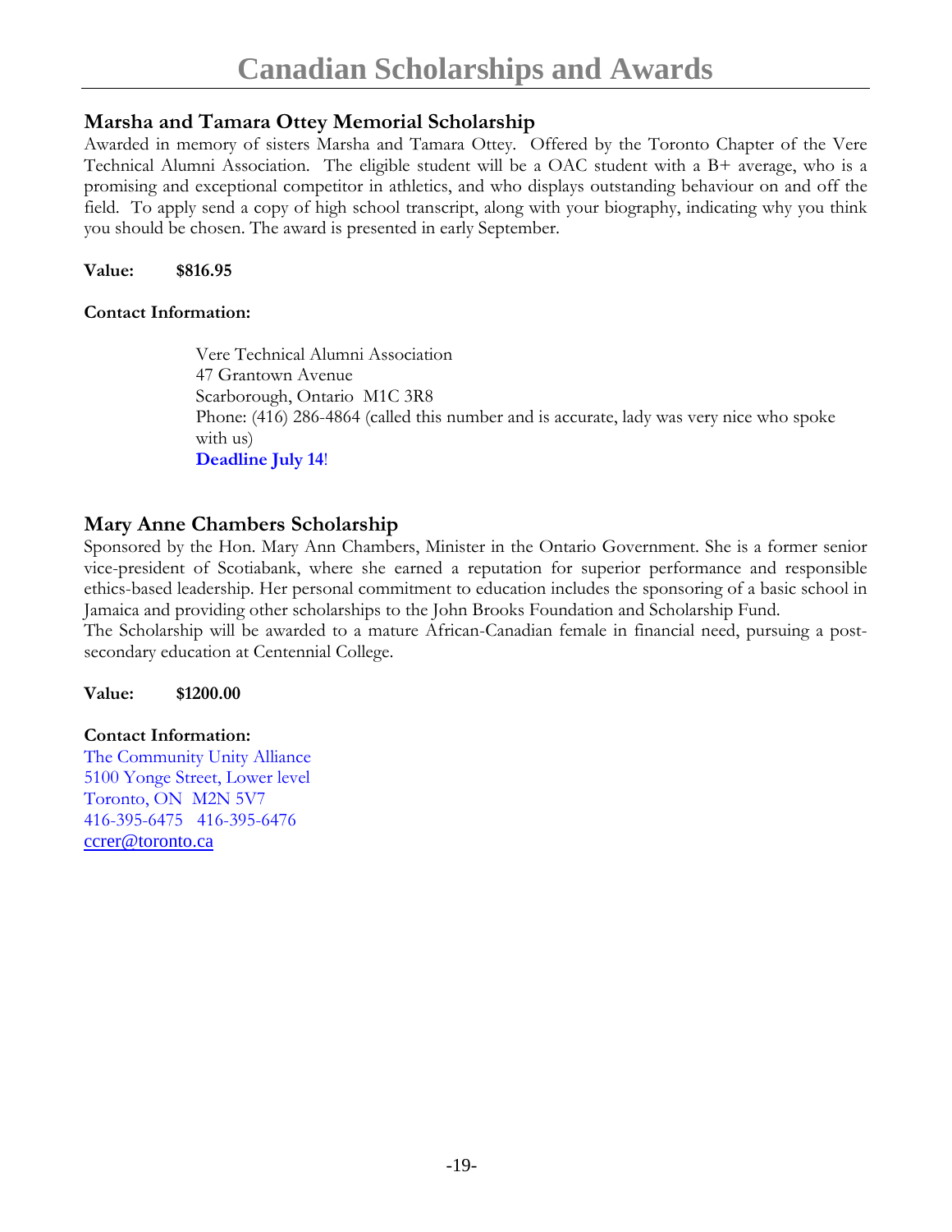## Marsha and Tamara Ottey Memorial Scholarship

Awarded in memory of sisters Marsha and Tamara Ottey. Offered by the Toronto Chapter of the Vere Technical Alumni Association. The eligible student will be a OAC student with a B+ average, who is a promising and exceptional competitor in athletics, and who displays outstanding behaviour on and off the field. To apply send a copy of high school transcript, along with your biography, indicating why you think you should be chosen. The award is presented in early September.

**Value: $816.95**

**Contact Information:**

Vere Technical Alumni Association
47 Grantown Avenue
Scarborough, Ontario M1C 3R8
Phone: (416) 286-4864 (called this number and is accurate, lady was very nice who spoke with us)
**Deadline July 14**!

## Mary Anne Chambers Scholarship

Sponsored by the Hon. Mary Ann Chambers, Minister in the Ontario Government. She is a former senior vice-president of Scotiabank, where she earned a reputation for superior performance and responsible ethics-based leadership. Her personal commitment to education includes the sponsoring of a basic school in Jamaica and providing other scholarships to the John Brooks Foundation and Scholarship Fund.
The Scholarship will be awarded to a mature African-Canadian female in financial need, pursuing a post-secondary education at Centennial College.

**Value: $1200.00**

**Contact Information:**
The Community Unity Alliance
5100 Yonge Street, Lower level
Toronto, ON M2N 5V7
416-395-6475 416-395-6476
ccrer@toronto.ca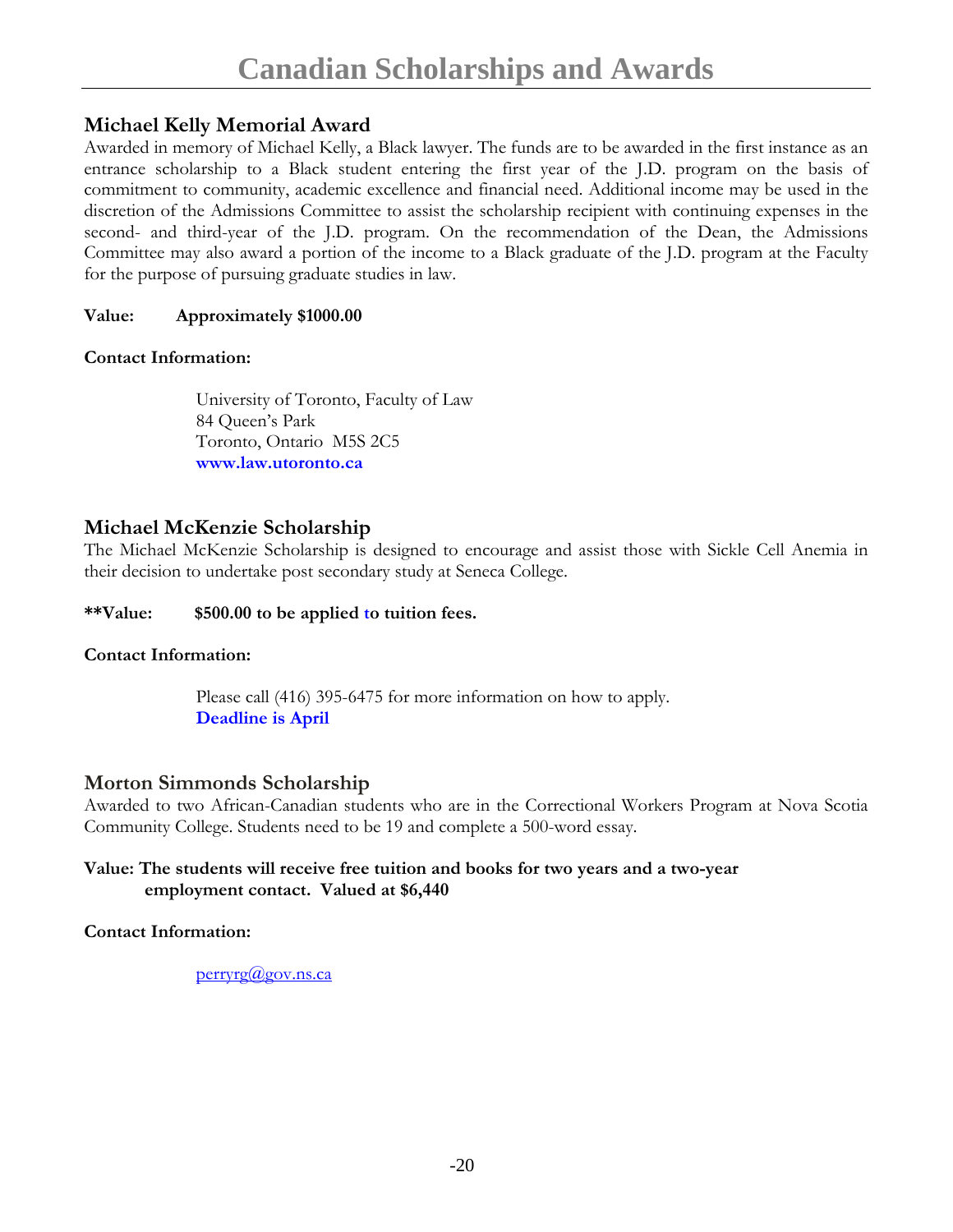## Michael Kelly Memorial Award

Awarded in memory of Michael Kelly, a Black lawyer. The funds are to be awarded in the first instance as an entrance scholarship to a Black student entering the first year of the J.D. program on the basis of commitment to community, academic excellence and financial need. Additional income may be used in the discretion of the Admissions Committee to assist the scholarship recipient with continuing expenses in the second- and third-year of the J.D. program. On the recommendation of the Dean, the Admissions Committee may also award a portion of the income to a Black graduate of the J.D. program at the Faculty for the purpose of pursuing graduate studies in law.

**Value: Approximately $1000.00**

**Contact Information:**

University of Toronto, Faculty of Law
84 Queen's Park
Toronto, Ontario M5S 2C5
**www.law.utoronto.ca**

## Michael McKenzie Scholarship

The Michael McKenzie Scholarship is designed to encourage and assist those with Sickle Cell Anemia in their decision to undertake post secondary study at Seneca College.

**\*\*Value: $500.00 to be applied to tuition fees.**

**Contact Information:**

Please call (416) 395-6475 for more information on how to apply.
**Deadline is April**

## Morton Simmonds Scholarship

Awarded to two African-Canadian students who are in the Correctional Workers Program at Nova Scotia Community College. Students need to be 19 and complete a 500-word essay.

**Value: The students will receive free tuition and books for two years and a two-year employment contact. Valued at $6,440**

**Contact Information:**

perryrg@gov.ns.ca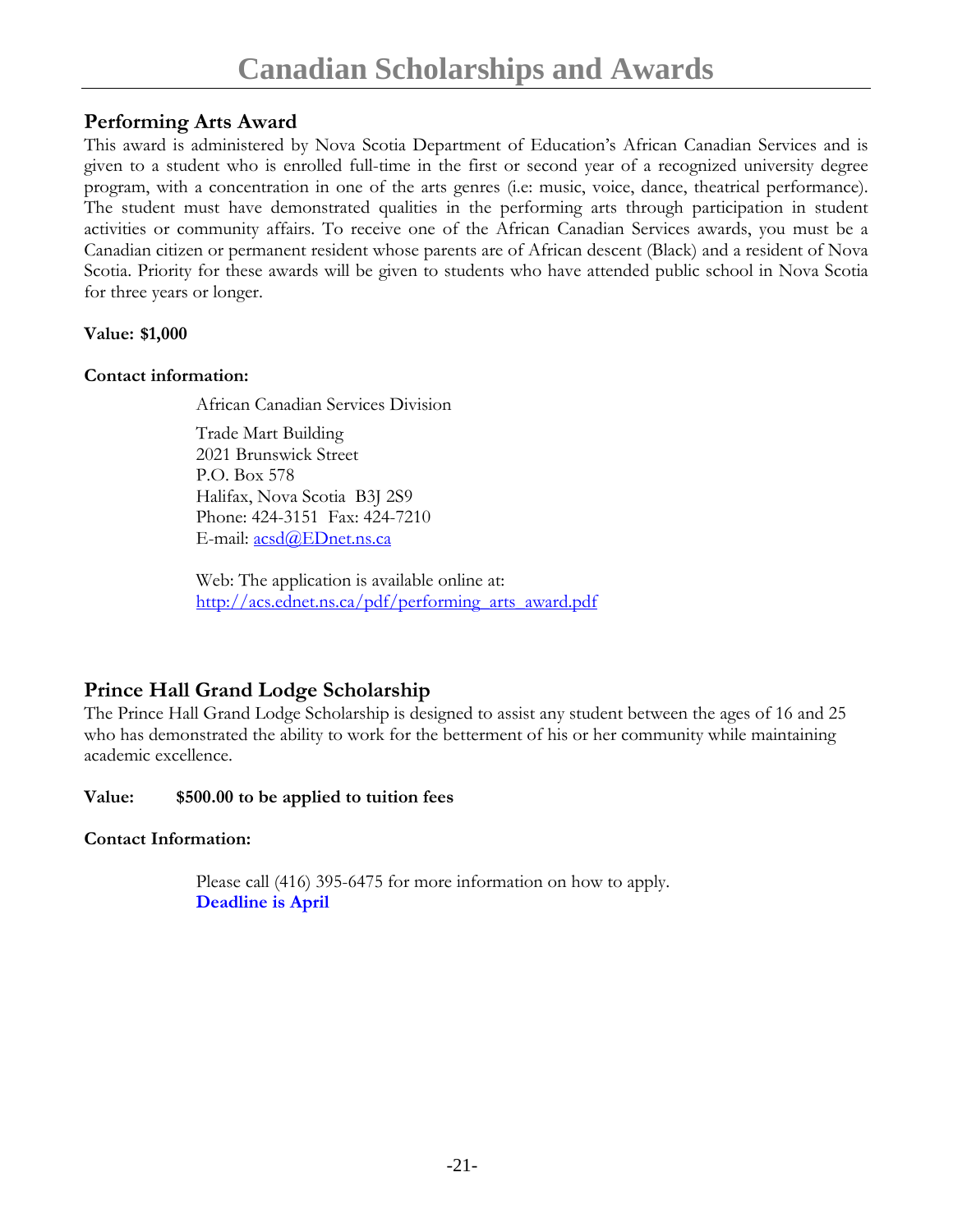## Performing Arts Award

This award is administered by Nova Scotia Department of Education's African Canadian Services and is given to a student who is enrolled full-time in the first or second year of a recognized university degree program, with a concentration in one of the arts genres (i.e: music, voice, dance, theatrical performance). The student must have demonstrated qualities in the performing arts through participation in student activities or community affairs. To receive one of the African Canadian Services awards, you must be a Canadian citizen or permanent resident whose parents are of African descent (Black) and a resident of Nova Scotia. Priority for these awards will be given to students who have attended public school in Nova Scotia for three years or longer.

**Value: $1,000**

**Contact information:**

African Canadian Services Division

Trade Mart Building
2021 Brunswick Street
P.O. Box 578
Halifax, Nova Scotia B3J 2S9
Phone: 424-3151 Fax: 424-7210
E-mail: acsd@EDnet.ns.ca

Web: The application is available online at:
http://acs.ednet.ns.ca/pdf/performing_arts_award.pdf

## Prince Hall Grand Lodge Scholarship

The Prince Hall Grand Lodge Scholarship is designed to assist any student between the ages of 16 and 25 who has demonstrated the ability to work for the betterment of his or her community while maintaining academic excellence.

**Value: $500.00 to be applied to tuition fees**

**Contact Information:**

Please call (416) 395-6475 for more information on how to apply.
**Deadline is April**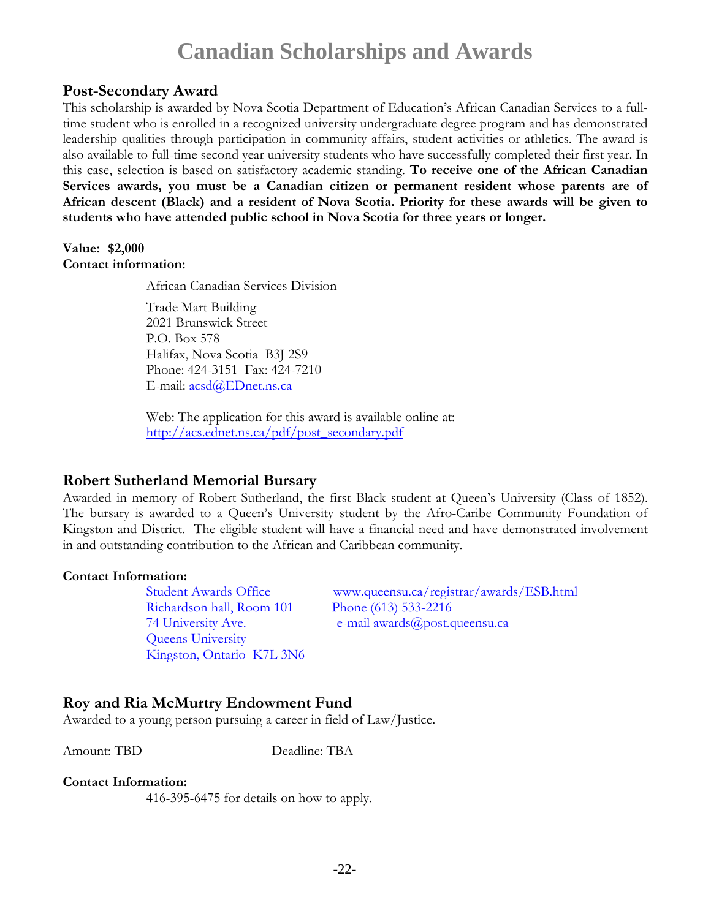## Post-Secondary Award

This scholarship is awarded by Nova Scotia Department of Education's African Canadian Services to a full-time student who is enrolled in a recognized university undergraduate degree program and has demonstrated leadership qualities through participation in community affairs, student activities or athletics. The award is also available to full-time second year university students who have successfully completed their first year. In this case, selection is based on satisfactory academic standing. **To receive one of the African Canadian Services awards, you must be a Canadian citizen or permanent resident whose parents are of African descent (Black) and a resident of Nova Scotia. Priority for these awards will be given to students who have attended public school in Nova Scotia for three years or longer.**

**Value: $2,000**
**Contact information:**

African Canadian Services Division

Trade Mart Building
2021 Brunswick Street
P.O. Box 578
Halifax, Nova Scotia B3J 2S9
Phone: 424-3151 Fax: 424-7210
E-mail: acsd@EDnet.ns.ca

Web: The application for this award is available online at:
http://acs.ednet.ns.ca/pdf/post_secondary.pdf

## Robert Sutherland Memorial Bursary

Awarded in memory of Robert Sutherland, the first Black student at Queen's University (Class of 1852). The bursary is awarded to a Queen's University student by the Afro-Caribe Community Foundation of Kingston and District. The eligible student will have a financial need and have demonstrated involvement in and outstanding contribution to the African and Caribbean community.

**Contact Information:**

Student Awards Office
Richardson hall, Room 101
74 University Ave.
Queens University
Kingston, Ontario K7L 3N6

www.queensu.ca/registrar/awards/ESB.html
Phone (613) 533-2216
e-mail awards@post.queensu.ca

## Roy and Ria McMurtry Endowment Fund

Awarded to a young person pursuing a career in field of Law/Justice.

Amount: TBD    Deadline: TBA

**Contact Information:**

416-395-6475 for details on how to apply.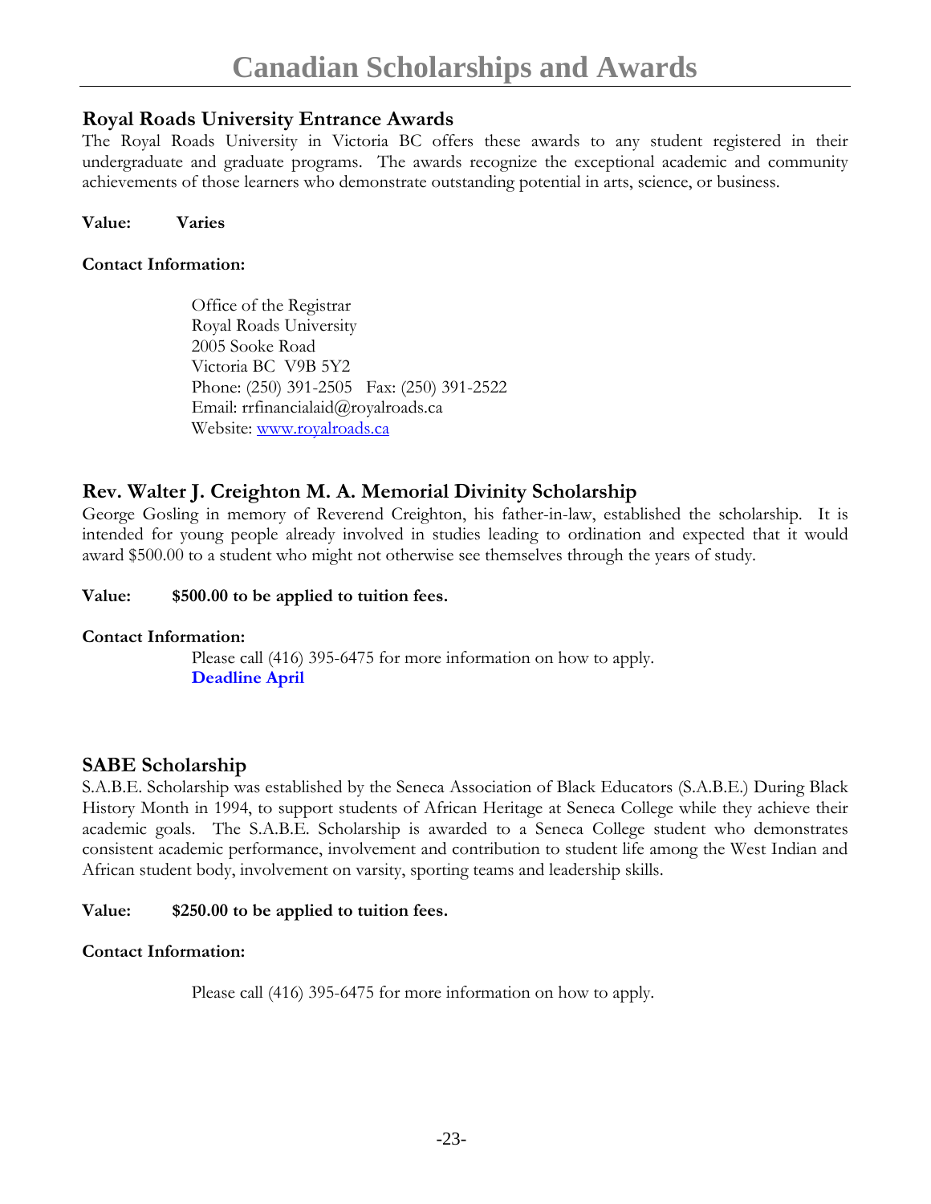## Royal Roads University Entrance Awards

The Royal Roads University in Victoria BC offers these awards to any student registered in their undergraduate and graduate programs. The awards recognize the exceptional academic and community achievements of those learners who demonstrate outstanding potential in arts, science, or business.

**Value: Varies**

**Contact Information:**

Office of the Registrar
Royal Roads University
2005 Sooke Road
Victoria BC V9B 5Y2
Phone: (250) 391-2505 Fax: (250) 391-2522
Email: rrfinancialaid@royalroads.ca
Website: www.royalroads.ca

## Rev. Walter J. Creighton M. A. Memorial Divinity Scholarship

George Gosling in memory of Reverend Creighton, his father-in-law, established the scholarship. It is intended for young people already involved in studies leading to ordination and expected that it would award $500.00 to a student who might not otherwise see themselves through the years of study.

**Value: $500.00 to be applied to tuition fees.**

**Contact Information:**

Please call (416) 395-6475 for more information on how to apply.
**Deadline April**

## SABE Scholarship

S.A.B.E. Scholarship was established by the Seneca Association of Black Educators (S.A.B.E.) During Black History Month in 1994, to support students of African Heritage at Seneca College while they achieve their academic goals. The S.A.B.E. Scholarship is awarded to a Seneca College student who demonstrates consistent academic performance, involvement and contribution to student life among the West Indian and African student body, involvement on varsity, sporting teams and leadership skills.

**Value: $250.00 to be applied to tuition fees.**

**Contact Information:**

Please call (416) 395-6475 for more information on how to apply.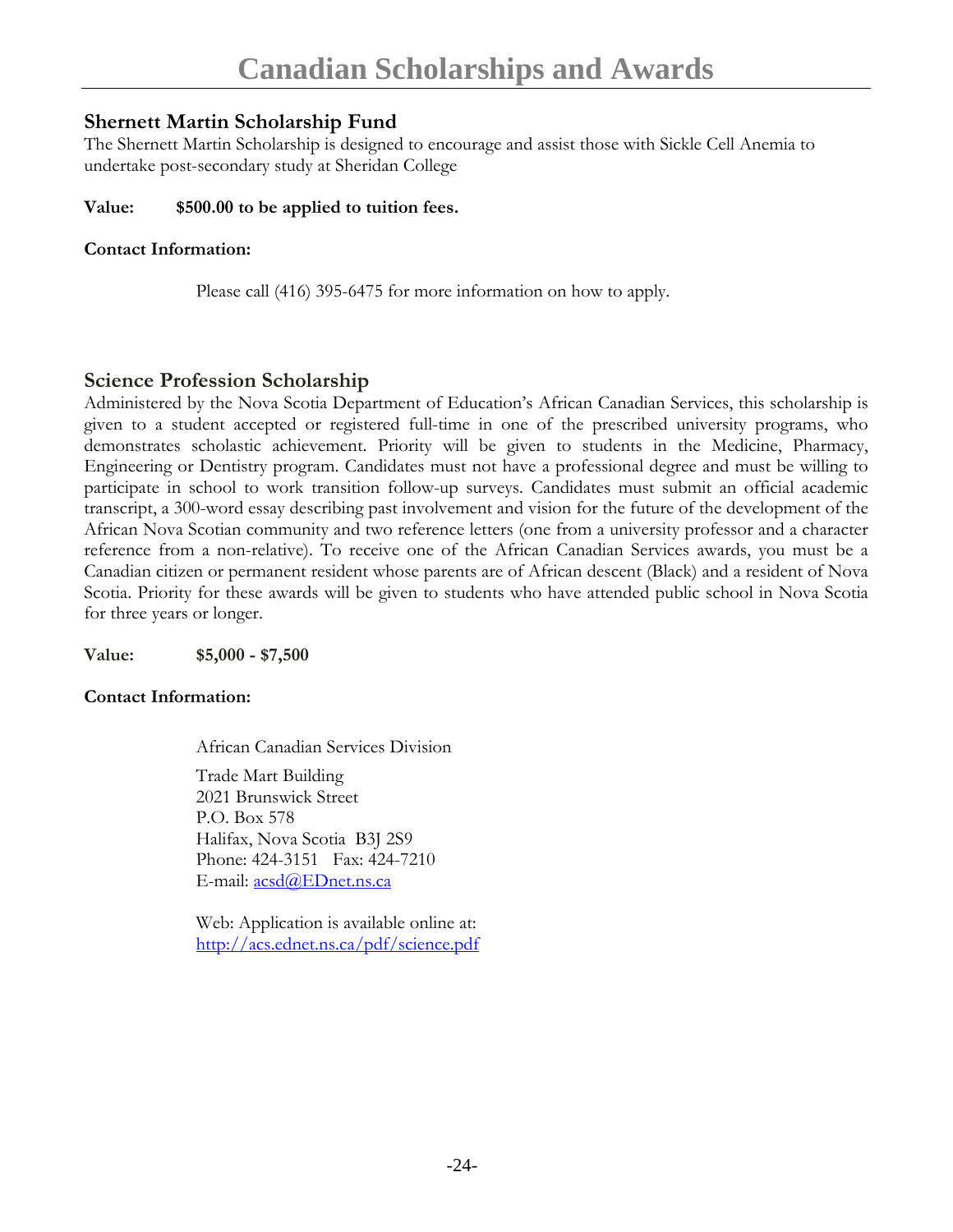## Shernett Martin Scholarship Fund

The Shernett Martin Scholarship is designed to encourage and assist those with Sickle Cell Anemia to undertake post-secondary study at Sheridan College

**Value: $500.00 to be applied to tuition fees.**

**Contact Information:**

Please call (416) 395-6475 for more information on how to apply.

## Science Profession Scholarship

Administered by the Nova Scotia Department of Education's African Canadian Services, this scholarship is given to a student accepted or registered full-time in one of the prescribed university programs, who demonstrates scholastic achievement. Priority will be given to students in the Medicine, Pharmacy, Engineering or Dentistry program. Candidates must not have a professional degree and must be willing to participate in school to work transition follow-up surveys. Candidates must submit an official academic transcript, a 300-word essay describing past involvement and vision for the future of the development of the African Nova Scotian community and two reference letters (one from a university professor and a character reference from a non-relative). To receive one of the African Canadian Services awards, you must be a Canadian citizen or permanent resident whose parents are of African descent (Black) and a resident of Nova Scotia. Priority for these awards will be given to students who have attended public school in Nova Scotia for three years or longer.

**Value: $5,000 - $7,500**

**Contact Information:**

African Canadian Services Division

Trade Mart Building
2021 Brunswick Street
P.O. Box 578
Halifax, Nova Scotia B3J 2S9
Phone: 424-3151 Fax: 424-7210
E-mail: acsd@EDnet.ns.ca

Web: Application is available online at:
http://acs.ednet.ns.ca/pdf/science.pdf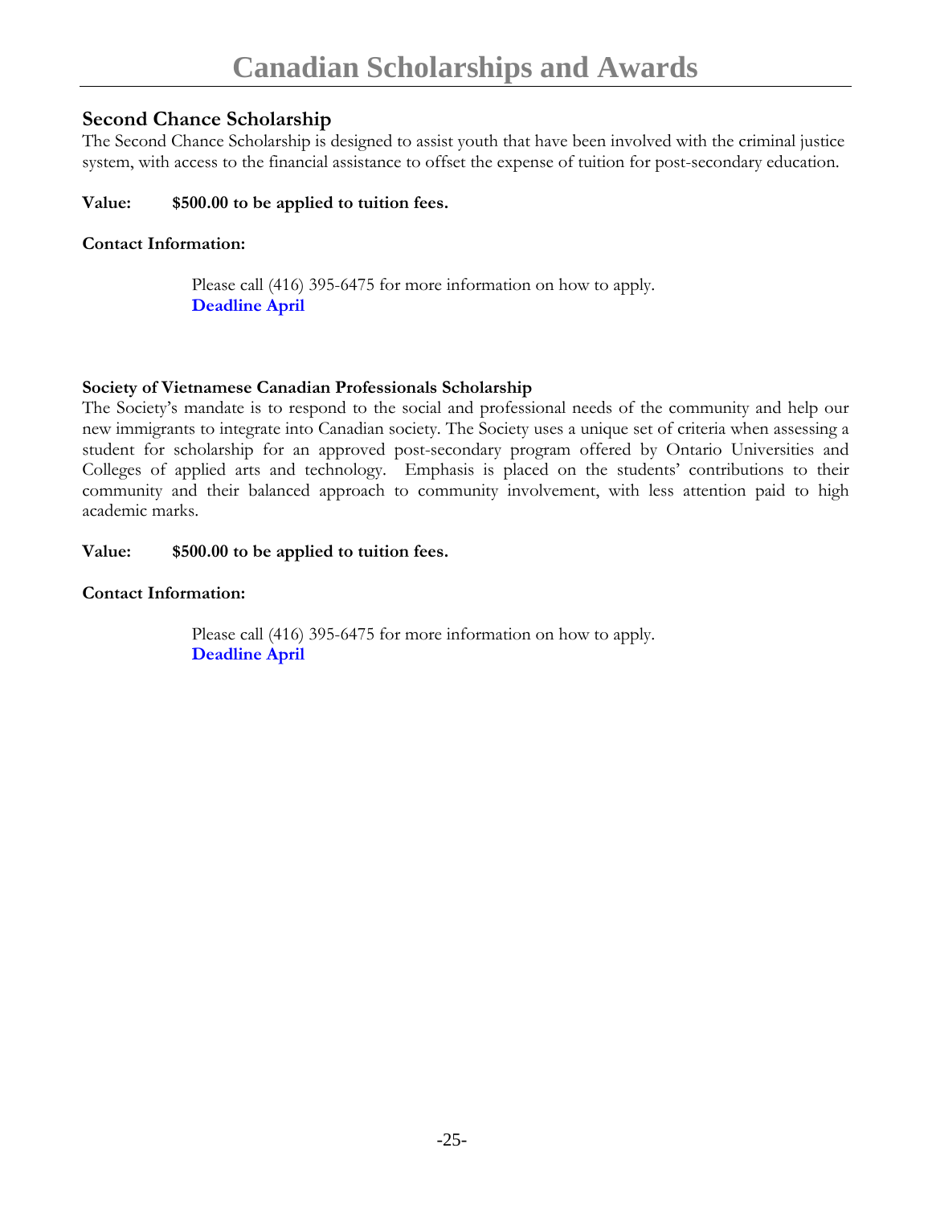## Second Chance Scholarship

The Second Chance Scholarship is designed to assist youth that have been involved with the criminal justice system, with access to the financial assistance to offset the expense of tuition for post-secondary education.

**Value: $500.00 to be applied to tuition fees.**

**Contact Information:**

Please call (416) 395-6475 for more information on how to apply.
**Deadline April**

### Society of Vietnamese Canadian Professionals Scholarship

The Society's mandate is to respond to the social and professional needs of the community and help our new immigrants to integrate into Canadian society. The Society uses a unique set of criteria when assessing a student for scholarship for an approved post-secondary program offered by Ontario Universities and Colleges of applied arts and technology. Emphasis is placed on the students' contributions to their community and their balanced approach to community involvement, with less attention paid to high academic marks.

**Value: $500.00 to be applied to tuition fees.**

**Contact Information:**

Please call (416) 395-6475 for more information on how to apply.
**Deadline April**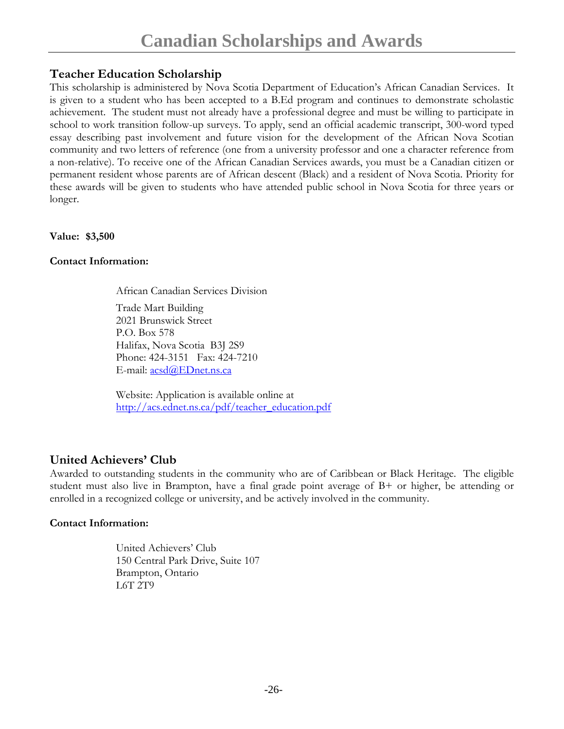## Teacher Education Scholarship

This scholarship is administered by Nova Scotia Department of Education's African Canadian Services. It is given to a student who has been accepted to a B.Ed program and continues to demonstrate scholastic achievement. The student must not already have a professional degree and must be willing to participate in school to work transition follow-up surveys. To apply, send an official academic transcript, 300-word typed essay describing past involvement and future vision for the development of the African Nova Scotian community and two letters of reference (one from a university professor and one a character reference from a non-relative). To receive one of the African Canadian Services awards, you must be a Canadian citizen or permanent resident whose parents are of African descent (Black) and a resident of Nova Scotia. Priority for these awards will be given to students who have attended public school in Nova Scotia for three years or longer.

**Value: $3,500**

**Contact Information:**

African Canadian Services Division

Trade Mart Building
2021 Brunswick Street
P.O. Box 578
Halifax, Nova Scotia B3J 2S9
Phone: 424-3151 Fax: 424-7210
E-mail: acsd@EDnet.ns.ca

Website: Application is available online at
http://acs.ednet.ns.ca/pdf/teacher_education.pdf

## United Achievers' Club

Awarded to outstanding students in the community who are of Caribbean or Black Heritage. The eligible student must also live in Brampton, have a final grade point average of B+ or higher, be attending or enrolled in a recognized college or university, and be actively involved in the community.

**Contact Information:**

United Achievers' Club
150 Central Park Drive, Suite 107
Brampton, Ontario
L6T 2T9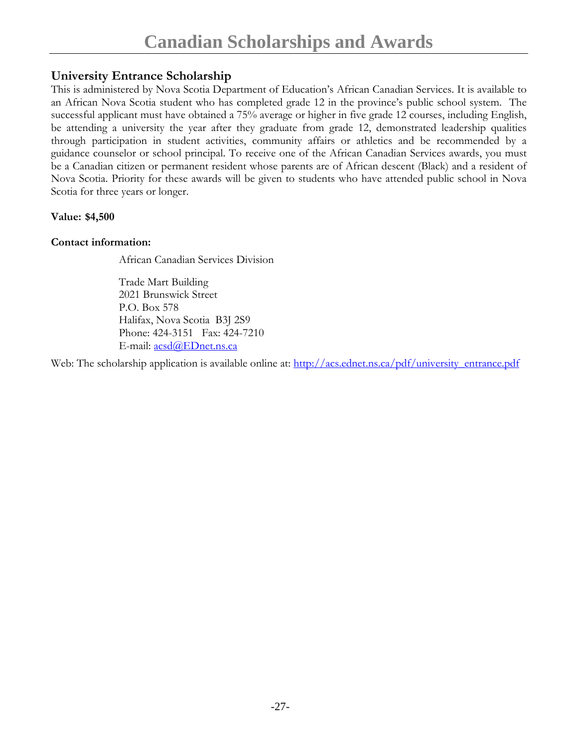# Canadian Scholarships and Awards

## University Entrance Scholarship

This is administered by Nova Scotia Department of Education's African Canadian Services. It is available to an African Nova Scotia student who has completed grade 12 in the province's public school system. The successful applicant must have obtained a 75% average or higher in five grade 12 courses, including English, be attending a university the year after they graduate from grade 12, demonstrated leadership qualities through participation in student activities, community affairs or athletics and be recommended by a guidance counselor or school principal. To receive one of the African Canadian Services awards, you must be a Canadian citizen or permanent resident whose parents are of African descent (Black) and a resident of Nova Scotia. Priority for these awards will be given to students who have attended public school in Nova Scotia for three years or longer.

**Value: $4,500**

**Contact information:**

African Canadian Services Division

Trade Mart Building
2021 Brunswick Street
P.O. Box 578
Halifax, Nova Scotia B3J 2S9
Phone: 424-3151 Fax: 424-7210
E-mail: acsd@EDnet.ns.ca

Web: The scholarship application is available online at: http://acs.ednet.ns.ca/pdf/university_entrance.pdf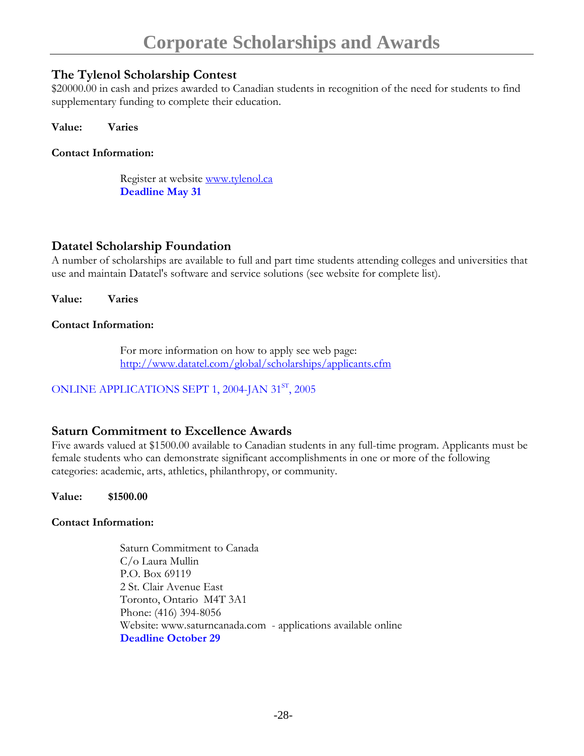# Corporate Scholarships and Awards

### The Tylenol Scholarship Contest

$20000.00 in cash and prizes awarded to Canadian students in recognition of the need for students to find supplementary funding to complete their education.

**Value: Varies**

**Contact Information:**

Register at website [www.tylenol.ca](www.tylenol.ca)
**Deadline May 31**

### Datatel Scholarship Foundation

A number of scholarships are available to full and part time students attending colleges and universities that use and maintain Datatel's software and service solutions (see website for complete list).

**Value: Varies**

**Contact Information:**

For more information on how to apply see web page:
[http://www.datatel.com/global/scholarships/applicants.cfm](http://www.datatel.com/global/scholarships/applicants.cfm)

ONLINE APPLICATIONS SEPT 1, 2004-JAN 31ST, 2005

### Saturn Commitment to Excellence Awards

Five awards valued at $1500.00 available to Canadian students in any full-time program. Applicants must be female students who can demonstrate significant accomplishments in one or more of the following categories: academic, arts, athletics, philanthropy, or community.

**Value: $1500.00**

**Contact Information:**

Saturn Commitment to Canada
C/o Laura Mullin
P.O. Box 69119
2 St. Clair Avenue East
Toronto, Ontario M4T 3A1
Phone: (416) 394-8056
Website: www.saturncanada.com - applications available online
**Deadline October 29**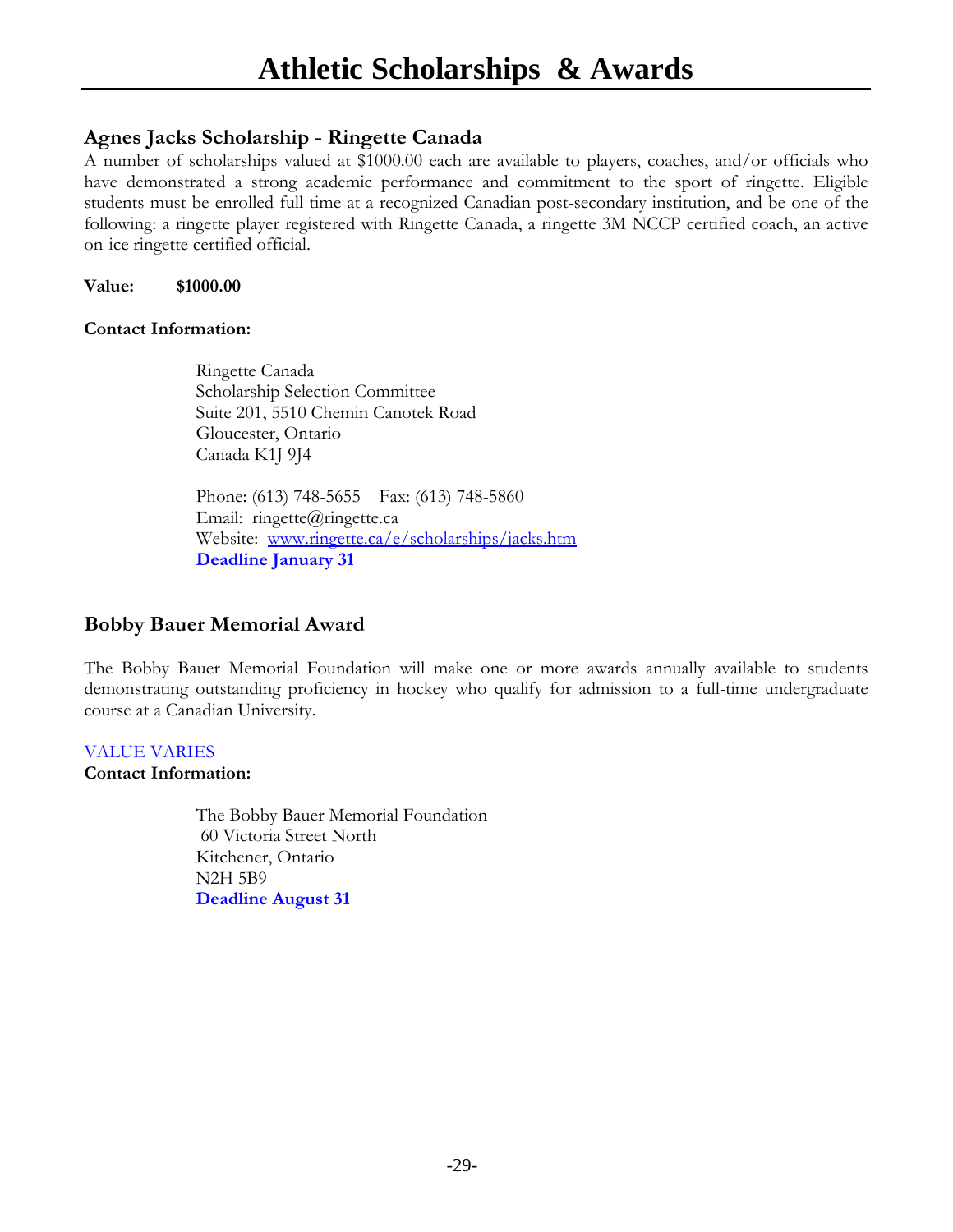# Athletic Scholarships & Awards

## Agnes Jacks Scholarship - Ringette Canada

A number of scholarships valued at $1000.00 each are available to players, coaches, and/or officials who have demonstrated a strong academic performance and commitment to the sport of ringette. Eligible students must be enrolled full time at a recognized Canadian post-secondary institution, and be one of the following: a ringette player registered with Ringette Canada, a ringette 3M NCCP certified coach, an active on-ice ringette certified official.

**Value: $1000.00**

**Contact Information:**

Ringette Canada
Scholarship Selection Committee
Suite 201, 5510 Chemin Canotek Road
Gloucester, Ontario
Canada K1J 9J4

Phone: (613) 748-5655 Fax: (613) 748-5860
Email: ringette@ringette.ca
Website: [www.ringette.ca/e/scholarships/jacks.htm](www.ringette.ca/e/scholarships/jacks.htm)
**Deadline January 31**

## Bobby Bauer Memorial Award

The Bobby Bauer Memorial Foundation will make one or more awards annually available to students demonstrating outstanding proficiency in hockey who qualify for admission to a full-time undergraduate course at a Canadian University.

VALUE VARIES

**Contact Information:**

The Bobby Bauer Memorial Foundation
60 Victoria Street North
Kitchener, Ontario
N2H 5B9
**Deadline August 31**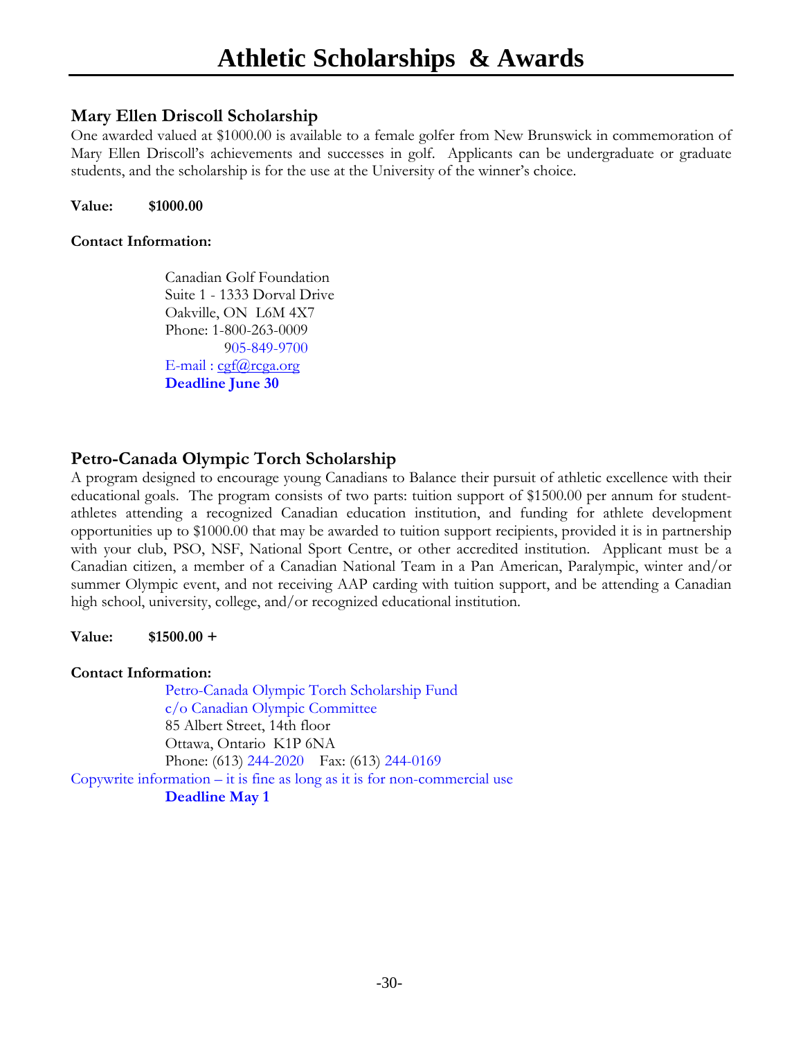# Athletic Scholarships & Awards

## Mary Ellen Driscoll Scholarship

One awarded valued at $1000.00 is available to a female golfer from New Brunswick in commemoration of Mary Ellen Driscoll's achievements and successes in golf. Applicants can be undergraduate or graduate students, and the scholarship is for the use at the University of the winner's choice.

**Value: $1000.00**

**Contact Information:**

Canadian Golf Foundation
Suite 1 - 1333 Dorval Drive
Oakville, ON L6M 4X7
Phone: 1-800-263-0009
905-849-9700
E-mail : cgf@rcga.org
**Deadline June 30**

## Petro-Canada Olympic Torch Scholarship

A program designed to encourage young Canadians to Balance their pursuit of athletic excellence with their educational goals. The program consists of two parts: tuition support of $1500.00 per annum for student-athletes attending a recognized Canadian education institution, and funding for athlete development opportunities up to $1000.00 that may be awarded to tuition support recipients, provided it is in partnership with your club, PSO, NSF, National Sport Centre, or other accredited institution. Applicant must be a Canadian citizen, a member of a Canadian National Team in a Pan American, Paralympic, winter and/or summer Olympic event, and not receiving AAP carding with tuition support, and be attending a Canadian high school, university, college, and/or recognized educational institution.

**Value: $1500.00 +**

**Contact Information:**

Petro-Canada Olympic Torch Scholarship Fund
c/o Canadian Olympic Committee
85 Albert Street, 14th floor
Ottawa, Ontario K1P 6NA
Phone: (613) 244-2020 Fax: (613) 244-0169

Copywrite information – it is fine as long as it is for non-commercial use

**Deadline May 1**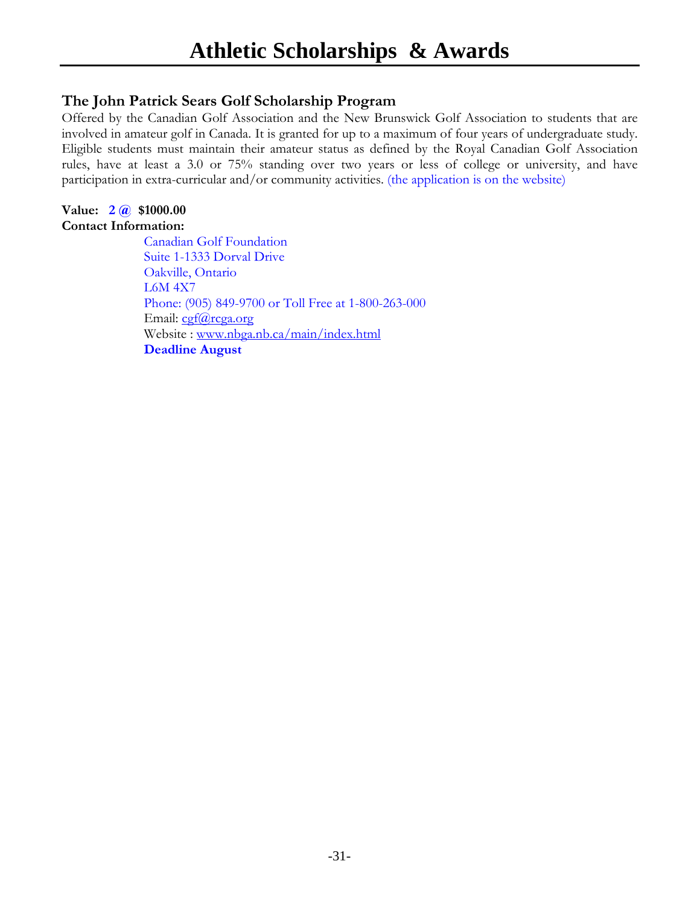# Athletic Scholarships & Awards

## The John Patrick Sears Golf Scholarship Program

Offered by the Canadian Golf Association and the New Brunswick Golf Association to students that are involved in amateur golf in Canada. It is granted for up to a maximum of four years of undergraduate study. Eligible students must maintain their amateur status as defined by the Royal Canadian Golf Association rules, have at least a 3.0 or 75% standing over two years or less of college or university, and have participation in extra-curricular and/or community activities. (the application is on the website)

**Value: 2 @ $1000.00**

**Contact Information:**

Canadian Golf Foundation
Suite 1-1333 Dorval Drive
Oakville, Ontario
L6M 4X7
Phone: (905) 849-9700 or Toll Free at 1-800-263-000
Email: cgf@rcga.org
Website : www.nbga.nb.ca/main/index.html
**Deadline August**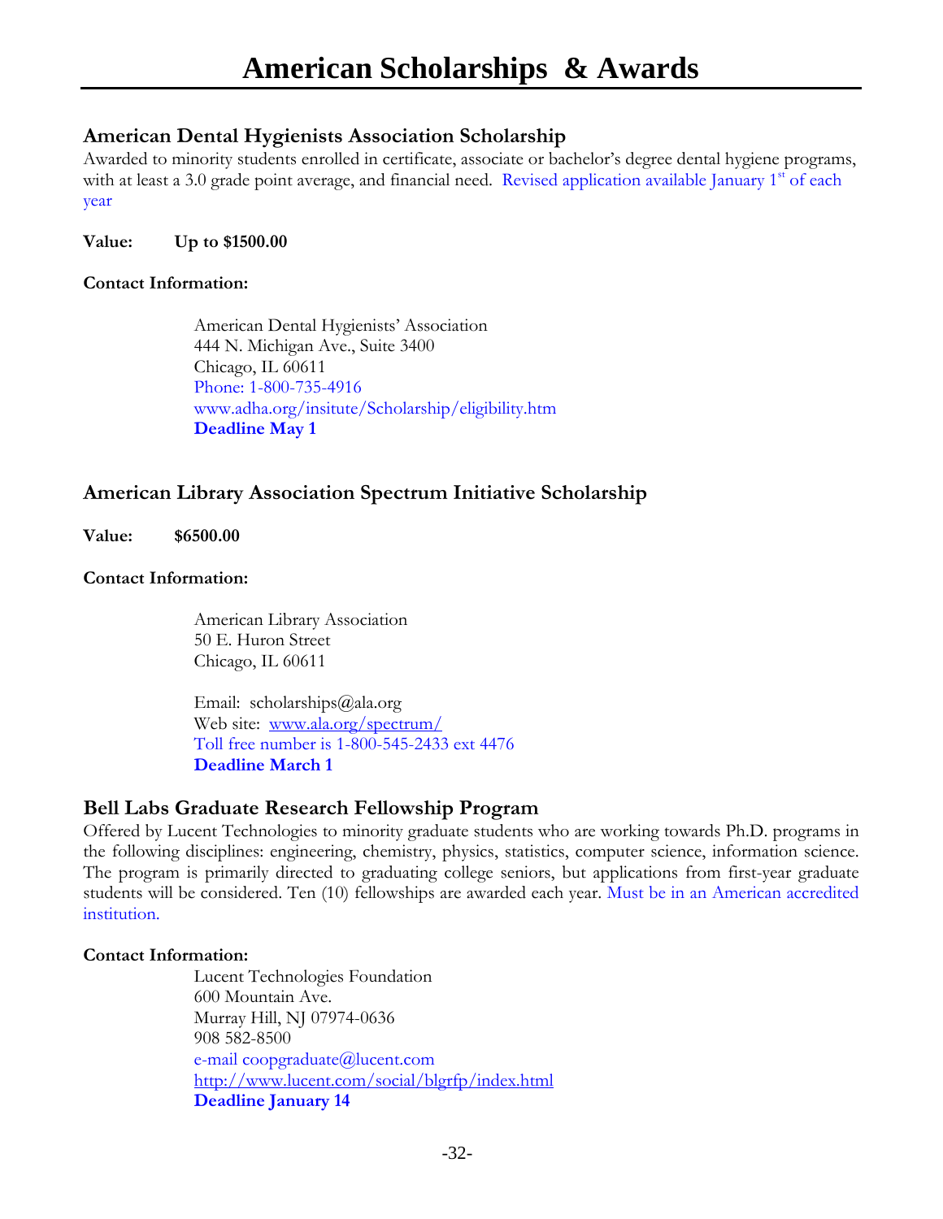# American Scholarships & Awards

## American Dental Hygienists Association Scholarship

Awarded to minority students enrolled in certificate, associate or bachelor's degree dental hygiene programs, with at least a 3.0 grade point average, and financial need. Revised application available January 1st of each year

**Value:** **Up to $1500.00**

**Contact Information:**

American Dental Hygienists' Association
444 N. Michigan Ave., Suite 3400
Chicago, IL 60611
Phone: 1-800-735-4916
www.adha.org/insitute/Scholarship/eligibility.htm
**Deadline May 1**

## American Library Association Spectrum Initiative Scholarship

**Value:** **$6500.00**

**Contact Information:**

American Library Association
50 E. Huron Street
Chicago, IL 60611

Email: scholarships@ala.org
Web site: www.ala.org/spectrum/
Toll free number is 1-800-545-2433 ext 4476
**Deadline March 1**

## Bell Labs Graduate Research Fellowship Program

Offered by Lucent Technologies to minority graduate students who are working towards Ph.D. programs in the following disciplines: engineering, chemistry, physics, statistics, computer science, information science. The program is primarily directed to graduating college seniors, but applications from first-year graduate students will be considered. Ten (10) fellowships are awarded each year. Must be in an American accredited institution.

**Contact Information:**

Lucent Technologies Foundation
600 Mountain Ave.
Murray Hill, NJ 07974-0636
908 582-8500
e-mail coopgraduate@lucent.com
http://www.lucent.com/social/blgrfp/index.html
**Deadline January 14**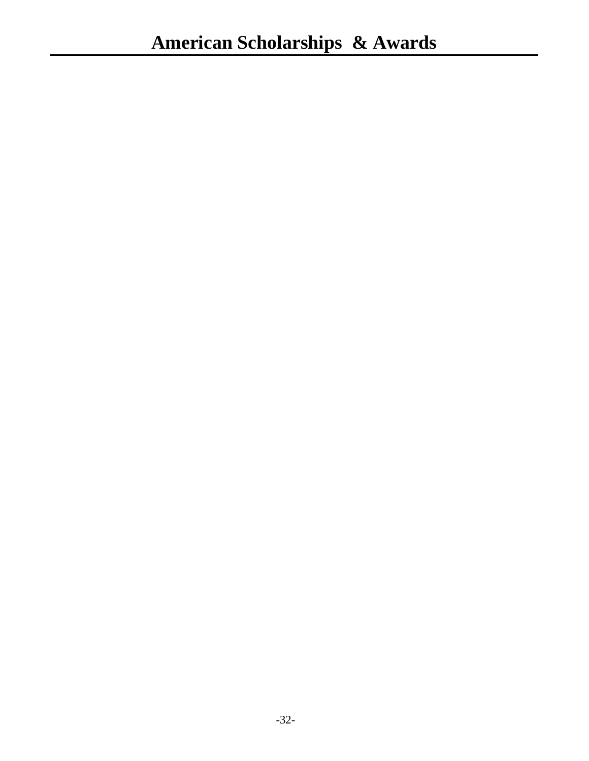# American Scholarships & Awards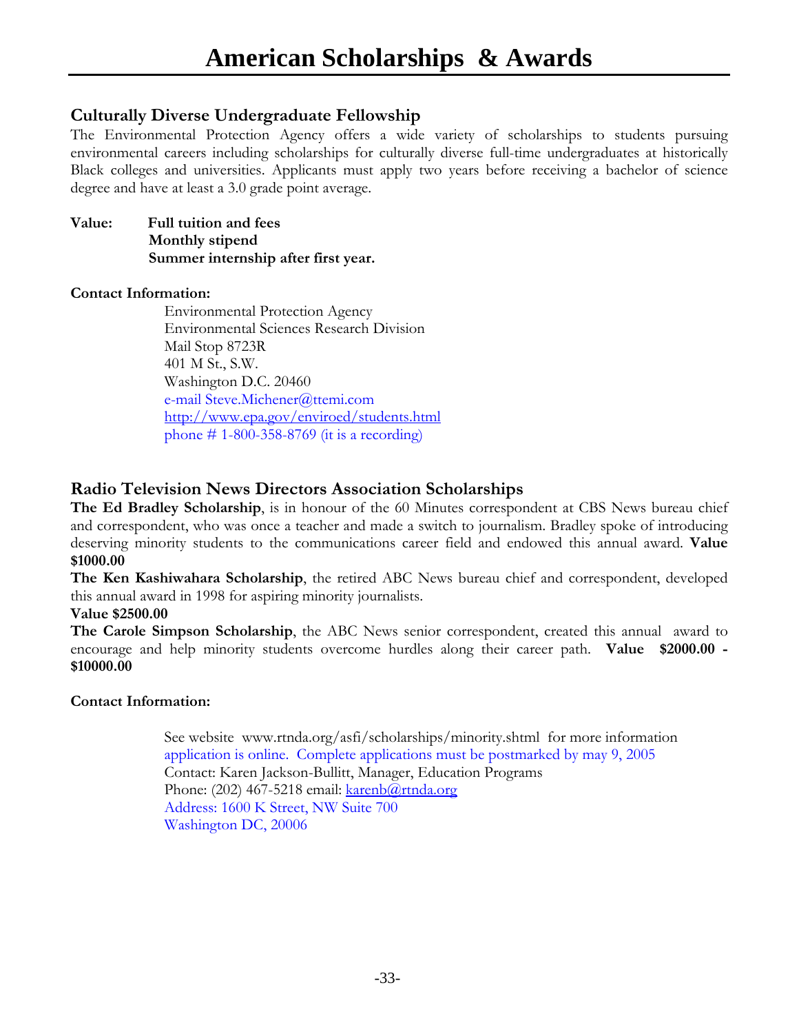# American Scholarships & Awards

## Culturally Diverse Undergraduate Fellowship

The Environmental Protection Agency offers a wide variety of scholarships to students pursuing environmental careers including scholarships for culturally diverse full-time undergraduates at historically Black colleges and universities. Applicants must apply two years before receiving a bachelor of science degree and have at least a 3.0 grade point average.

**Value:** **Full tuition and fees**
**Monthly stipend**
**Summer internship after first year.**

**Contact Information:**

Environmental Protection Agency
Environmental Sciences Research Division
Mail Stop 8723R
401 M St., S.W.
Washington D.C. 20460
e-mail Steve.Michener@ttemi.com
http://www.epa.gov/enviroed/students.html
phone # 1-800-358-8769 (it is a recording)

## Radio Television News Directors Association Scholarships

**The Ed Bradley Scholarship**, is in honour of the 60 Minutes correspondent at CBS News bureau chief and correspondent, who was once a teacher and made a switch to journalism. Bradley spoke of introducing deserving minority students to the communications career field and endowed this annual award. **Value $1000.00**

**The Ken Kashiwahara Scholarship**, the retired ABC News bureau chief and correspondent, developed this annual award in 1998 for aspiring minority journalists.

**Value $2500.00**

**The Carole Simpson Scholarship**, the ABC News senior correspondent, created this annual award to encourage and help minority students overcome hurdles along their career path. **Value $2000.00 - $10000.00**

**Contact Information:**

See website www.rtnda.org/asfi/scholarships/minority.shtml for more information
application is online. Complete applications must be postmarked by may 9, 2005
Contact: Karen Jackson-Bullitt, Manager, Education Programs
Phone: (202) 467-5218 email: karenb@rtnda.org
Address: 1600 K Street, NW Suite 700
Washington DC, 20006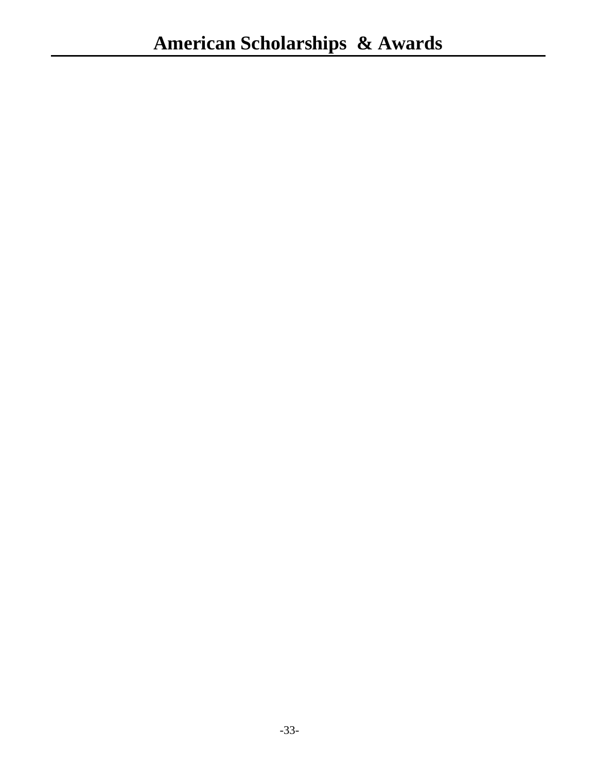# American Scholarships & Awards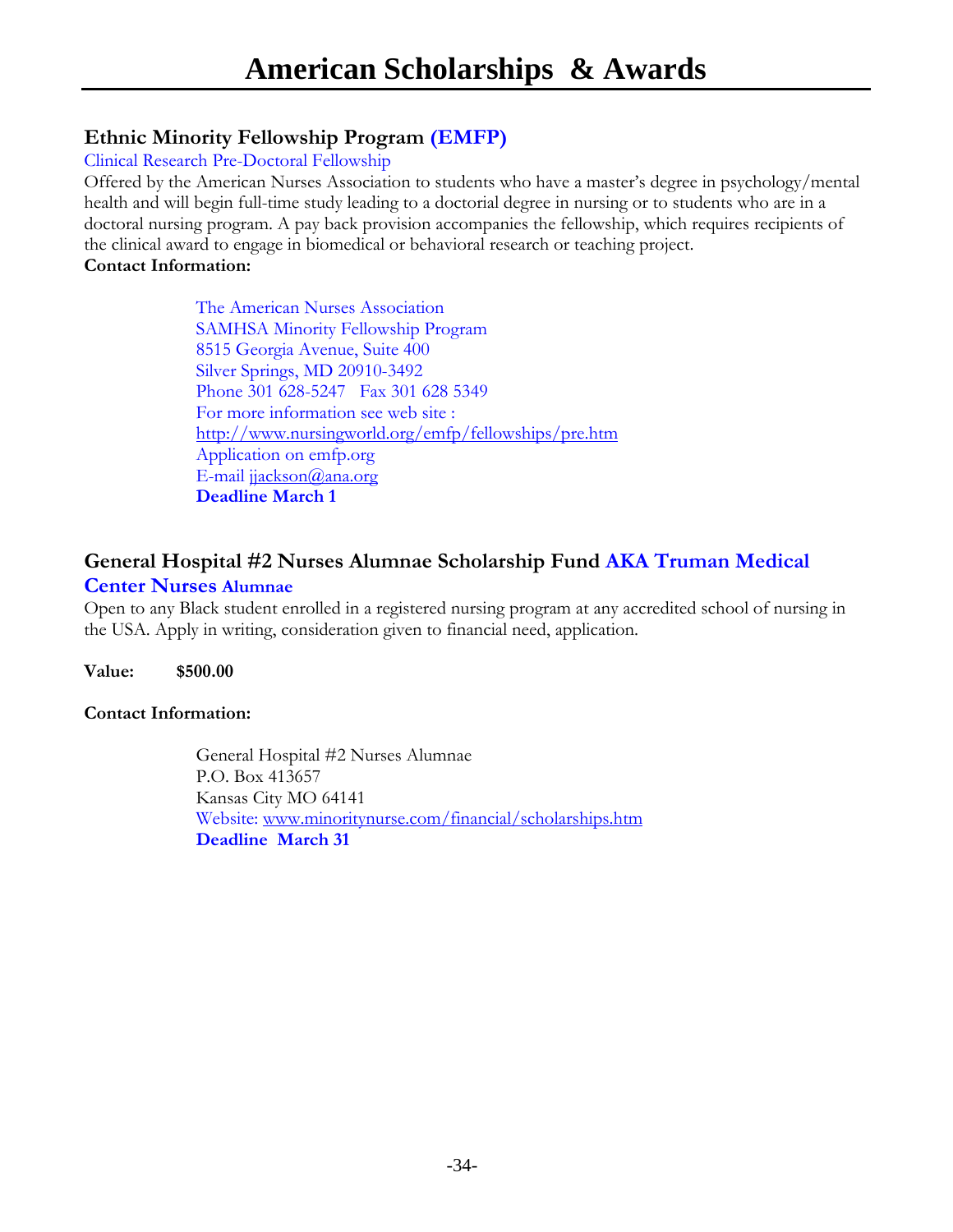## Ethnic Minority Fellowship Program (EMFP)

Clinical Research Pre-Doctoral Fellowship

Offered by the American Nurses Association to students who have a master's degree in psychology/mental health and will begin full-time study leading to a doctorial degree in nursing or to students who are in a doctoral nursing program. A pay back provision accompanies the fellowship, which requires recipients of the clinical award to engage in biomedical or behavioral research or teaching project.

**Contact Information:**

> The American Nurses Association
> SAMHSA Minority Fellowship Program
> 8515 Georgia Avenue, Suite 400
> Silver Springs, MD 20910-3492
> Phone 301 628-5247   Fax 301 628 5349
> For more information see web site :
> http://www.nursingworld.org/emfp/fellowships/pre.htm
> Application on emfp.org
> E-mail jjackson@ana.org
> **Deadline March 1**

## General Hospital #2 Nurses Alumnae Scholarship Fund AKA Truman Medical Center Nurses Alumnae

Open to any Black student enrolled in a registered nursing program at any accredited school of nursing in the USA. Apply in writing, consideration given to financial need, application.

**Value: $500.00**

**Contact Information:**

> General Hospital #2 Nurses Alumnae
> P.O. Box 413657
> Kansas City MO 64141
> Website: www.minoritynurse.com/financial/scholarships.htm
> **Deadline March 31**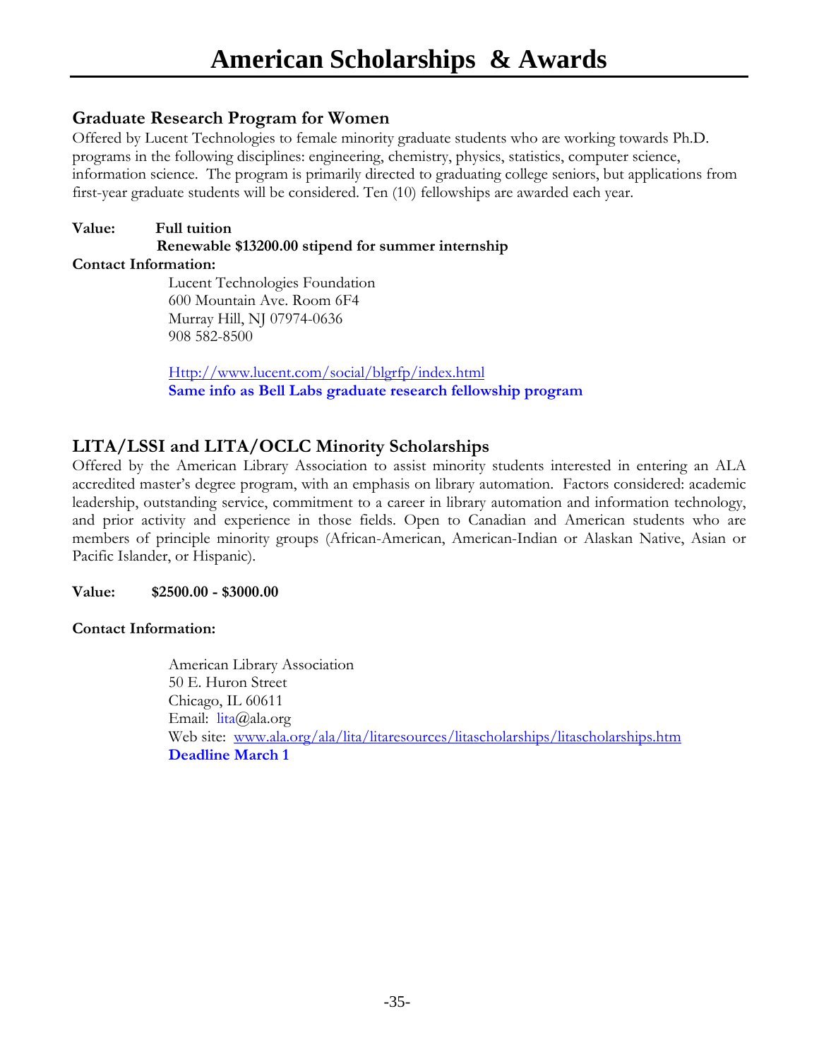# American Scholarships & Awards

## Graduate Research Program for Women

Offered by Lucent Technologies to female minority graduate students who are working towards Ph.D. programs in the following disciplines: engineering, chemistry, physics, statistics, computer science, information science. The program is primarily directed to graduating college seniors, but applications from first-year graduate students will be considered. Ten (10) fellowships are awarded each year.

**Value:** **Full tuition**
**Renewable $13200.00 stipend for summer internship**

**Contact Information:**

Lucent Technologies Foundation
600 Mountain Ave. Room 6F4
Murray Hill, NJ 07974-0636
908 582-8500

Http://www.lucent.com/social/blgrfp/index.html
**Same info as Bell Labs graduate research fellowship program**

## LITA/LSSI and LITA/OCLC Minority Scholarships

Offered by the American Library Association to assist minority students interested in entering an ALA accredited master's degree program, with an emphasis on library automation. Factors considered: academic leadership, outstanding service, commitment to a career in library automation and information technology, and prior activity and experience in those fields. Open to Canadian and American students who are members of principle minority groups (African-American, American-Indian or Alaskan Native, Asian or Pacific Islander, or Hispanic).

**Value:** **$2500.00 - $3000.00**

**Contact Information:**

American Library Association
50 E. Huron Street
Chicago, IL 60611
Email: lita@ala.org
Web site: www.ala.org/ala/lita/litaresources/litascholarships/litascholarships.htm
**Deadline March 1**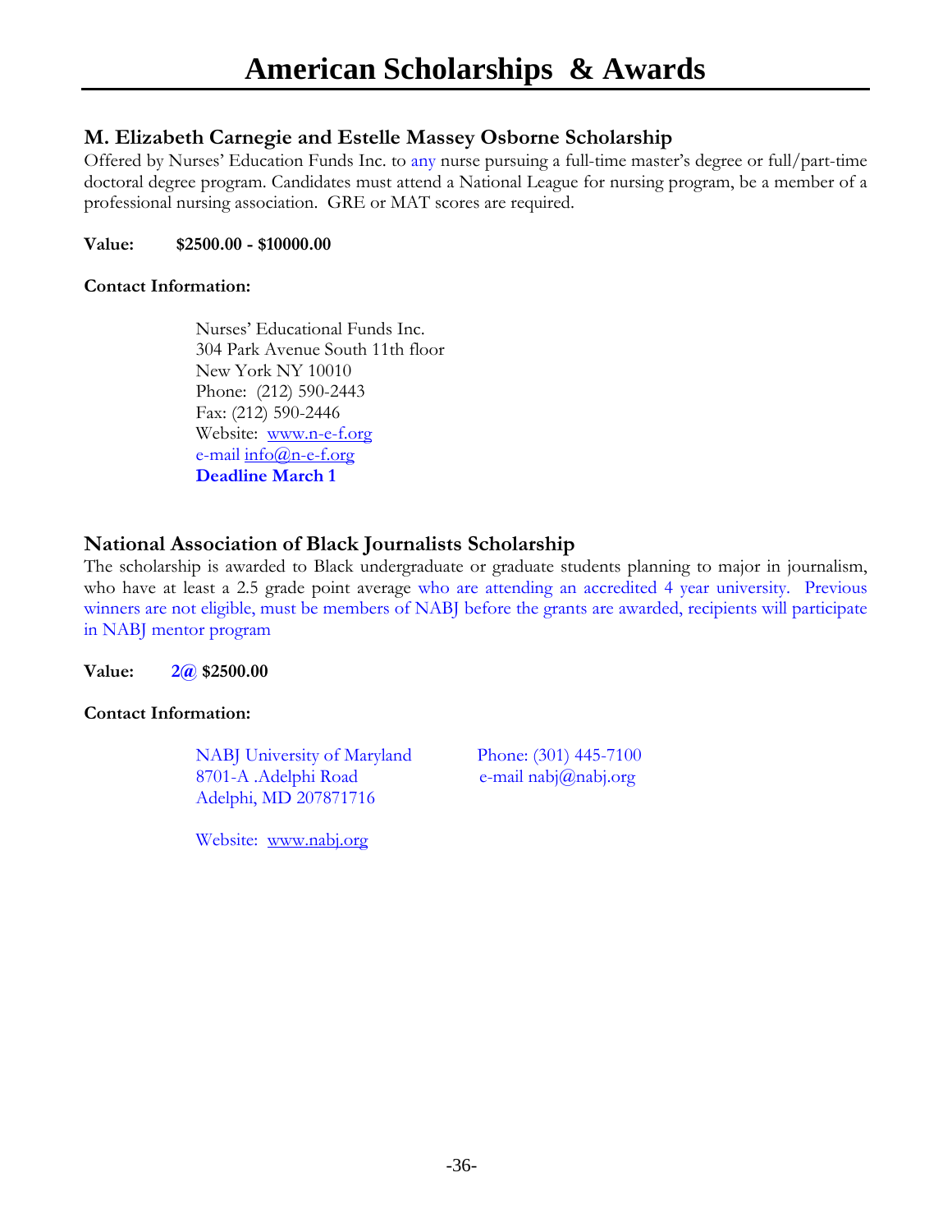# American Scholarships & Awards

## M. Elizabeth Carnegie and Estelle Massey Osborne Scholarship

Offered by Nurses' Education Funds Inc. to any nurse pursuing a full-time master's degree or full/part-time doctoral degree program. Candidates must attend a National League for nursing program, be a member of a professional nursing association. GRE or MAT scores are required.

**Value: $2500.00 - $10000.00**

**Contact Information:**

Nurses' Educational Funds Inc.
304 Park Avenue South 11th floor
New York NY 10010
Phone: (212) 590-2443
Fax: (212) 590-2446
Website: www.n-e-f.org
e-mail info@n-e-f.org
**Deadline March 1**

## National Association of Black Journalists Scholarship

The scholarship is awarded to Black undergraduate or graduate students planning to major in journalism, who have at least a 2.5 grade point average who are attending an accredited 4 year university. Previous winners are not eligible, must be members of NABJ before the grants are awarded, recipients will participate in NABJ mentor program

**Value: 2@ $2500.00**

**Contact Information:**

NABJ University of Maryland
8701-A .Adelphi Road
Adelphi, MD 207871716

Phone: (301) 445-7100
e-mail nabj@nabj.org

Website: www.nabj.org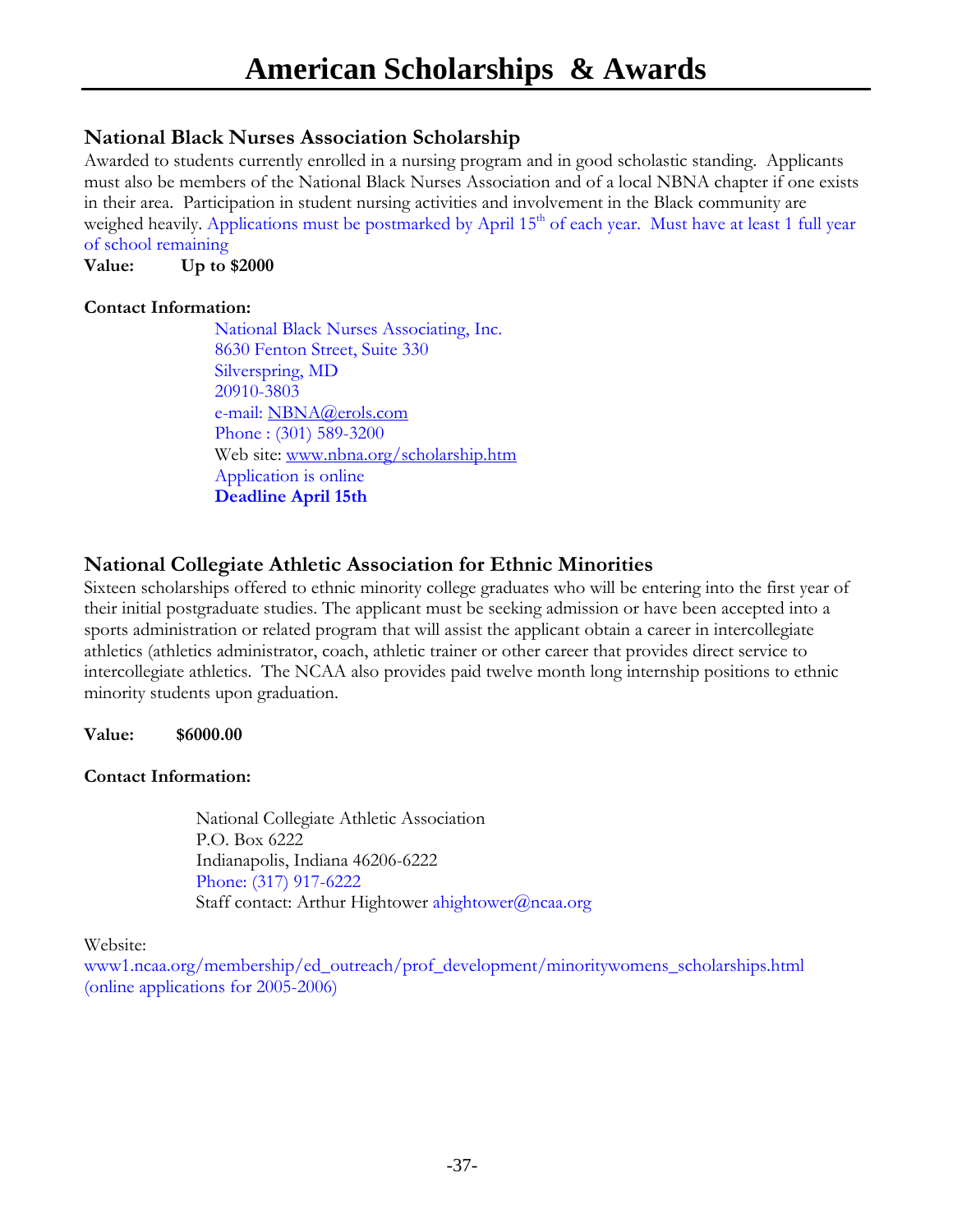# American Scholarships & Awards

### National Black Nurses Association Scholarship

Awarded to students currently enrolled in a nursing program and in good scholastic standing. Applicants must also be members of the National Black Nurses Association and of a local NBNA chapter if one exists in their area. Participation in student nursing activities and involvement in the Black community are weighed heavily. Applications must be postmarked by April 15th of each year. Must have at least 1 full year of school remaining

**Value: Up to $2000**

**Contact Information:**

National Black Nurses Associating, Inc.
8630 Fenton Street, Suite 330
Silverspring, MD
20910-3803
e-mail: NBNA@erols.com
Phone : (301) 589-3200
Web site: www.nbna.org/scholarship.htm
Application is online
**Deadline April 15th**

### National Collegiate Athletic Association for Ethnic Minorities

Sixteen scholarships offered to ethnic minority college graduates who will be entering into the first year of their initial postgraduate studies. The applicant must be seeking admission or have been accepted into a sports administration or related program that will assist the applicant obtain a career in intercollegiate athletics (athletics administrator, coach, athletic trainer or other career that provides direct service to intercollegiate athletics. The NCAA also provides paid twelve month long internship positions to ethnic minority students upon graduation.

**Value: $6000.00**

**Contact Information:**

National Collegiate Athletic Association
P.O. Box 6222
Indianapolis, Indiana 46206-6222
Phone: (317) 917-6222
Staff contact: Arthur Hightower ahightower@ncaa.org

Website:
www1.ncaa.org/membership/ed_outreach/prof_development/minoritywomens_scholarships.html
(online applications for 2005-2006)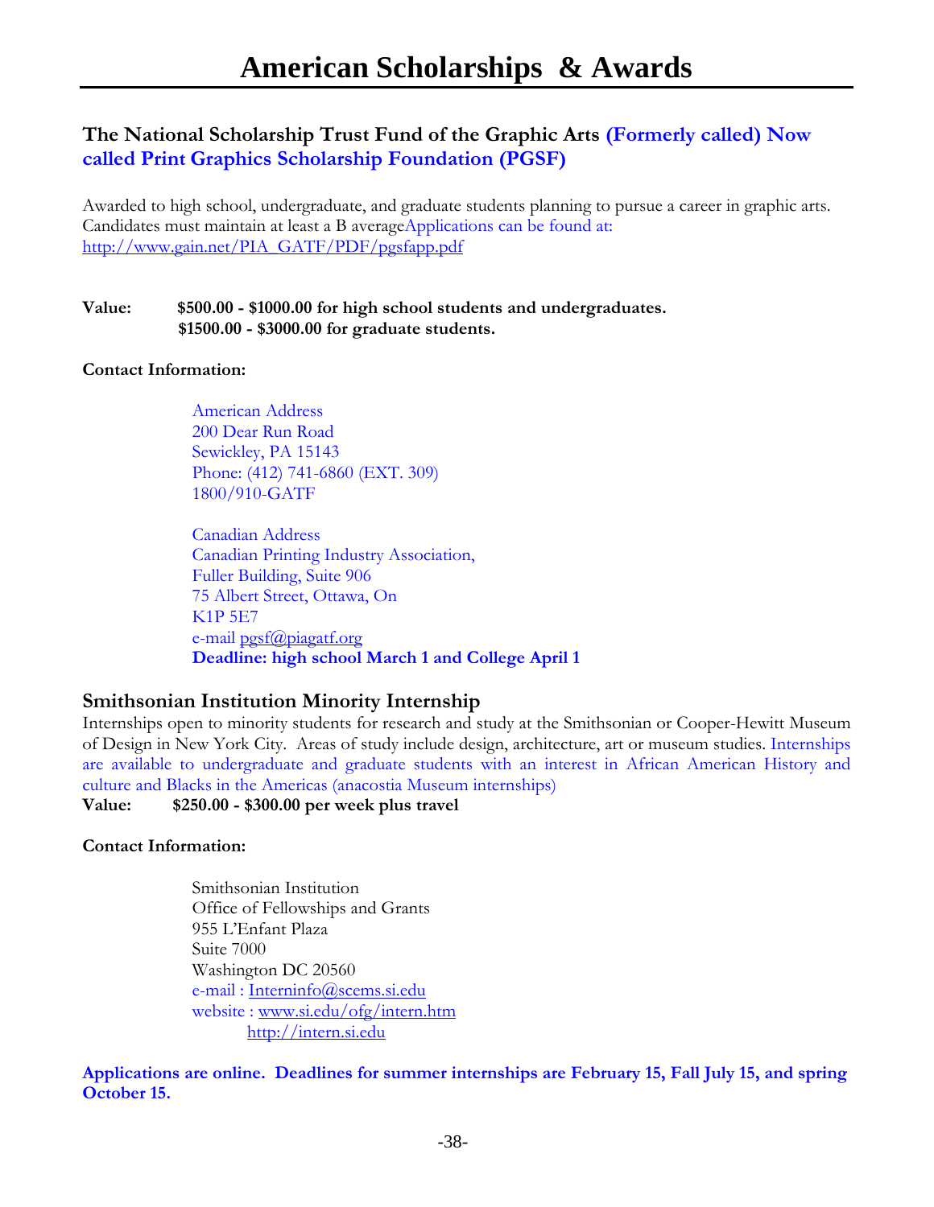# American Scholarships & Awards

### The National Scholarship Trust Fund of the Graphic Arts (Formerly called) Now called Print Graphics Scholarship Foundation (PGSF)

Awarded to high school, undergraduate, and graduate students planning to pursue a career in graphic arts. Candidates must maintain at least a B averageApplications can be found at: http://www.gain.net/PIA_GATF/PDF/pgsfapp.pdf

**Value:** **$500.00 - $1000.00 for high school students and undergraduates.**
**$1500.00 - $3000.00 for graduate students.**

**Contact Information:**

American Address
200 Dear Run Road
Sewickley, PA 15143
Phone: (412) 741-6860 (EXT. 309)
1800/910-GATF

Canadian Address
Canadian Printing Industry Association,
Fuller Building, Suite 906
75 Albert Street, Ottawa, On
K1P 5E7
e-mail pgsf@piagatf.org
**Deadline: high school March 1 and College April 1**

### Smithsonian Institution Minority Internship

Internships open to minority students for research and study at the Smithsonian or Cooper-Hewitt Museum of Design in New York City. Areas of study include design, architecture, art or museum studies. Internships are available to undergraduate and graduate students with an interest in African American History and culture and Blacks in the Americas (anacostia Museum internships)

**Value:** **$250.00 - $300.00 per week plus travel**

**Contact Information:**

Smithsonian Institution
Office of Fellowships and Grants
955 L'Enfant Plaza
Suite 7000
Washington DC 20560
e-mail : Interninfo@scems.si.edu
website : www.si.edu/ofg/intern.htm
http://intern.si.edu

**Applications are online. Deadlines for summer internships are February 15, Fall July 15, and spring October 15.**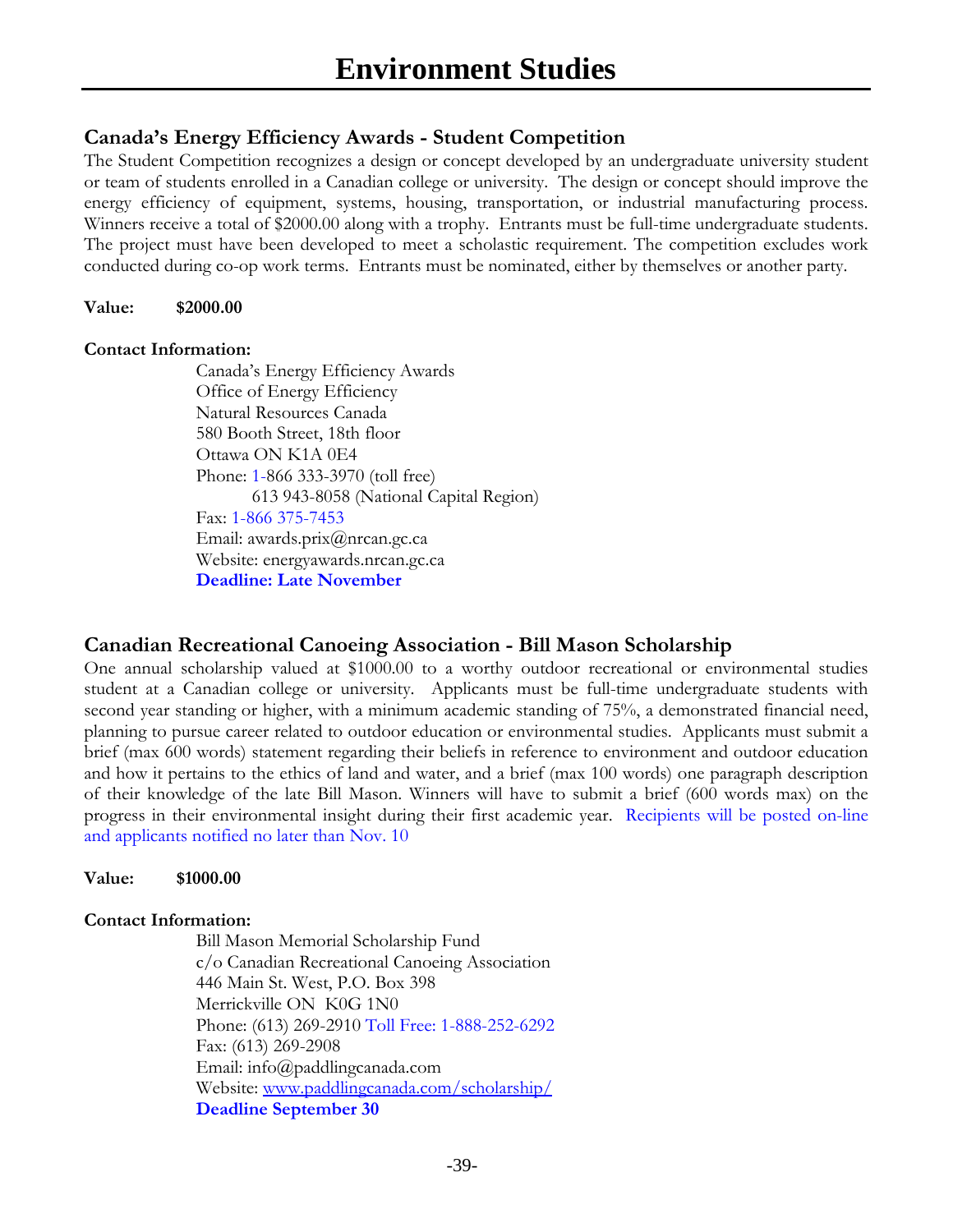# Environment Studies

## Canada's Energy Efficiency Awards - Student Competition

The Student Competition recognizes a design or concept developed by an undergraduate university student or team of students enrolled in a Canadian college or university. The design or concept should improve the energy efficiency of equipment, systems, housing, transportation, or industrial manufacturing process. Winners receive a total of $2000.00 along with a trophy. Entrants must be full-time undergraduate students. The project must have been developed to meet a scholastic requirement. The competition excludes work conducted during co-op work terms. Entrants must be nominated, either by themselves or another party.

**Value: $2000.00**

**Contact Information:**

Canada's Energy Efficiency Awards
Office of Energy Efficiency
Natural Resources Canada
580 Booth Street, 18th floor
Ottawa ON K1A 0E4
Phone: 1-866 333-3970 (toll free)
613 943-8058 (National Capital Region)
Fax: 1-866 375-7453
Email: awards.prix@nrcan.gc.ca
Website: energyawards.nrcan.gc.ca
**Deadline: Late November**

## Canadian Recreational Canoeing Association - Bill Mason Scholarship

One annual scholarship valued at $1000.00 to a worthy outdoor recreational or environmental studies student at a Canadian college or university. Applicants must be full-time undergraduate students with second year standing or higher, with a minimum academic standing of 75%, a demonstrated financial need, planning to pursue career related to outdoor education or environmental studies. Applicants must submit a brief (max 600 words) statement regarding their beliefs in reference to environment and outdoor education and how it pertains to the ethics of land and water, and a brief (max 100 words) one paragraph description of their knowledge of the late Bill Mason. Winners will have to submit a brief (600 words max) on the progress in their environmental insight during their first academic year. Recipients will be posted on-line and applicants notified no later than Nov. 10

**Value: $1000.00**

**Contact Information:**

Bill Mason Memorial Scholarship Fund
c/o Canadian Recreational Canoeing Association
446 Main St. West, P.O. Box 398
Merrickville ON K0G 1N0
Phone: (613) 269-2910 Toll Free: 1-888-252-6292
Fax: (613) 269-2908
Email: info@paddlingcanada.com
Website: www.paddlingcanada.com/scholarship/
**Deadline September 30**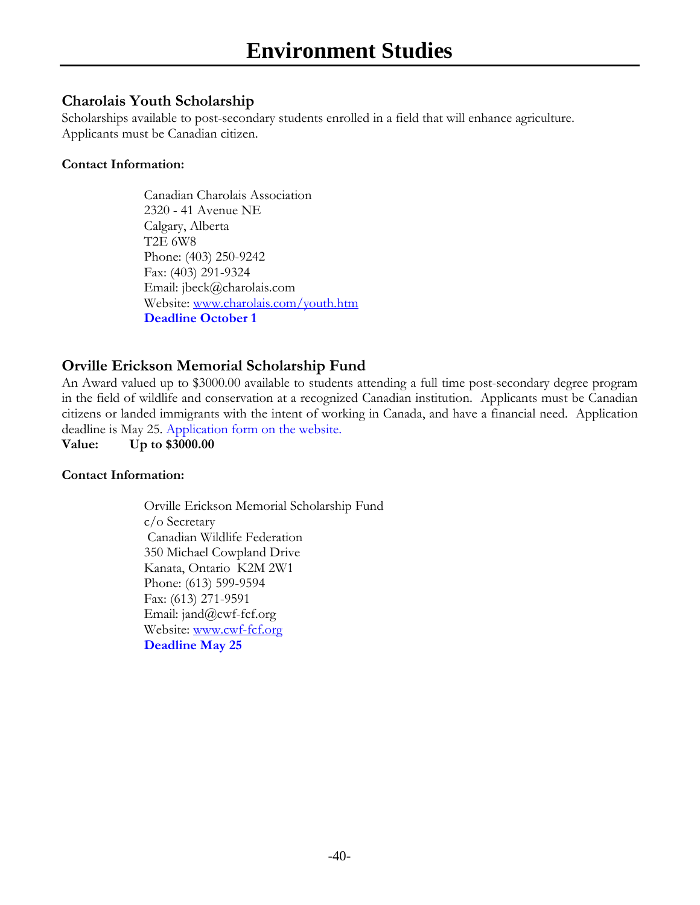# Environment Studies

## Charolais Youth Scholarship

Scholarships available to post-secondary students enrolled in a field that will enhance agriculture. Applicants must be Canadian citizen.

**Contact Information:**

Canadian Charolais Association
2320 - 41 Avenue NE
Calgary, Alberta
T2E 6W8
Phone: (403) 250-9242
Fax: (403) 291-9324
Email: jbeck@charolais.com
Website: www.charolais.com/youth.htm
**Deadline October 1**

## Orville Erickson Memorial Scholarship Fund

An Award valued up to $3000.00 available to students attending a full time post-secondary degree program in the field of wildlife and conservation at a recognized Canadian institution. Applicants must be Canadian citizens or landed immigrants with the intent of working in Canada, and have a financial need. Application deadline is May 25. Application form on the website.

**Value: Up to $3000.00**

**Contact Information:**

Orville Erickson Memorial Scholarship Fund
c/o Secretary
Canadian Wildlife Federation
350 Michael Cowpland Drive
Kanata, Ontario K2M 2W1
Phone: (613) 599-9594
Fax: (613) 271-9591
Email: jand@cwf-fcf.org
Website: www.cwf-fcf.org
**Deadline May 25**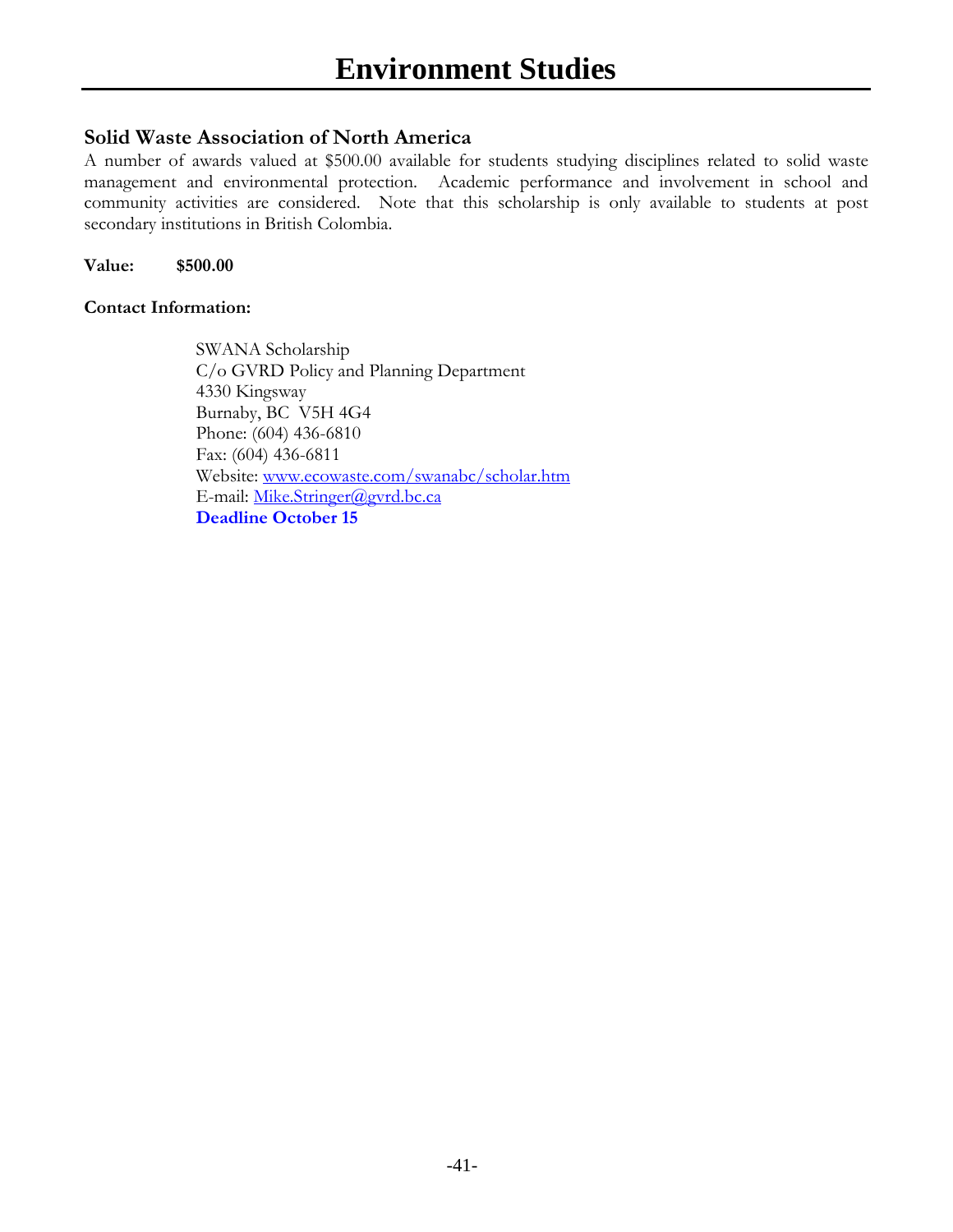# Environment Studies

## Solid Waste Association of North America

A number of awards valued at $500.00 available for students studying disciplines related to solid waste management and environmental protection. Academic performance and involvement in school and community activities are considered. Note that this scholarship is only available to students at post secondary institutions in British Colombia.

**Value: $500.00**

**Contact Information:**

SWANA Scholarship
C/o GVRD Policy and Planning Department
4330 Kingsway
Burnaby, BC V5H 4G4
Phone: (604) 436-6810
Fax: (604) 436-6811
Website: www.ecowaste.com/swanabc/scholar.htm
E-mail: Mike.Stringer@gvrd.bc.ca
**Deadline October 15**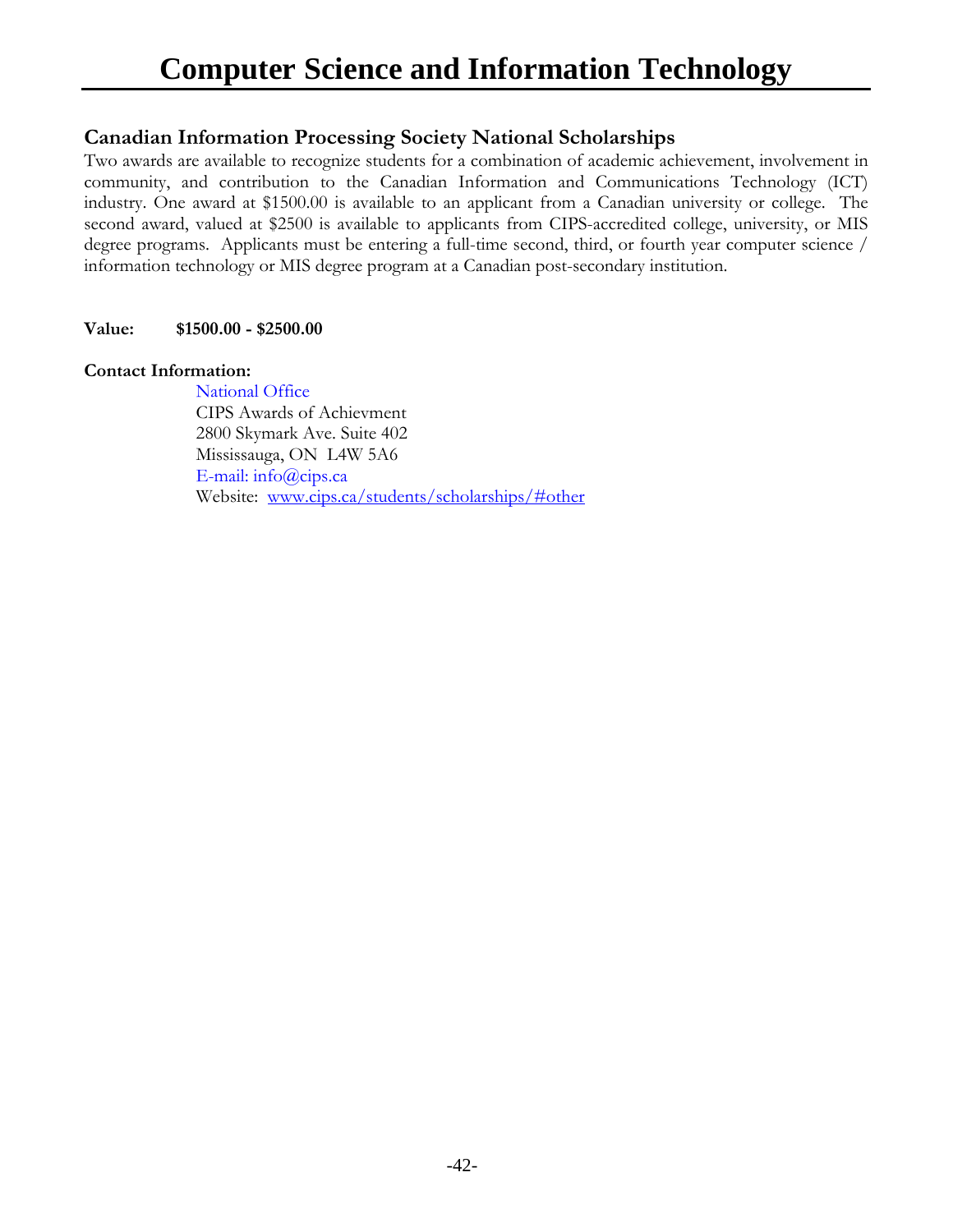# Computer Science and Information Technology

## Canadian Information Processing Society National Scholarships

Two awards are available to recognize students for a combination of academic achievement, involvement in community, and contribution to the Canadian Information and Communications Technology (ICT) industry. One award at $1500.00 is available to an applicant from a Canadian university or college. The second award, valued at $2500 is available to applicants from CIPS-accredited college, university, or MIS degree programs. Applicants must be entering a full-time second, third, or fourth year computer science / information technology or MIS degree program at a Canadian post-secondary institution.

**Value:** **$1500.00 - $2500.00**

**Contact Information:**

National Office
CIPS Awards of Achievment
2800 Skymark Ave. Suite 402
Mississauga, ON L4W 5A6
E-mail: info@cips.ca
Website: www.cips.ca/students/scholarships/#other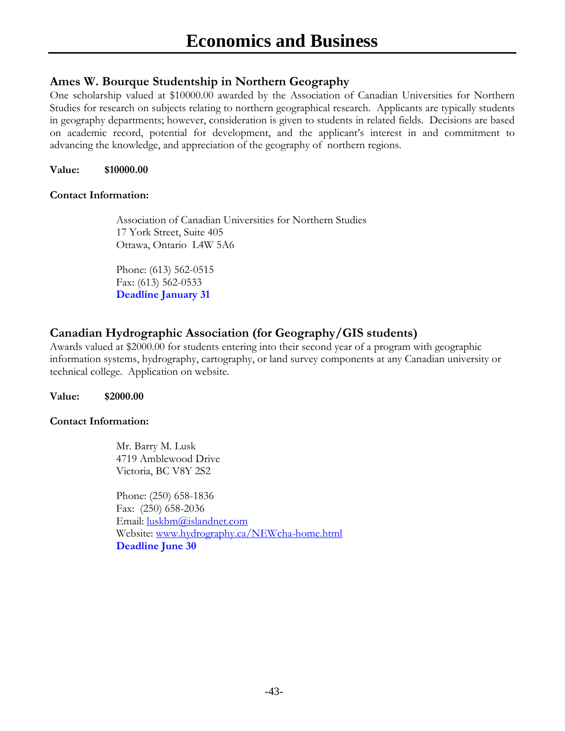# Economics and Business

## Ames W. Bourque Studentship in Northern Geography

One scholarship valued at $10000.00 awarded by the Association of Canadian Universities for Northern Studies for research on subjects relating to northern geographical research. Applicants are typically students in geography departments; however, consideration is given to students in related fields. Decisions are based on academic record, potential for development, and the applicant's interest in and commitment to advancing the knowledge, and appreciation of the geography of northern regions.

**Value: $10000.00**

**Contact Information:**

Association of Canadian Universities for Northern Studies
17 York Street, Suite 405
Ottawa, Ontario L4W 5A6

Phone: (613) 562-0515
Fax: (613) 562-0533
**Deadline January 31**

## Canadian Hydrographic Association (for Geography/GIS students)

Awards valued at $2000.00 for students entering into their second year of a program with geographic information systems, hydrography, cartography, or land survey components at any Canadian university or technical college. Application on website.

**Value: $2000.00**

**Contact Information:**

Mr. Barry M. Lusk
4719 Amblewood Drive
Victoria, BC V8Y 2S2

Phone: (250) 658-1836
Fax: (250) 658-2036
Email: luskbm@islandnet.com
Website: www.hydrography.ca/NEWcha-home.html
**Deadline June 30**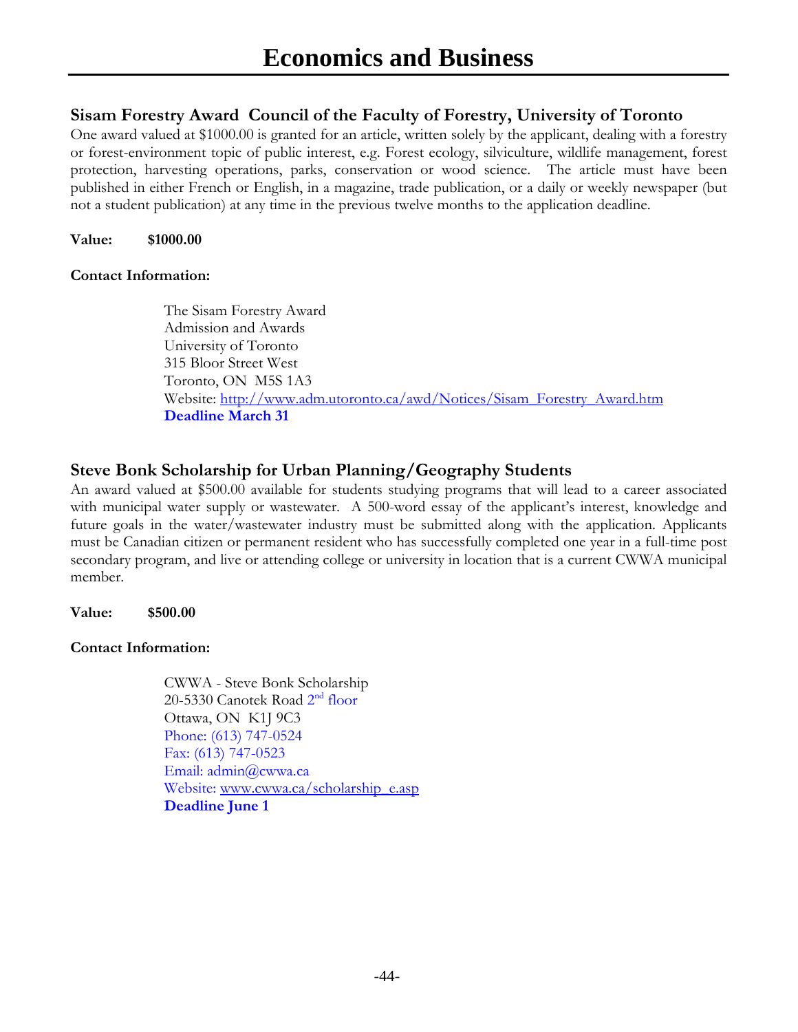# Economics and Business

### Sisam Forestry Award  Council of the Faculty of Forestry, University of Toronto

One award valued at $1000.00 is granted for an article, written solely by the applicant, dealing with a forestry or forest-environment topic of public interest, e.g. Forest ecology, silviculture, wildlife management, forest protection, harvesting operations, parks, conservation or wood science.  The article must have been published in either French or English, in a magazine, trade publication, or a daily or weekly newspaper (but not a student publication) at any time in the previous twelve months to the application deadline.

**Value:** **$1000.00**

**Contact Information:**

The Sisam Forestry Award
Admission and Awards
University of Toronto
315 Bloor Street West
Toronto, ON  M5S 1A3
Website: http://www.adm.utoronto.ca/awd/Notices/Sisam_Forestry_Award.htm
**Deadline March 31**

### Steve Bonk Scholarship for Urban Planning/Geography Students

An award valued at $500.00 available for students studying programs that will lead to a career associated with municipal water supply or wastewater.  A 500-word essay of the applicant's interest, knowledge and future goals in the water/wastewater industry must be submitted along with the application. Applicants must be Canadian citizen or permanent resident who has successfully completed one year in a full-time post secondary program, and live or attending college or university in location that is a current CWWA municipal member.

**Value:** **$500.00**

**Contact Information:**

CWWA - Steve Bonk Scholarship
20-5330 Canotek Road 2nd floor
Ottawa, ON  K1J 9C3
Phone: (613) 747-0524
Fax: (613) 747-0523
Email: admin@cwwa.ca
Website: www.cwwa.ca/scholarship_e.asp
**Deadline June 1**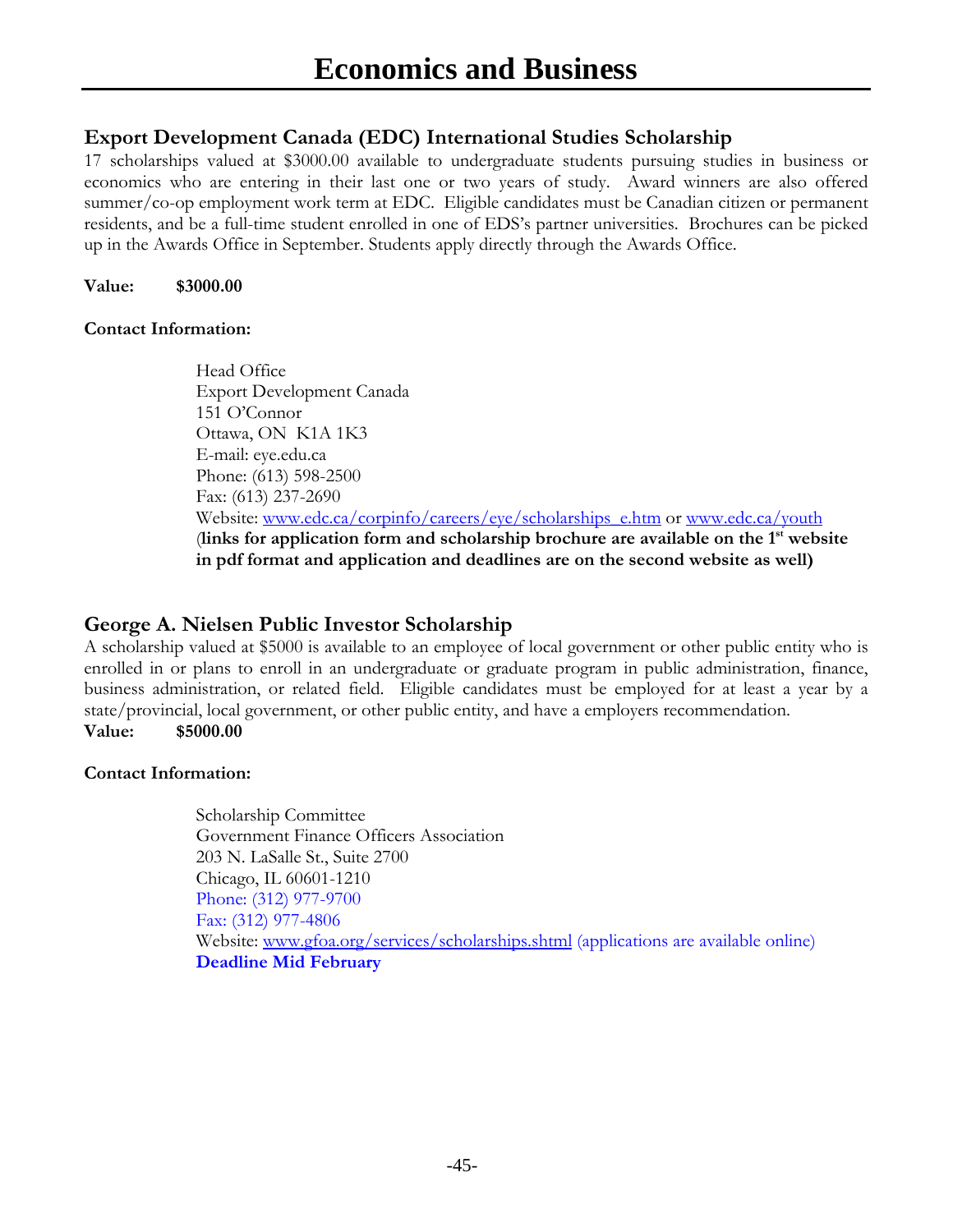# Economics and Business

## Export Development Canada (EDC) International Studies Scholarship

17 scholarships valued at $3000.00 available to undergraduate students pursuing studies in business or economics who are entering in their last one or two years of study. Award winners are also offered summer/co-op employment work term at EDC. Eligible candidates must be Canadian citizen or permanent residents, and be a full-time student enrolled in one of EDS's partner universities. Brochures can be picked up in the Awards Office in September. Students apply directly through the Awards Office.

**Value: $3000.00**

**Contact Information:**

Head Office
Export Development Canada
151 O'Connor
Ottawa, ON K1A 1K3
E-mail: eye.edu.ca
Phone: (613) 598-2500
Fax: (613) 237-2690
Website: www.edc.ca/corpinfo/careers/eye/scholarships_e.htm or www.edc.ca/youth
(**links for application form and scholarship brochure are available on the 1st website in pdf format and application and deadlines are on the second website as well)**

## George A. Nielsen Public Investor Scholarship

A scholarship valued at $5000 is available to an employee of local government or other public entity who is enrolled in or plans to enroll in an undergraduate or graduate program in public administration, finance, business administration, or related field. Eligible candidates must be employed for at least a year by a state/provincial, local government, or other public entity, and have a employers recommendation.

**Value: $5000.00**

**Contact Information:**

Scholarship Committee
Government Finance Officers Association
203 N. LaSalle St., Suite 2700
Chicago, IL 60601-1210
Phone: (312) 977-9700
Fax: (312) 977-4806
Website: www.gfoa.org/services/scholarships.shtml (applications are available online)
**Deadline Mid February**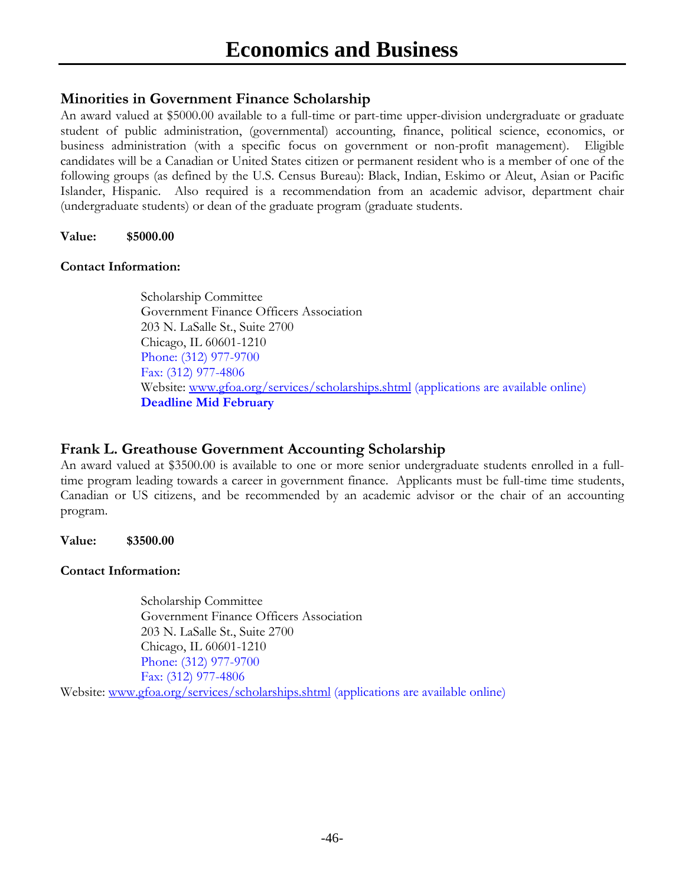# Economics and Business

## Minorities in Government Finance Scholarship

An award valued at $5000.00 available to a full-time or part-time upper-division undergraduate or graduate student of public administration, (governmental) accounting, finance, political science, economics, or business administration (with a specific focus on government or non-profit management). Eligible candidates will be a Canadian or United States citizen or permanent resident who is a member of one of the following groups (as defined by the U.S. Census Bureau): Black, Indian, Eskimo or Aleut, Asian or Pacific Islander, Hispanic. Also required is a recommendation from an academic advisor, department chair (undergraduate students) or dean of the graduate program (graduate students.

**Value: $5000.00**

**Contact Information:**

Scholarship Committee
Government Finance Officers Association
203 N. LaSalle St., Suite 2700
Chicago, IL 60601-1210
Phone: (312) 977-9700
Fax: (312) 977-4806
Website: www.gfoa.org/services/scholarships.shtml (applications are available online)
**Deadline Mid February**

## Frank L. Greathouse Government Accounting Scholarship

An award valued at $3500.00 is available to one or more senior undergraduate students enrolled in a full-time program leading towards a career in government finance. Applicants must be full-time time students, Canadian or US citizens, and be recommended by an academic advisor or the chair of an accounting program.

**Value: $3500.00**

**Contact Information:**

Scholarship Committee
Government Finance Officers Association
203 N. LaSalle St., Suite 2700
Chicago, IL 60601-1210
Phone: (312) 977-9700
Fax: (312) 977-4806
Website: www.gfoa.org/services/scholarships.shtml (applications are available online)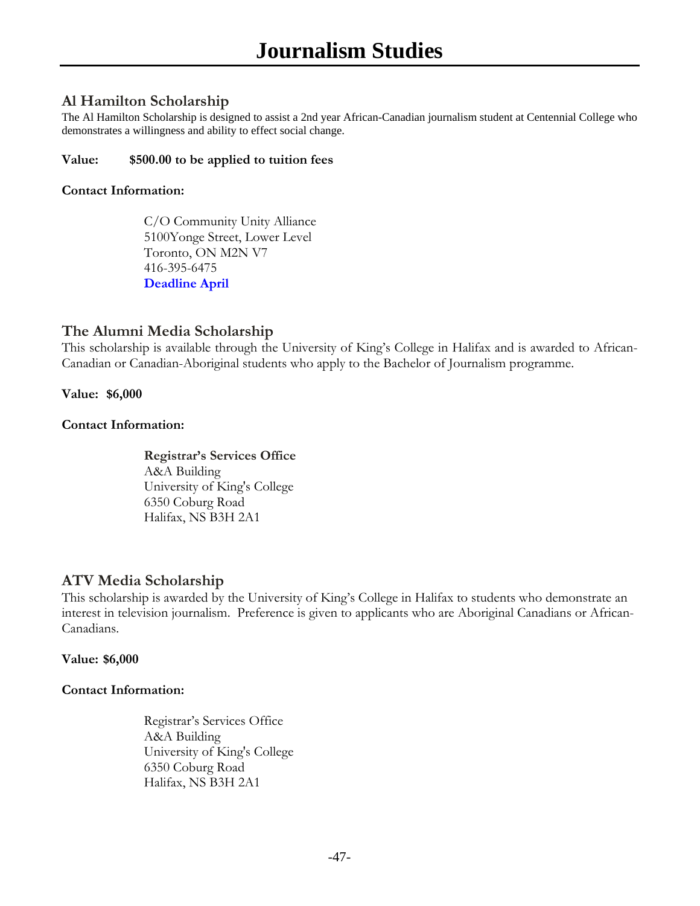# Journalism Studies

## Al Hamilton Scholarship

The Al Hamilton Scholarship is designed to assist a 2nd year African-Canadian journalism student at Centennial College who demonstrates a willingness and ability to effect social change.

**Value: $500.00 to be applied to tuition fees**

**Contact Information:**

C/O Community Unity Alliance
5100Yonge Street, Lower Level
Toronto, ON M2N V7
416-395-6475
**Deadline April**

## The Alumni Media Scholarship

This scholarship is available through the University of King's College in Halifax and is awarded to African-Canadian or Canadian-Aboriginal students who apply to the Bachelor of Journalism programme.

**Value: $6,000**

**Contact Information:**

**Registrar's Services Office**
A&A Building
University of King's College
6350 Coburg Road
Halifax, NS B3H 2A1

## ATV Media Scholarship

This scholarship is awarded by the University of King's College in Halifax to students who demonstrate an interest in television journalism. Preference is given to applicants who are Aboriginal Canadians or African-Canadians.

**Value: $6,000**

**Contact Information:**

Registrar's Services Office
A&A Building
University of King's College
6350 Coburg Road
Halifax, NS B3H 2A1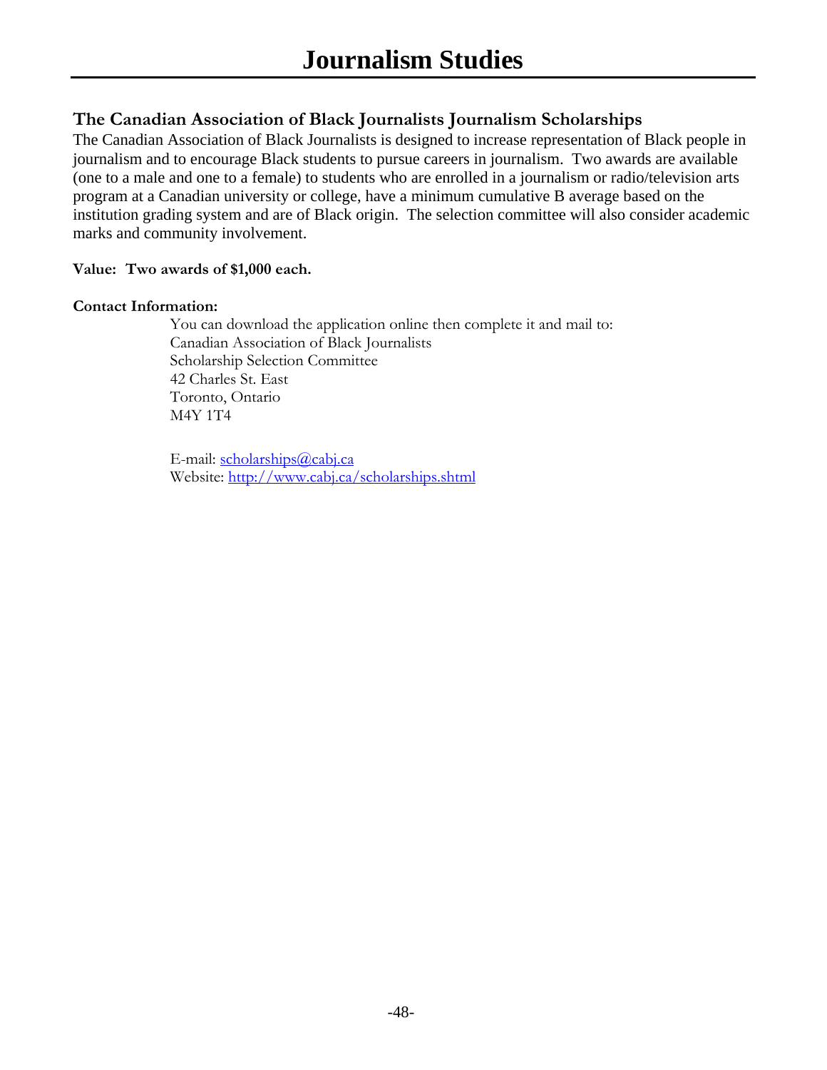# Journalism Studies

## The Canadian Association of Black Journalists Journalism Scholarships

The Canadian Association of Black Journalists is designed to increase representation of Black people in journalism and to encourage Black students to pursue careers in journalism. Two awards are available (one to a male and one to a female) to students who are enrolled in a journalism or radio/television arts program at a Canadian university or college, have a minimum cumulative B average based on the institution grading system and are of Black origin. The selection committee will also consider academic marks and community involvement.

**Value: Two awards of $1,000 each.**

**Contact Information:**

You can download the application online then complete it and mail to:
Canadian Association of Black Journalists
Scholarship Selection Committee
42 Charles St. East
Toronto, Ontario
M4Y 1T4

E-mail: scholarships@cabj.ca
Website: http://www.cabj.ca/scholarships.shtml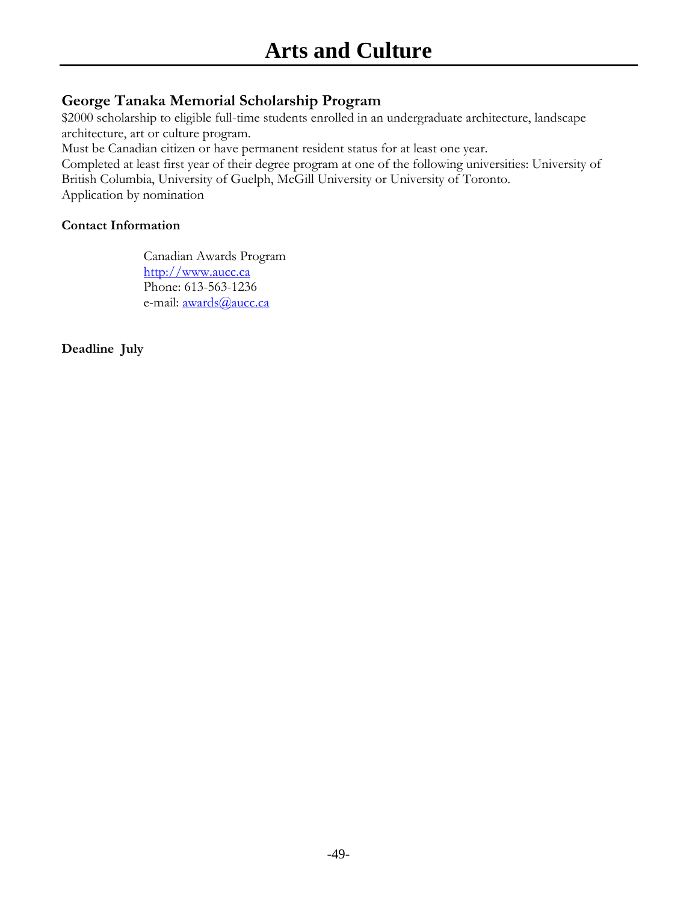# Arts and Culture

## George Tanaka Memorial Scholarship Program

$2000 scholarship to eligible full-time students enrolled in an undergraduate architecture, landscape architecture, art or culture program.
Must be Canadian citizen or have permanent resident status for at least one year.
Completed at least first year of their degree program at one of the following universities: University of British Columbia, University of Guelph, McGill University or University of Toronto.
Application by nomination

**Contact Information**

Canadian Awards Program
[http://www.aucc.ca](http://www.aucc.ca)
Phone: 613-563-1236
e-mail: [awards@aucc.ca](mailto:awards@aucc.ca)

**Deadline July**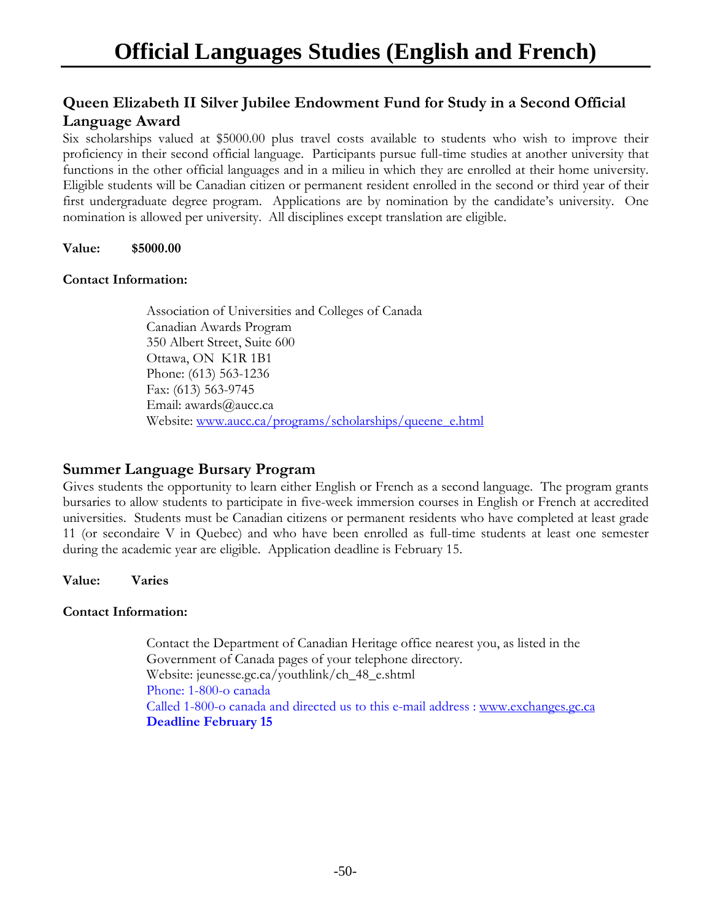# Official Languages Studies (English and French)

## Queen Elizabeth II Silver Jubilee Endowment Fund for Study in a Second Official Language Award

Six scholarships valued at $5000.00 plus travel costs available to students who wish to improve their proficiency in their second official language. Participants pursue full-time studies at another university that functions in the other official languages and in a milieu in which they are enrolled at their home university. Eligible students will be Canadian citizen or permanent resident enrolled in the second or third year of their first undergraduate degree program. Applications are by nomination by the candidate's university. One nomination is allowed per university. All disciplines except translation are eligible.

**Value: $5000.00**

**Contact Information:**

Association of Universities and Colleges of Canada
Canadian Awards Program
350 Albert Street, Suite 600
Ottawa, ON K1R 1B1
Phone: (613) 563-1236
Fax: (613) 563-9745
Email: awards@aucc.ca
Website: www.aucc.ca/programs/scholarships/queene_e.html

## Summer Language Bursary Program

Gives students the opportunity to learn either English or French as a second language. The program grants bursaries to allow students to participate in five-week immersion courses in English or French at accredited universities. Students must be Canadian citizens or permanent residents who have completed at least grade 11 (or secondaire V in Quebec) and who have been enrolled as full-time students at least one semester during the academic year are eligible. Application deadline is February 15.

**Value: Varies**

**Contact Information:**

Contact the Department of Canadian Heritage office nearest you, as listed in the Government of Canada pages of your telephone directory.
Website: jeunesse.gc.ca/youthlink/ch_48_e.shtml
Phone: 1-800-o canada
Called 1-800-o canada and directed us to this e-mail address : www.exchanges.gc.ca
**Deadline February 15**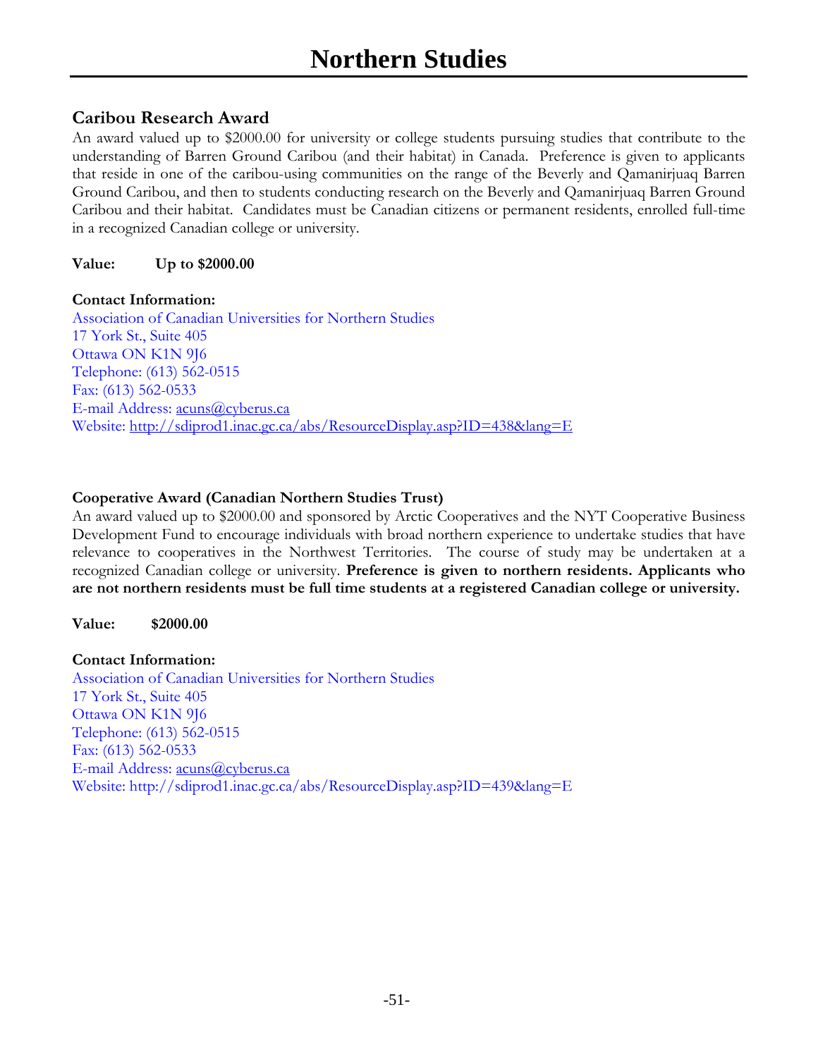# Northern Studies

## Caribou Research Award

An award valued up to $2000.00 for university or college students pursuing studies that contribute to the understanding of Barren Ground Caribou (and their habitat) in Canada. Preference is given to applicants that reside in one of the caribou-using communities on the range of the Beverly and Qamanirjuaq Barren Ground Caribou, and then to students conducting research on the Beverly and Qamanirjuaq Barren Ground Caribou and their habitat. Candidates must be Canadian citizens or permanent residents, enrolled full-time in a recognized Canadian college or university.

**Value: Up to $2000.00**

**Contact Information:**
Association of Canadian Universities for Northern Studies
17 York St., Suite 405
Ottawa ON K1N 9J6
Telephone: (613) 562-0515
Fax: (613) 562-0533
E-mail Address: acuns@cyberus.ca
Website: http://sdiprod1.inac.gc.ca/abs/ResourceDisplay.asp?ID=438&lang=E

**Cooperative Award (Canadian Northern Studies Trust)**

An award valued up to $2000.00 and sponsored by Arctic Cooperatives and the NYT Cooperative Business Development Fund to encourage individuals with broad northern experience to undertake studies that have relevance to cooperatives in the Northwest Territories. The course of study may be undertaken at a recognized Canadian college or university. **Preference is given to northern residents. Applicants who are not northern residents must be full time students at a registered Canadian college or university.**

**Value: $2000.00**

**Contact Information:**
Association of Canadian Universities for Northern Studies
17 York St., Suite 405
Ottawa ON K1N 9J6
Telephone: (613) 562-0515
Fax: (613) 562-0533
E-mail Address: acuns@cyberus.ca
Website: http://sdiprod1.inac.gc.ca/abs/ResourceDisplay.asp?ID=439&lang=E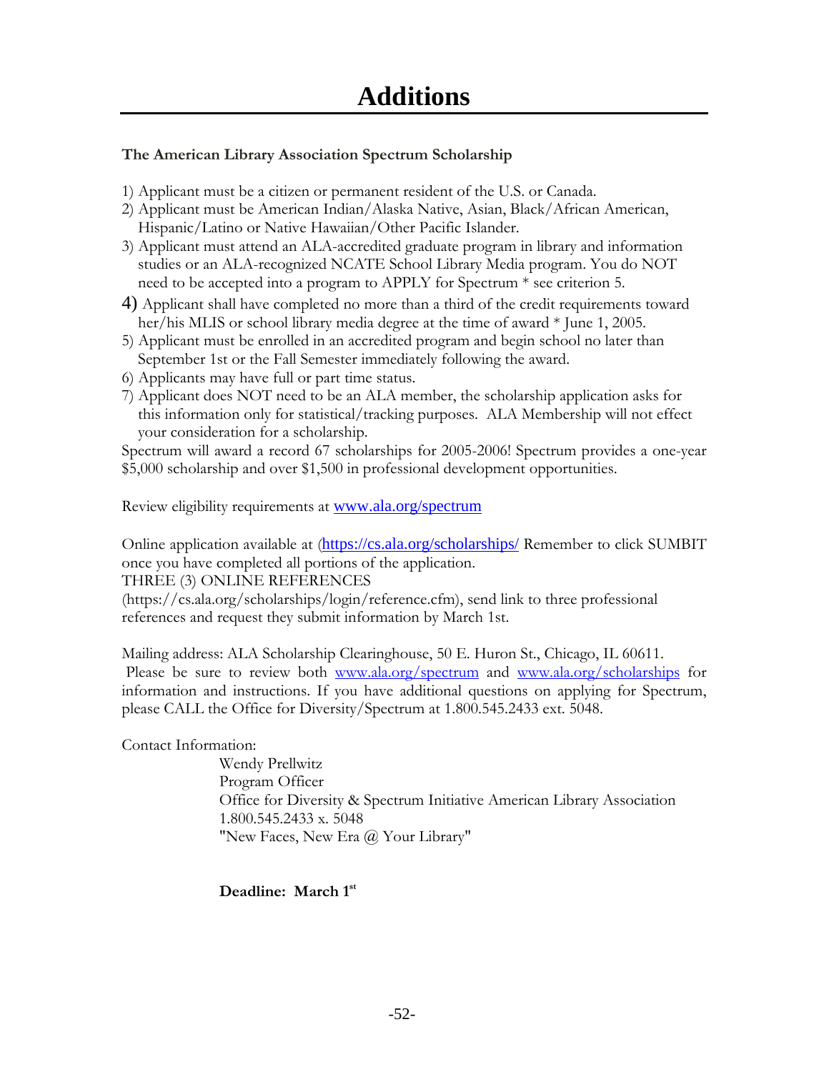# Additions

**The American Library Association Spectrum Scholarship**

1) Applicant must be a citizen or permanent resident of the U.S. or Canada.
2) Applicant must be American Indian/Alaska Native, Asian, Black/African American, Hispanic/Latino or Native Hawaiian/Other Pacific Islander.
3) Applicant must attend an ALA-accredited graduate program in library and information studies or an ALA-recognized NCATE School Library Media program. You do NOT need to be accepted into a program to APPLY for Spectrum * see criterion 5.
4) Applicant shall have completed no more than a third of the credit requirements toward her/his MLIS or school library media degree at the time of award * June 1, 2005.
5) Applicant must be enrolled in an accredited program and begin school no later than September 1st or the Fall Semester immediately following the award.
6) Applicants may have full or part time status.
7) Applicant does NOT need to be an ALA member, the scholarship application asks for this information only for statistical/tracking purposes. ALA Membership will not effect your consideration for a scholarship.

Spectrum will award a record 67 scholarships for 2005-2006! Spectrum provides a one-year $5,000 scholarship and over $1,500 in professional development opportunities.

Review eligibility requirements at www.ala.org/spectrum

Online application available at (https://cs.ala.org/scholarships/ Remember to click SUMBIT once you have completed all portions of the application.
THREE (3) ONLINE REFERENCES
(https://cs.ala.org/scholarships/login/reference.cfm), send link to three professional references and request they submit information by March 1st.

Mailing address: ALA Scholarship Clearinghouse, 50 E. Huron St., Chicago, IL 60611.
Please be sure to review both www.ala.org/spectrum and www.ala.org/scholarships for information and instructions. If you have additional questions on applying for Spectrum, please CALL the Office for Diversity/Spectrum at 1.800.545.2433 ext. 5048.

Contact Information:

Wendy Prellwitz
Program Officer
Office for Diversity & Spectrum Initiative American Library Association
1.800.545.2433 x. 5048
"New Faces, New Era @ Your Library"

**Deadline: March 1st**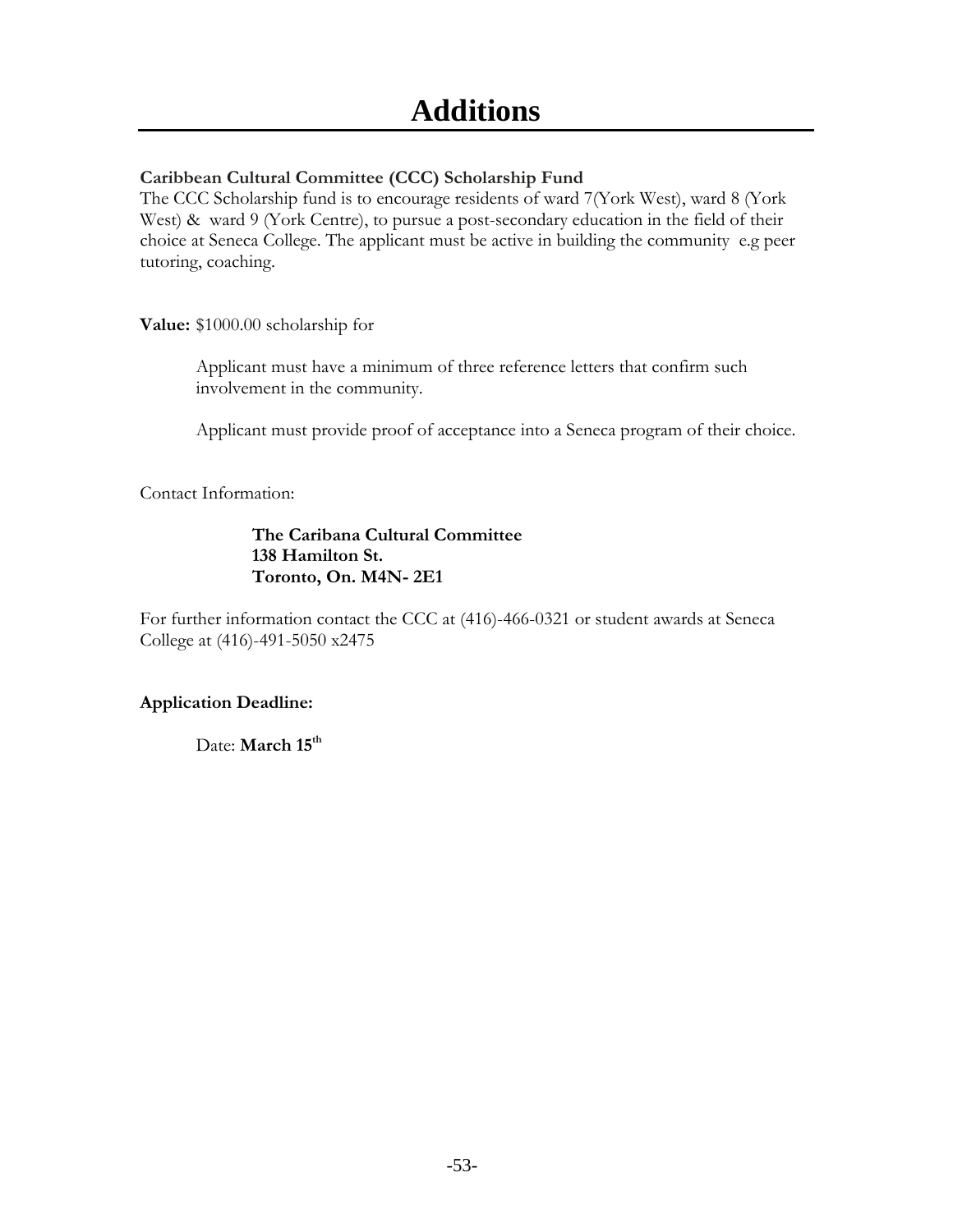# Additions

**Caribbean Cultural Committee (CCC) Scholarship Fund**
The CCC Scholarship fund is to encourage residents of ward 7(York West), ward 8 (York West) & ward 9 (York Centre), to pursue a post-secondary education in the field of their choice at Seneca College. The applicant must be active in building the community e.g peer tutoring, coaching.

**Value:** $1000.00 scholarship for

Applicant must have a minimum of three reference letters that confirm such involvement in the community.

Applicant must provide proof of acceptance into a Seneca program of their choice.

Contact Information:

**The Caribana Cultural Committee**
**138 Hamilton St.**
**Toronto, On. M4N- 2E1**

For further information contact the CCC at (416)-466-0321 or student awards at Seneca College at (416)-491-5050 x2475

**Application Deadline:**

Date: **March 15th**